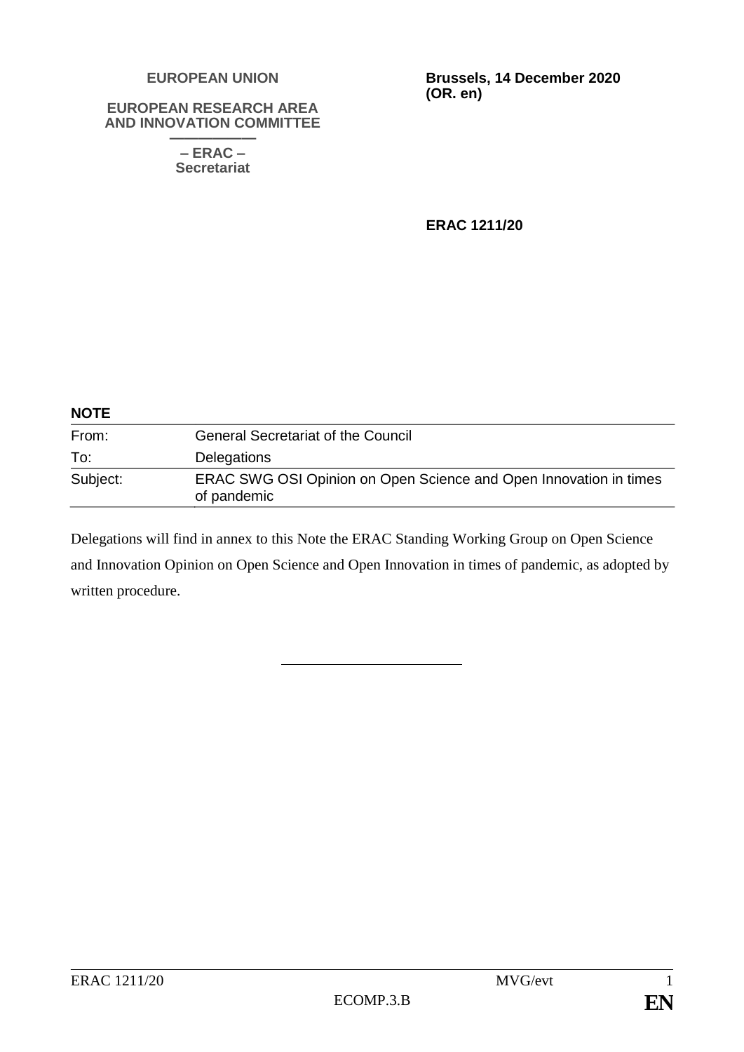**EUROPEAN UNION**

**EUROPEAN RESEARCH AREA AND INNOVATION COMMITTEE**

**– ERAC –**
**Secretariat**

**Brussels, 14 December 2020**
**(OR. en)**

**ERAC 1211/20**

**NOTE**

| | |
|---|---|
| From: | General Secretariat of the Council |
| To: | Delegations |
| Subject: | ERAC SWG OSI Opinion on Open Science and Open Innovation in times of pandemic |

Delegations will find in annex to this Note the ERAC Standing Working Group on Open Science and Innovation Opinion on Open Science and Open Innovation in times of pandemic, as adopted by written procedure.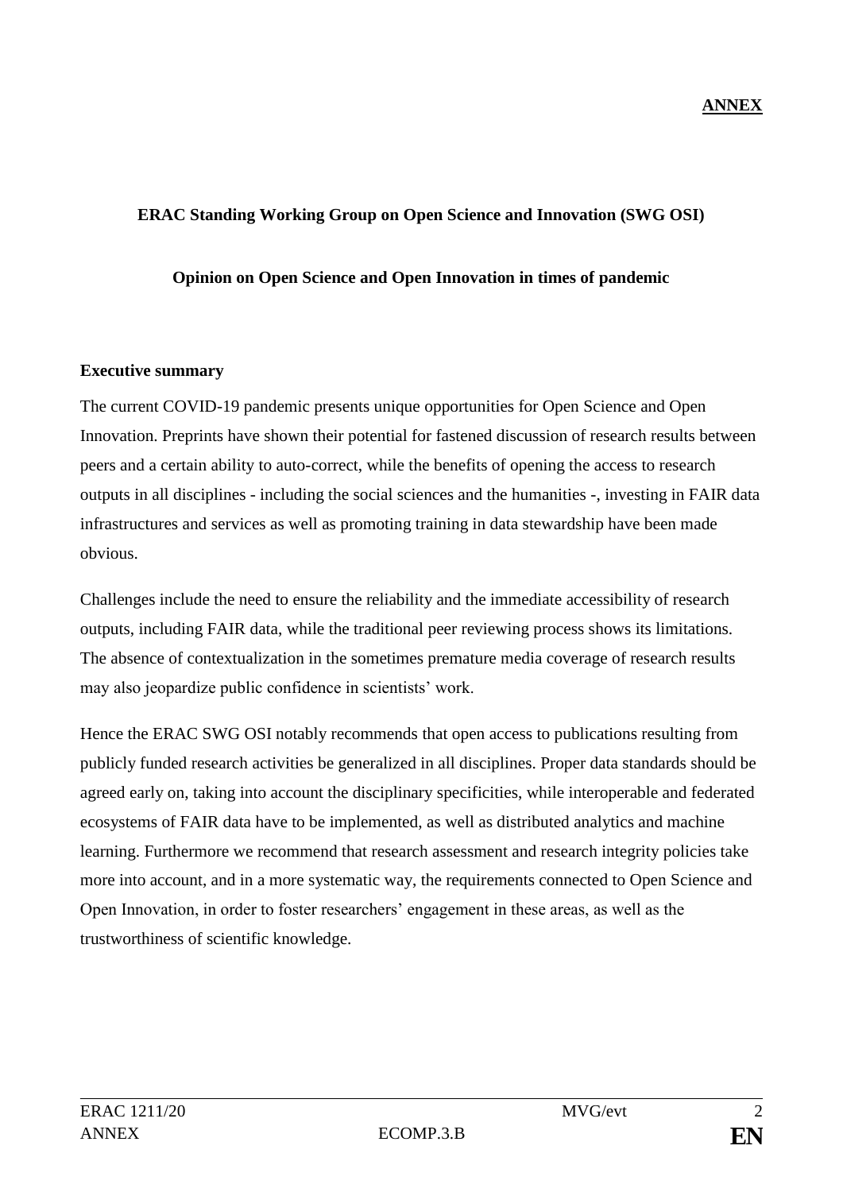**ANNEX**

**ERAC Standing Working Group on Open Science and Innovation (SWG OSI)**

**Opinion on Open Science and Open Innovation in times of pandemic**

**Executive summary**

The current COVID-19 pandemic presents unique opportunities for Open Science and Open Innovation. Preprints have shown their potential for fastened discussion of research results between peers and a certain ability to auto-correct, while the benefits of opening the access to research outputs in all disciplines - including the social sciences and the humanities -, investing in FAIR data infrastructures and services as well as promoting training in data stewardship have been made obvious.

Challenges include the need to ensure the reliability and the immediate accessibility of research outputs, including FAIR data, while the traditional peer reviewing process shows its limitations. The absence of contextualization in the sometimes premature media coverage of research results may also jeopardize public confidence in scientists' work.

Hence the ERAC SWG OSI notably recommends that open access to publications resulting from publicly funded research activities be generalized in all disciplines. Proper data standards should be agreed early on, taking into account the disciplinary specificities, while interoperable and federated ecosystems of FAIR data have to be implemented, as well as distributed analytics and machine learning. Furthermore we recommend that research assessment and research integrity policies take more into account, and in a more systematic way, the requirements connected to Open Science and Open Innovation, in order to foster researchers' engagement in these areas, as well as the trustworthiness of scientific knowledge.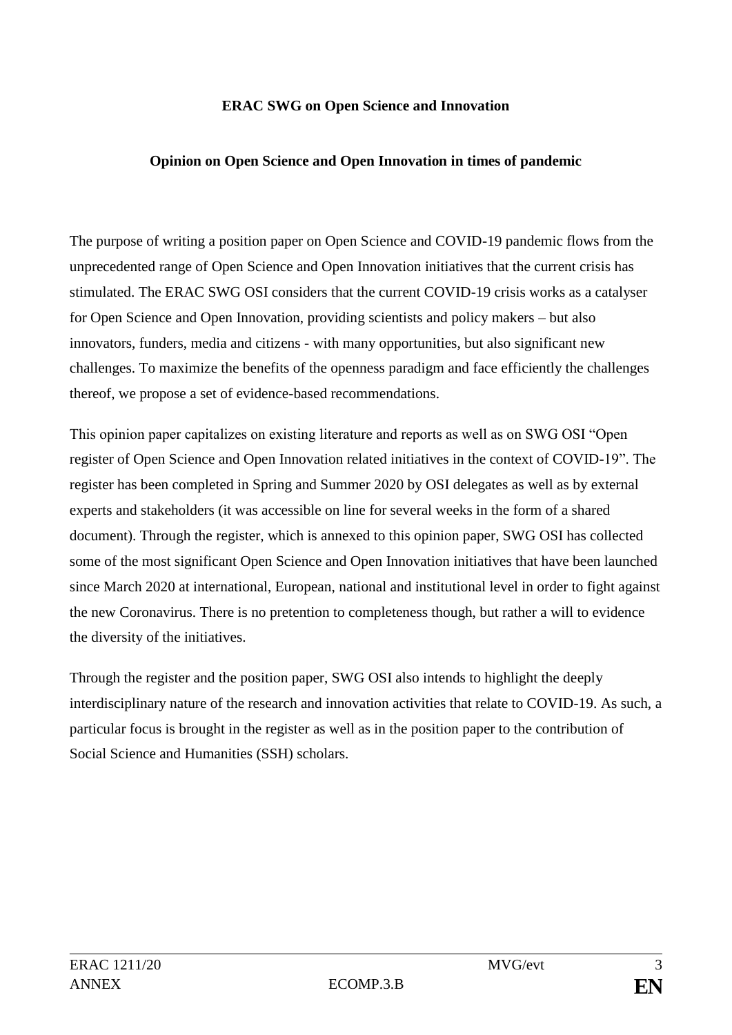**ERAC SWG on Open Science and Innovation**

**Opinion on Open Science and Open Innovation in times of pandemic**

The purpose of writing a position paper on Open Science and COVID-19 pandemic flows from the unprecedented range of Open Science and Open Innovation initiatives that the current crisis has stimulated. The ERAC SWG OSI considers that the current COVID-19 crisis works as a catalyser for Open Science and Open Innovation, providing scientists and policy makers – but also innovators, funders, media and citizens - with many opportunities, but also significant new challenges. To maximize the benefits of the openness paradigm and face efficiently the challenges thereof, we propose a set of evidence-based recommendations.

This opinion paper capitalizes on existing literature and reports as well as on SWG OSI "Open register of Open Science and Open Innovation related initiatives in the context of COVID-19". The register has been completed in Spring and Summer 2020 by OSI delegates as well as by external experts and stakeholders (it was accessible on line for several weeks in the form of a shared document). Through the register, which is annexed to this opinion paper, SWG OSI has collected some of the most significant Open Science and Open Innovation initiatives that have been launched since March 2020 at international, European, national and institutional level in order to fight against the new Coronavirus. There is no pretention to completeness though, but rather a will to evidence the diversity of the initiatives.

Through the register and the position paper, SWG OSI also intends to highlight the deeply interdisciplinary nature of the research and innovation activities that relate to COVID-19. As such, a particular focus is brought in the register as well as in the position paper to the contribution of Social Science and Humanities (SSH) scholars.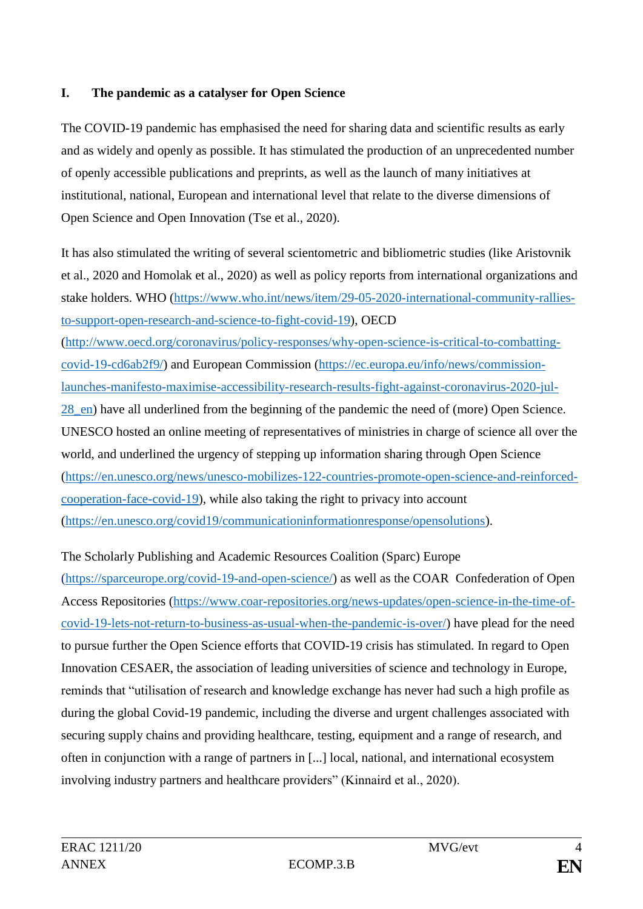## I. The pandemic as a catalyser for Open Science

The COVID-19 pandemic has emphasised the need for sharing data and scientific results as early and as widely and openly as possible. It has stimulated the production of an unprecedented number of openly accessible publications and preprints, as well as the launch of many initiatives at institutional, national, European and international level that relate to the diverse dimensions of Open Science and Open Innovation (Tse et al., 2020).

It has also stimulated the writing of several scientometric and bibliometric studies (like Aristovnik et al., 2020 and Homolak et al., 2020) as well as policy reports from international organizations and stake holders. WHO (https://www.who.int/news/item/29-05-2020-international-community-rallies-to-support-open-research-and-science-to-fight-covid-19), OECD (http://www.oecd.org/coronavirus/policy-responses/why-open-science-is-critical-to-combatting-covid-19-cd6ab2f9/) and European Commission (https://ec.europa.eu/info/news/commission-launches-manifesto-maximise-accessibility-research-results-fight-against-coronavirus-2020-jul-28_en) have all underlined from the beginning of the pandemic the need of (more) Open Science. UNESCO hosted an online meeting of representatives of ministries in charge of science all over the world, and underlined the urgency of stepping up information sharing through Open Science (https://en.unesco.org/news/unesco-mobilizes-122-countries-promote-open-science-and-reinforced-cooperation-face-covid-19), while also taking the right to privacy into account (https://en.unesco.org/covid19/communicationinformationresponse/opensolutions).

The Scholarly Publishing and Academic Resources Coalition (Sparc) Europe (https://sparceurope.org/covid-19-and-open-science/) as well as the COAR Confederation of Open Access Repositories (https://www.coar-repositories.org/news-updates/open-science-in-the-time-of-covid-19-lets-not-return-to-business-as-usual-when-the-pandemic-is-over/) have plead for the need to pursue further the Open Science efforts that COVID-19 crisis has stimulated. In regard to Open Innovation CESAER, the association of leading universities of science and technology in Europe, reminds that "utilisation of research and knowledge exchange has never had such a high profile as during the global Covid-19 pandemic, including the diverse and urgent challenges associated with securing supply chains and providing healthcare, testing, equipment and a range of research, and often in conjunction with a range of partners in [...] local, national, and international ecosystem involving industry partners and healthcare providers" (Kinnaird et al., 2020).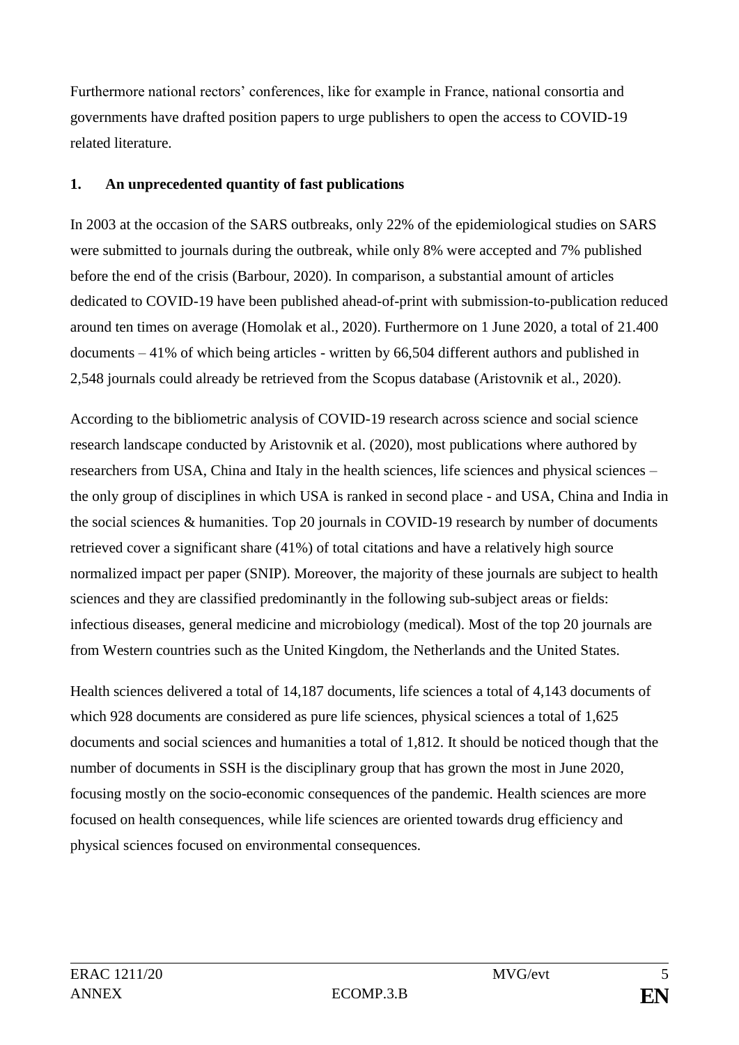Furthermore national rectors' conferences, like for example in France, national consortia and governments have drafted position papers to urge publishers to open the access to COVID-19 related literature.

## 1. An unprecedented quantity of fast publications

In 2003 at the occasion of the SARS outbreaks, only 22% of the epidemiological studies on SARS were submitted to journals during the outbreak, while only 8% were accepted and 7% published before the end of the crisis (Barbour, 2020). In comparison, a substantial amount of articles dedicated to COVID-19 have been published ahead-of-print with submission-to-publication reduced around ten times on average (Homolak et al., 2020). Furthermore on 1 June 2020, a total of 21.400 documents – 41% of which being articles - written by 66,504 different authors and published in 2,548 journals could already be retrieved from the Scopus database (Aristovnik et al., 2020).

According to the bibliometric analysis of COVID-19 research across science and social science research landscape conducted by Aristovnik et al. (2020), most publications where authored by researchers from USA, China and Italy in the health sciences, life sciences and physical sciences – the only group of disciplines in which USA is ranked in second place - and USA, China and India in the social sciences & humanities. Top 20 journals in COVID-19 research by number of documents retrieved cover a significant share (41%) of total citations and have a relatively high source normalized impact per paper (SNIP). Moreover, the majority of these journals are subject to health sciences and they are classified predominantly in the following sub-subject areas or fields: infectious diseases, general medicine and microbiology (medical). Most of the top 20 journals are from Western countries such as the United Kingdom, the Netherlands and the United States.

Health sciences delivered a total of 14,187 documents, life sciences a total of 4,143 documents of which 928 documents are considered as pure life sciences, physical sciences a total of 1,625 documents and social sciences and humanities a total of 1,812. It should be noticed though that the number of documents in SSH is the disciplinary group that has grown the most in June 2020, focusing mostly on the socio-economic consequences of the pandemic. Health sciences are more focused on health consequences, while life sciences are oriented towards drug efficiency and physical sciences focused on environmental consequences.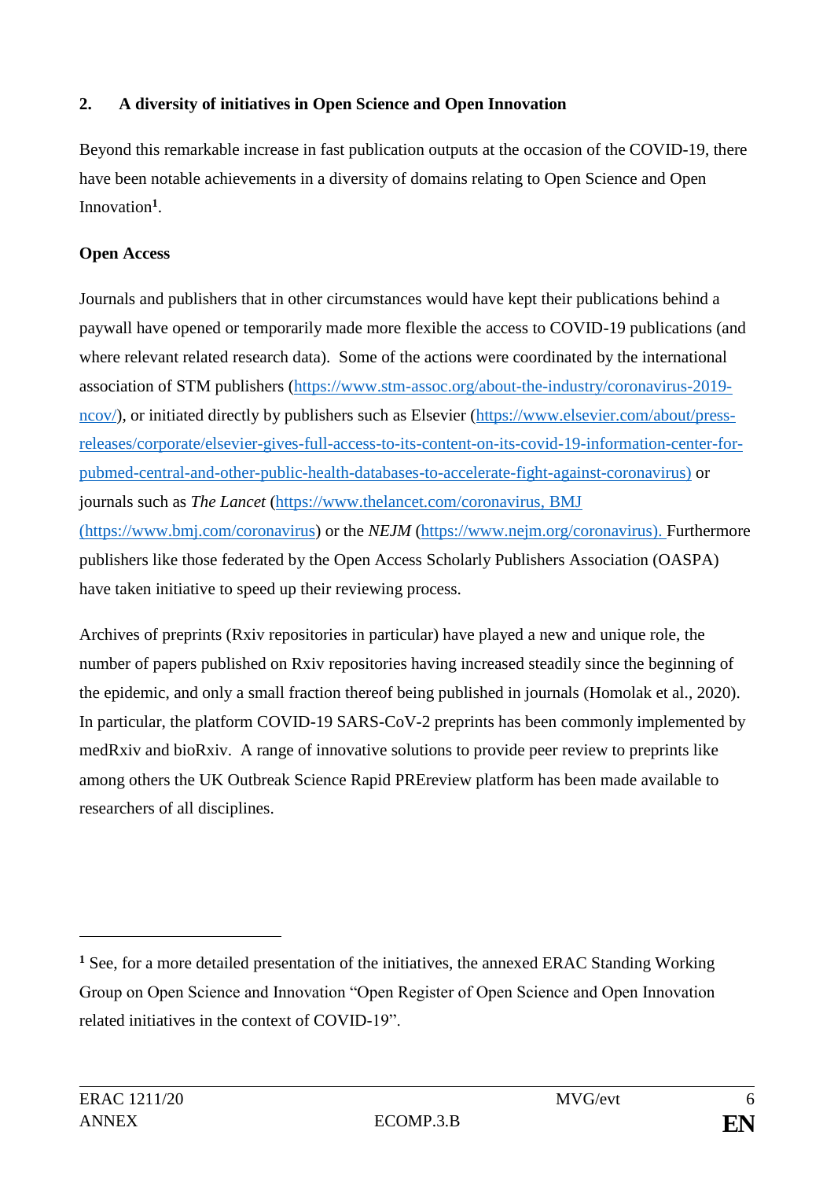## 2. A diversity of initiatives in Open Science and Open Innovation

Beyond this remarkable increase in fast publication outputs at the occasion of the COVID-19, there have been notable achievements in a diversity of domains relating to Open Science and Open Innovation[1].

**Open Access**

Journals and publishers that in other circumstances would have kept their publications behind a paywall have opened or temporarily made more flexible the access to COVID-19 publications (and where relevant related research data). Some of the actions were coordinated by the international association of STM publishers (https://www.stm-assoc.org/about-the-industry/coronavirus-2019-ncov/), or initiated directly by publishers such as Elsevier (https://www.elsevier.com/about/press-releases/corporate/elsevier-gives-full-access-to-its-content-on-its-covid-19-information-center-for-pubmed-central-and-other-public-health-databases-to-accelerate-fight-against-coronavirus) or journals such as *The Lancet* (https://www.thelancet.com/coronavirus, BMJ (https://www.bmj.com/coronavirus) or the *NEJM* (https://www.nejm.org/coronavirus). Furthermore publishers like those federated by the Open Access Scholarly Publishers Association (OASPA) have taken initiative to speed up their reviewing process.

Archives of preprints (Rxiv repositories in particular) have played a new and unique role, the number of papers published on Rxiv repositories having increased steadily since the beginning of the epidemic, and only a small fraction thereof being published in journals (Homolak et al., 2020). In particular, the platform COVID-19 SARS-CoV-2 preprints has been commonly implemented by medRxiv and bioRxiv. A range of innovative solutions to provide peer review to preprints like among others the UK Outbreak Science Rapid PREreview platform has been made available to researchers of all disciplines.

---

[1] See, for a more detailed presentation of the initiatives, the annexed ERAC Standing Working Group on Open Science and Innovation "Open Register of Open Science and Open Innovation related initiatives in the context of COVID-19".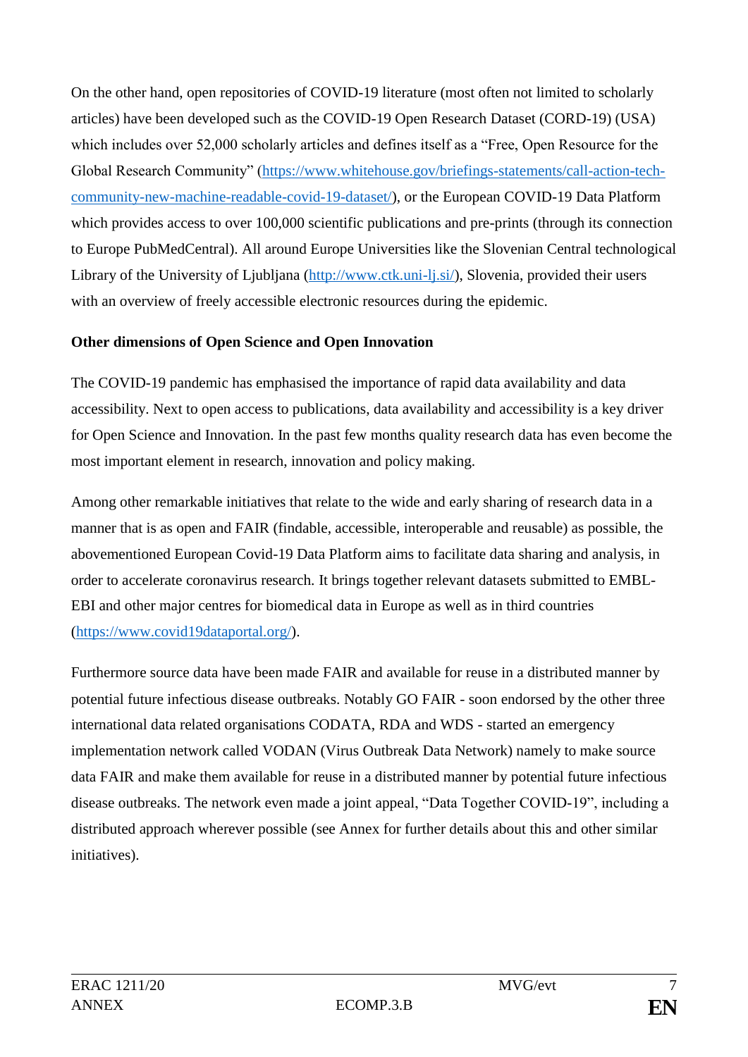On the other hand, open repositories of COVID-19 literature (most often not limited to scholarly articles) have been developed such as the COVID-19 Open Research Dataset (CORD-19) (USA) which includes over 52,000 scholarly articles and defines itself as a "Free, Open Resource for the Global Research Community" (https://www.whitehouse.gov/briefings-statements/call-action-tech-community-new-machine-readable-covid-19-dataset/), or the European COVID-19 Data Platform which provides access to over 100,000 scientific publications and pre-prints (through its connection to Europe PubMedCentral). All around Europe Universities like the Slovenian Central technological Library of the University of Ljubljana (http://www.ctk.uni-lj.si/), Slovenia, provided their users with an overview of freely accessible electronic resources during the epidemic.

**Other dimensions of Open Science and Open Innovation**

The COVID-19 pandemic has emphasised the importance of rapid data availability and data accessibility. Next to open access to publications, data availability and accessibility is a key driver for Open Science and Innovation. In the past few months quality research data has even become the most important element in research, innovation and policy making.

Among other remarkable initiatives that relate to the wide and early sharing of research data in a manner that is as open and FAIR (findable, accessible, interoperable and reusable) as possible, the abovementioned European Covid-19 Data Platform aims to facilitate data sharing and analysis, in order to accelerate coronavirus research. It brings together relevant datasets submitted to EMBL-EBI and other major centres for biomedical data in Europe as well as in third countries (https://www.covid19dataportal.org/).

Furthermore source data have been made FAIR and available for reuse in a distributed manner by potential future infectious disease outbreaks. Notably GO FAIR - soon endorsed by the other three international data related organisations CODATA, RDA and WDS - started an emergency implementation network called VODAN (Virus Outbreak Data Network) namely to make source data FAIR and make them available for reuse in a distributed manner by potential future infectious disease outbreaks. The network even made a joint appeal, "Data Together COVID-19", including a distributed approach wherever possible (see Annex for further details about this and other similar initiatives).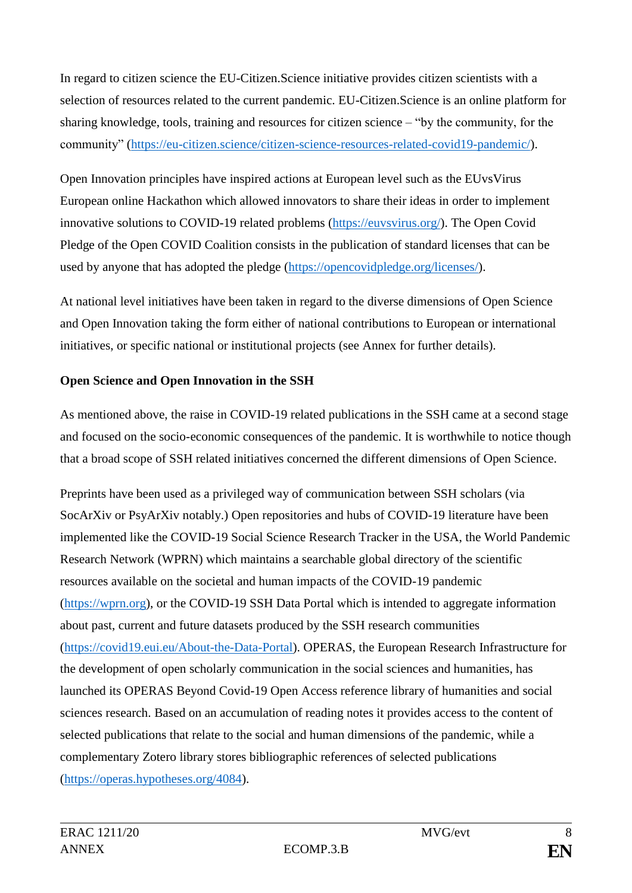In regard to citizen science the EU-Citizen.Science initiative provides citizen scientists with a selection of resources related to the current pandemic. EU-Citizen.Science is an online platform for sharing knowledge, tools, training and resources for citizen science – "by the community, for the community" (https://eu-citizen.science/citizen-science-resources-related-covid19-pandemic/).

Open Innovation principles have inspired actions at European level such as the EUvsVirus European online Hackathon which allowed innovators to share their ideas in order to implement innovative solutions to COVID-19 related problems (https://euvsvirus.org/). The Open Covid Pledge of the Open COVID Coalition consists in the publication of standard licenses that can be used by anyone that has adopted the pledge (https://opencovidpledge.org/licenses/).

At national level initiatives have been taken in regard to the diverse dimensions of Open Science and Open Innovation taking the form either of national contributions to European or international initiatives, or specific national or institutional projects (see Annex for further details).

**Open Science and Open Innovation in the SSH**

As mentioned above, the raise in COVID-19 related publications in the SSH came at a second stage and focused on the socio-economic consequences of the pandemic. It is worthwhile to notice though that a broad scope of SSH related initiatives concerned the different dimensions of Open Science.

Preprints have been used as a privileged way of communication between SSH scholars (via SocArXiv or PsyArXiv notably.) Open repositories and hubs of COVID-19 literature have been implemented like the COVID-19 Social Science Research Tracker in the USA, the World Pandemic Research Network (WPRN) which maintains a searchable global directory of the scientific resources available on the societal and human impacts of the COVID-19 pandemic (https://wprn.org), or the COVID-19 SSH Data Portal which is intended to aggregate information about past, current and future datasets produced by the SSH research communities (https://covid19.eui.eu/About-the-Data-Portal). OPERAS, the European Research Infrastructure for the development of open scholarly communication in the social sciences and humanities, has launched its OPERAS Beyond Covid-19 Open Access reference library of humanities and social sciences research. Based on an accumulation of reading notes it provides access to the content of selected publications that relate to the social and human dimensions of the pandemic, while a complementary Zotero library stores bibliographic references of selected publications (https://operas.hypotheses.org/4084).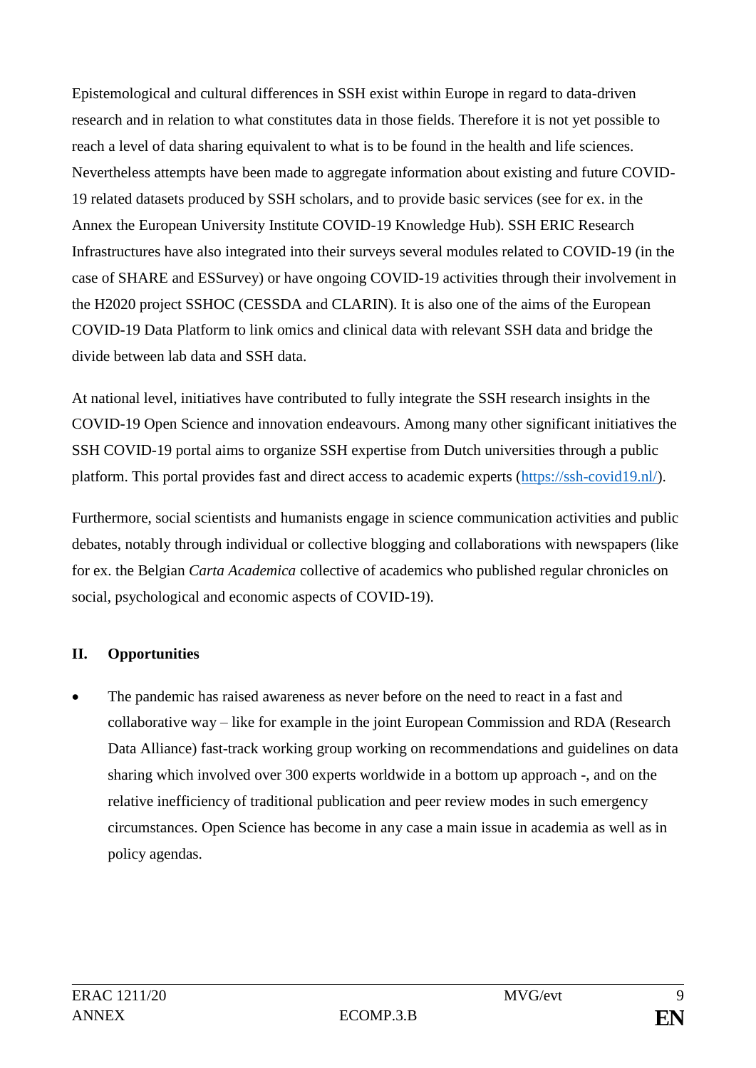Epistemological and cultural differences in SSH exist within Europe in regard to data-driven research and in relation to what constitutes data in those fields. Therefore it is not yet possible to reach a level of data sharing equivalent to what is to be found in the health and life sciences. Nevertheless attempts have been made to aggregate information about existing and future COVID-19 related datasets produced by SSH scholars, and to provide basic services (see for ex. in the Annex the European University Institute COVID-19 Knowledge Hub). SSH ERIC Research Infrastructures have also integrated into their surveys several modules related to COVID-19 (in the case of SHARE and ESSurvey) or have ongoing COVID-19 activities through their involvement in the H2020 project SSHOC (CESSDA and CLARIN). It is also one of the aims of the European COVID-19 Data Platform to link omics and clinical data with relevant SSH data and bridge the divide between lab data and SSH data.

At national level, initiatives have contributed to fully integrate the SSH research insights in the COVID-19 Open Science and innovation endeavours. Among many other significant initiatives the SSH COVID-19 portal aims to organize SSH expertise from Dutch universities through a public platform. This portal provides fast and direct access to academic experts (https://ssh-covid19.nl/).

Furthermore, social scientists and humanists engage in science communication activities and public debates, notably through individual or collective blogging and collaborations with newspapers (like for ex. the Belgian *Carta Academica* collective of academics who published regular chronicles on social, psychological and economic aspects of COVID-19).

## II. Opportunities

- The pandemic has raised awareness as never before on the need to react in a fast and collaborative way – like for example in the joint European Commission and RDA (Research Data Alliance) fast-track working group working on recommendations and guidelines on data sharing which involved over 300 experts worldwide in a bottom up approach -, and on the relative inefficiency of traditional publication and peer review modes in such emergency circumstances. Open Science has become in any case a main issue in academia as well as in policy agendas.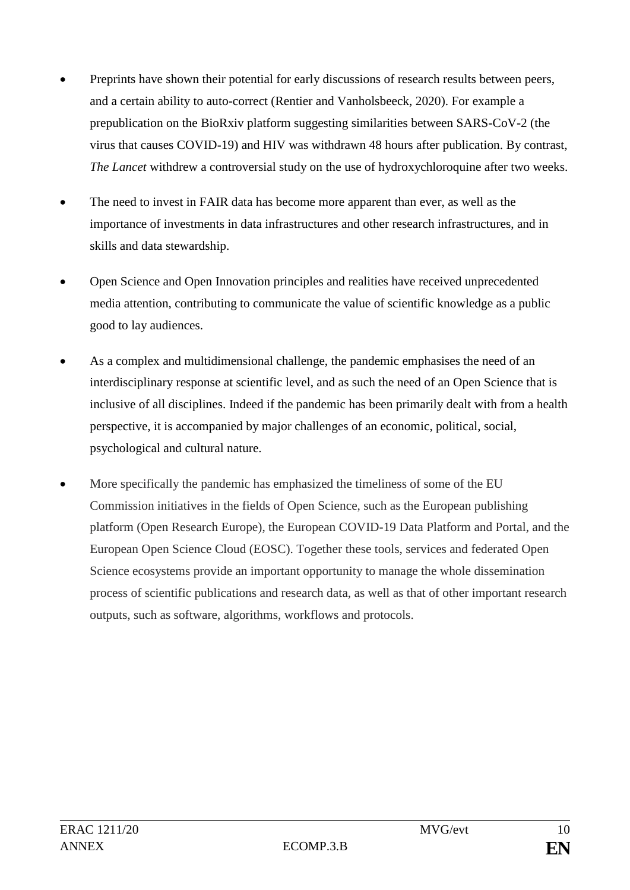- Preprints have shown their potential for early discussions of research results between peers, and a certain ability to auto-correct (Rentier and Vanholsbeeck, 2020). For example a prepublication on the BioRxiv platform suggesting similarities between SARS-CoV-2 (the virus that causes COVID-19) and HIV was withdrawn 48 hours after publication. By contrast, *The Lancet* withdrew a controversial study on the use of hydroxychloroquine after two weeks.

- The need to invest in FAIR data has become more apparent than ever, as well as the importance of investments in data infrastructures and other research infrastructures, and in skills and data stewardship.

- Open Science and Open Innovation principles and realities have received unprecedented media attention, contributing to communicate the value of scientific knowledge as a public good to lay audiences.

- As a complex and multidimensional challenge, the pandemic emphasises the need of an interdisciplinary response at scientific level, and as such the need of an Open Science that is inclusive of all disciplines. Indeed if the pandemic has been primarily dealt with from a health perspective, it is accompanied by major challenges of an economic, political, social, psychological and cultural nature.

- More specifically the pandemic has emphasized the timeliness of some of the EU Commission initiatives in the fields of Open Science, such as the European publishing platform (Open Research Europe), the European COVID-19 Data Platform and Portal, and the European Open Science Cloud (EOSC). Together these tools, services and federated Open Science ecosystems provide an important opportunity to manage the whole dissemination process of scientific publications and research data, as well as that of other important research outputs, such as software, algorithms, workflows and protocols.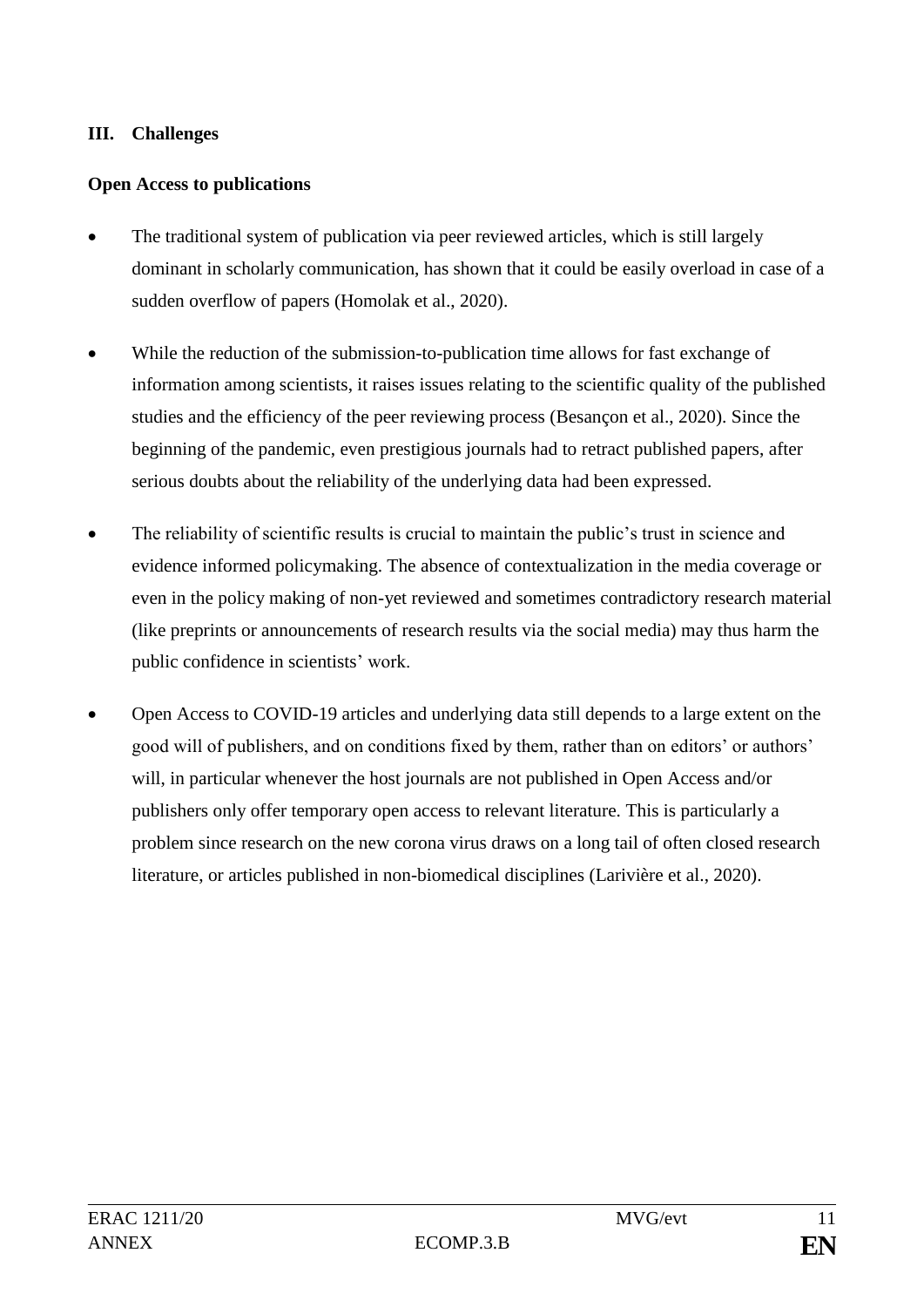## III. Challenges

**Open Access to publications**

- The traditional system of publication via peer reviewed articles, which is still largely dominant in scholarly communication, has shown that it could be easily overload in case of a sudden overflow of papers (Homolak et al., 2020).
- While the reduction of the submission-to-publication time allows for fast exchange of information among scientists, it raises issues relating to the scientific quality of the published studies and the efficiency of the peer reviewing process (Besançon et al., 2020). Since the beginning of the pandemic, even prestigious journals had to retract published papers, after serious doubts about the reliability of the underlying data had been expressed.
- The reliability of scientific results is crucial to maintain the public's trust in science and evidence informed policymaking. The absence of contextualization in the media coverage or even in the policy making of non-yet reviewed and sometimes contradictory research material (like preprints or announcements of research results via the social media) may thus harm the public confidence in scientists' work.
- Open Access to COVID-19 articles and underlying data still depends to a large extent on the good will of publishers, and on conditions fixed by them, rather than on editors' or authors' will, in particular whenever the host journals are not published in Open Access and/or publishers only offer temporary open access to relevant literature. This is particularly a problem since research on the new corona virus draws on a long tail of often closed research literature, or articles published in non-biomedical disciplines (Larivière et al., 2020).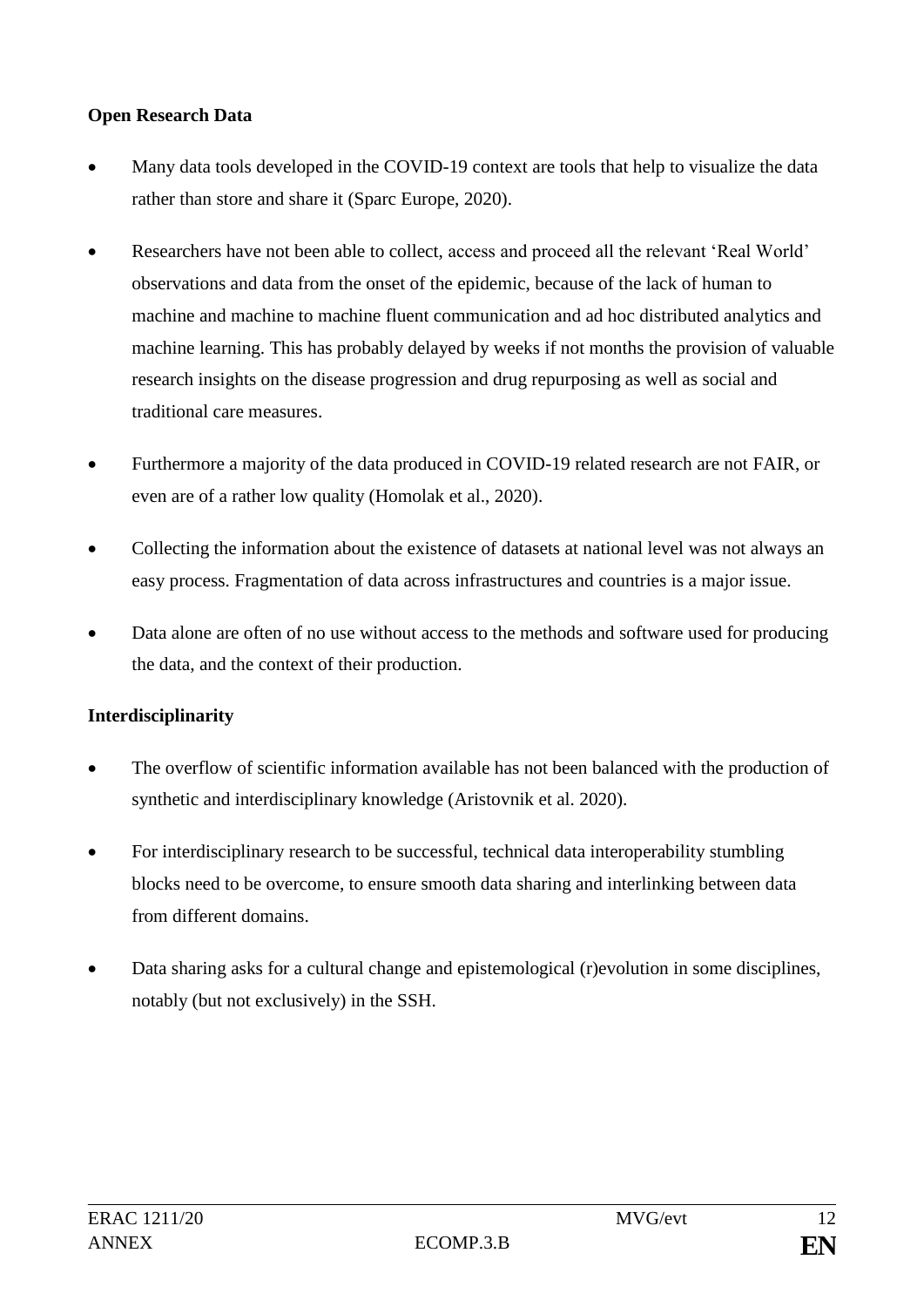**Open Research Data**

- Many data tools developed in the COVID-19 context are tools that help to visualize the data rather than store and share it (Sparc Europe, 2020).
- Researchers have not been able to collect, access and proceed all the relevant 'Real World' observations and data from the onset of the epidemic, because of the lack of human to machine and machine to machine fluent communication and ad hoc distributed analytics and machine learning. This has probably delayed by weeks if not months the provision of valuable research insights on the disease progression and drug repurposing as well as social and traditional care measures.
- Furthermore a majority of the data produced in COVID-19 related research are not FAIR, or even are of a rather low quality (Homolak et al., 2020).
- Collecting the information about the existence of datasets at national level was not always an easy process. Fragmentation of data across infrastructures and countries is a major issue.
- Data alone are often of no use without access to the methods and software used for producing the data, and the context of their production.

**Interdisciplinarity**

- The overflow of scientific information available has not been balanced with the production of synthetic and interdisciplinary knowledge (Aristovnik et al. 2020).
- For interdisciplinary research to be successful, technical data interoperability stumbling blocks need to be overcome, to ensure smooth data sharing and interlinking between data from different domains.
- Data sharing asks for a cultural change and epistemological (r)evolution in some disciplines, notably (but not exclusively) in the SSH.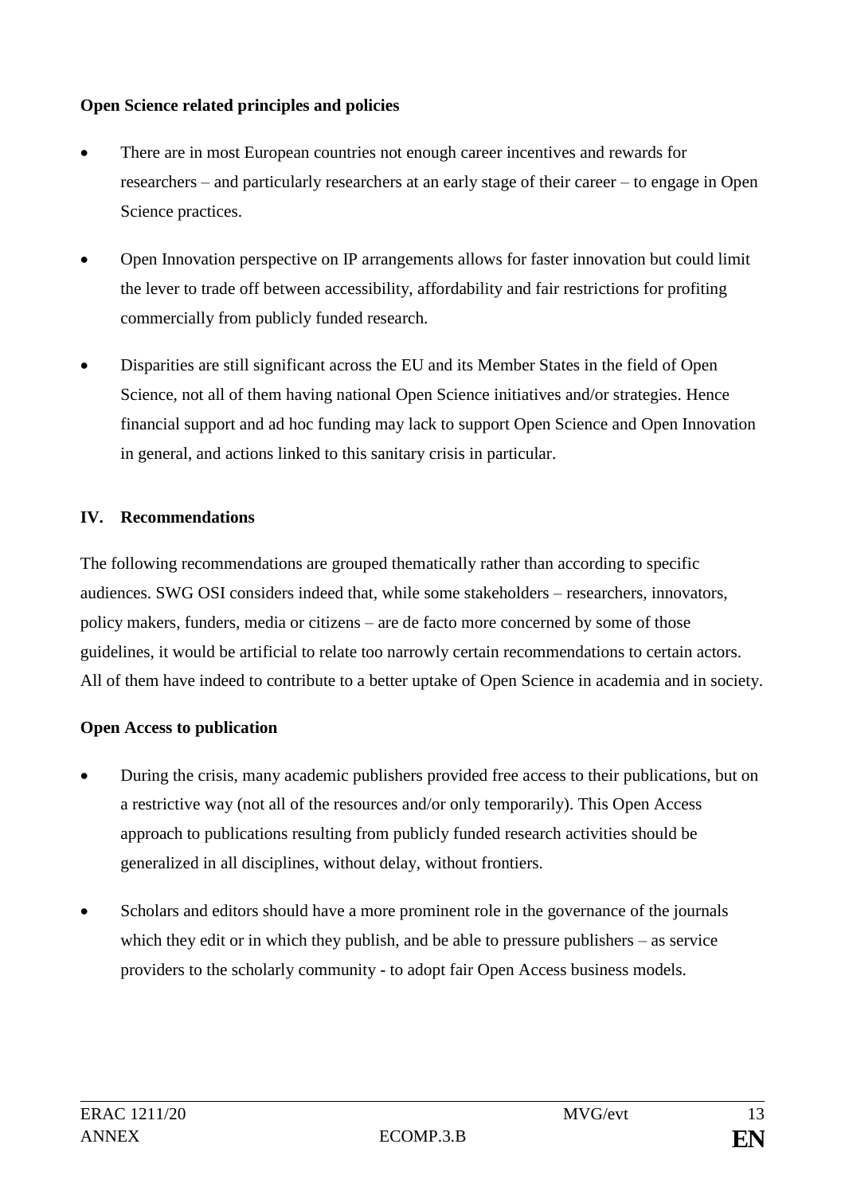**Open Science related principles and policies**

- There are in most European countries not enough career incentives and rewards for researchers – and particularly researchers at an early stage of their career – to engage in Open Science practices.
- Open Innovation perspective on IP arrangements allows for faster innovation but could limit the lever to trade off between accessibility, affordability and fair restrictions for profiting commercially from publicly funded research.
- Disparities are still significant across the EU and its Member States in the field of Open Science, not all of them having national Open Science initiatives and/or strategies. Hence financial support and ad hoc funding may lack to support Open Science and Open Innovation in general, and actions linked to this sanitary crisis in particular.

## IV. Recommendations

The following recommendations are grouped thematically rather than according to specific audiences. SWG OSI considers indeed that, while some stakeholders – researchers, innovators, policy makers, funders, media or citizens – are de facto more concerned by some of those guidelines, it would be artificial to relate too narrowly certain recommendations to certain actors. All of them have indeed to contribute to a better uptake of Open Science in academia and in society.

**Open Access to publication**

- During the crisis, many academic publishers provided free access to their publications, but on a restrictive way (not all of the resources and/or only temporarily). This Open Access approach to publications resulting from publicly funded research activities should be generalized in all disciplines, without delay, without frontiers.
- Scholars and editors should have a more prominent role in the governance of the journals which they edit or in which they publish, and be able to pressure publishers – as service providers to the scholarly community - to adopt fair Open Access business models.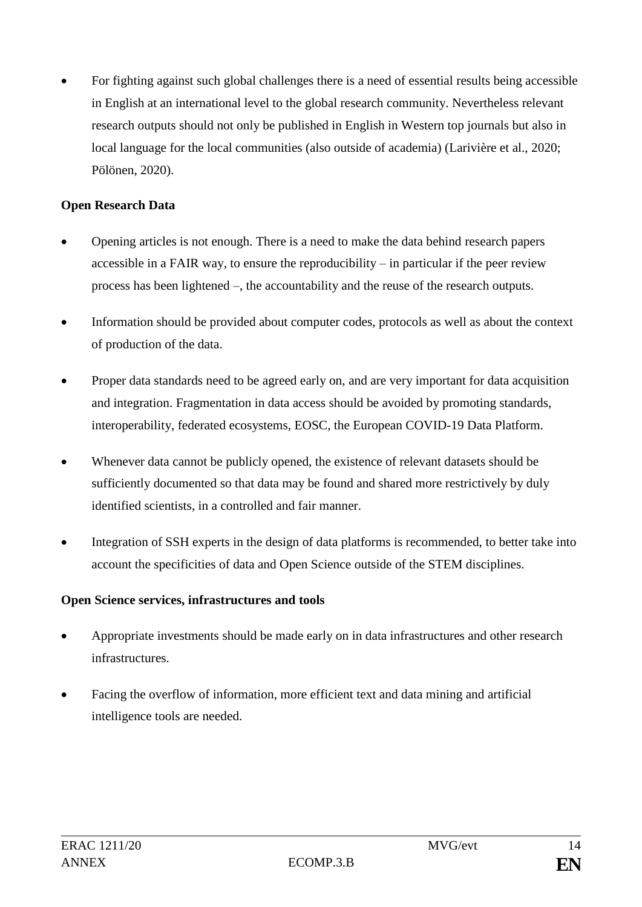- For fighting against such global challenges there is a need of essential results being accessible in English at an international level to the global research community. Nevertheless relevant research outputs should not only be published in English in Western top journals but also in local language for the local communities (also outside of academia) (Larivière et al., 2020; Pölönen, 2020).

**Open Research Data**

- Opening articles is not enough. There is a need to make the data behind research papers accessible in a FAIR way, to ensure the reproducibility – in particular if the peer review process has been lightened –, the accountability and the reuse of the research outputs.
- Information should be provided about computer codes, protocols as well as about the context of production of the data.
- Proper data standards need to be agreed early on, and are very important for data acquisition and integration. Fragmentation in data access should be avoided by promoting standards, interoperability, federated ecosystems, EOSC, the European COVID-19 Data Platform.
- Whenever data cannot be publicly opened, the existence of relevant datasets should be sufficiently documented so that data may be found and shared more restrictively by duly identified scientists, in a controlled and fair manner.
- Integration of SSH experts in the design of data platforms is recommended, to better take into account the specificities of data and Open Science outside of the STEM disciplines.

**Open Science services, infrastructures and tools**

- Appropriate investments should be made early on in data infrastructures and other research infrastructures.
- Facing the overflow of information, more efficient text and data mining and artificial intelligence tools are needed.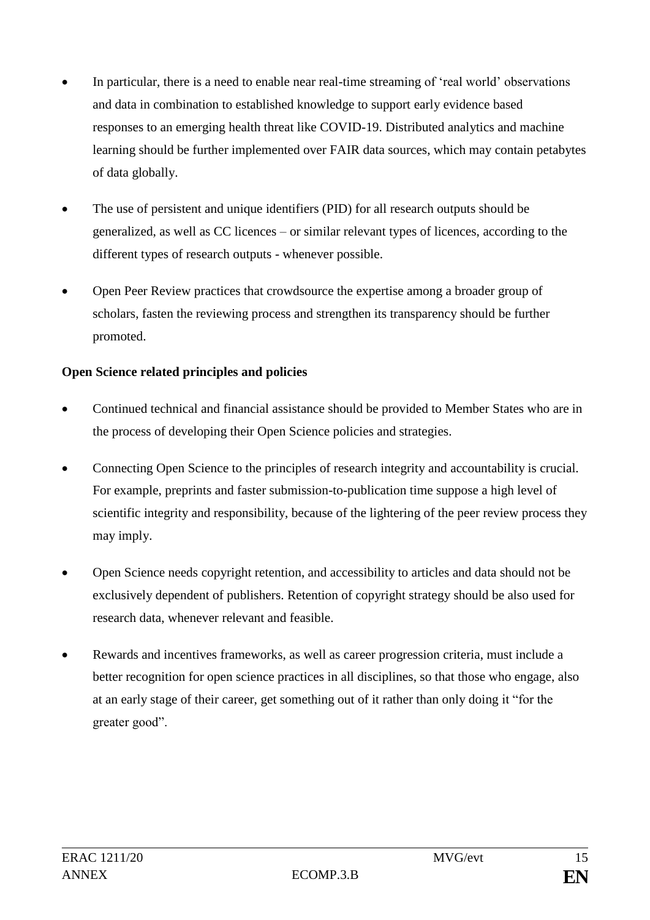- In particular, there is a need to enable near real-time streaming of 'real world' observations and data in combination to established knowledge to support early evidence based responses to an emerging health threat like COVID-19. Distributed analytics and machine learning should be further implemented over FAIR data sources, which may contain petabytes of data globally.

- The use of persistent and unique identifiers (PID) for all research outputs should be generalized, as well as CC licences – or similar relevant types of licences, according to the different types of research outputs - whenever possible.

- Open Peer Review practices that crowdsource the expertise among a broader group of scholars, fasten the reviewing process and strengthen its transparency should be further promoted.

**Open Science related principles and policies**

- Continued technical and financial assistance should be provided to Member States who are in the process of developing their Open Science policies and strategies.

- Connecting Open Science to the principles of research integrity and accountability is crucial. For example, preprints and faster submission-to-publication time suppose a high level of scientific integrity and responsibility, because of the lightering of the peer review process they may imply.

- Open Science needs copyright retention, and accessibility to articles and data should not be exclusively dependent of publishers. Retention of copyright strategy should be also used for research data, whenever relevant and feasible.

- Rewards and incentives frameworks, as well as career progression criteria, must include a better recognition for open science practices in all disciplines, so that those who engage, also at an early stage of their career, get something out of it rather than only doing it "for the greater good".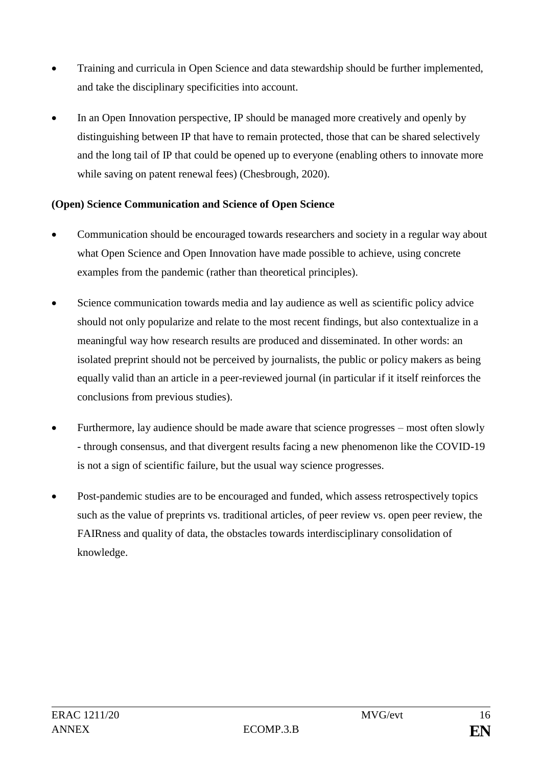- Training and curricula in Open Science and data stewardship should be further implemented, and take the disciplinary specificities into account.

- In an Open Innovation perspective, IP should be managed more creatively and openly by distinguishing between IP that have to remain protected, those that can be shared selectively and the long tail of IP that could be opened up to everyone (enabling others to innovate more while saving on patent renewal fees) (Chesbrough, 2020).

**(Open) Science Communication and Science of Open Science**

- Communication should be encouraged towards researchers and society in a regular way about what Open Science and Open Innovation have made possible to achieve, using concrete examples from the pandemic (rather than theoretical principles).

- Science communication towards media and lay audience as well as scientific policy advice should not only popularize and relate to the most recent findings, but also contextualize in a meaningful way how research results are produced and disseminated. In other words: an isolated preprint should not be perceived by journalists, the public or policy makers as being equally valid than an article in a peer-reviewed journal (in particular if it itself reinforces the conclusions from previous studies).

- Furthermore, lay audience should be made aware that science progresses – most often slowly - through consensus, and that divergent results facing a new phenomenon like the COVID-19 is not a sign of scientific failure, but the usual way science progresses.

- Post-pandemic studies are to be encouraged and funded, which assess retrospectively topics such as the value of preprints vs. traditional articles, of peer review vs. open peer review, the FAIRness and quality of data, the obstacles towards interdisciplinary consolidation of knowledge.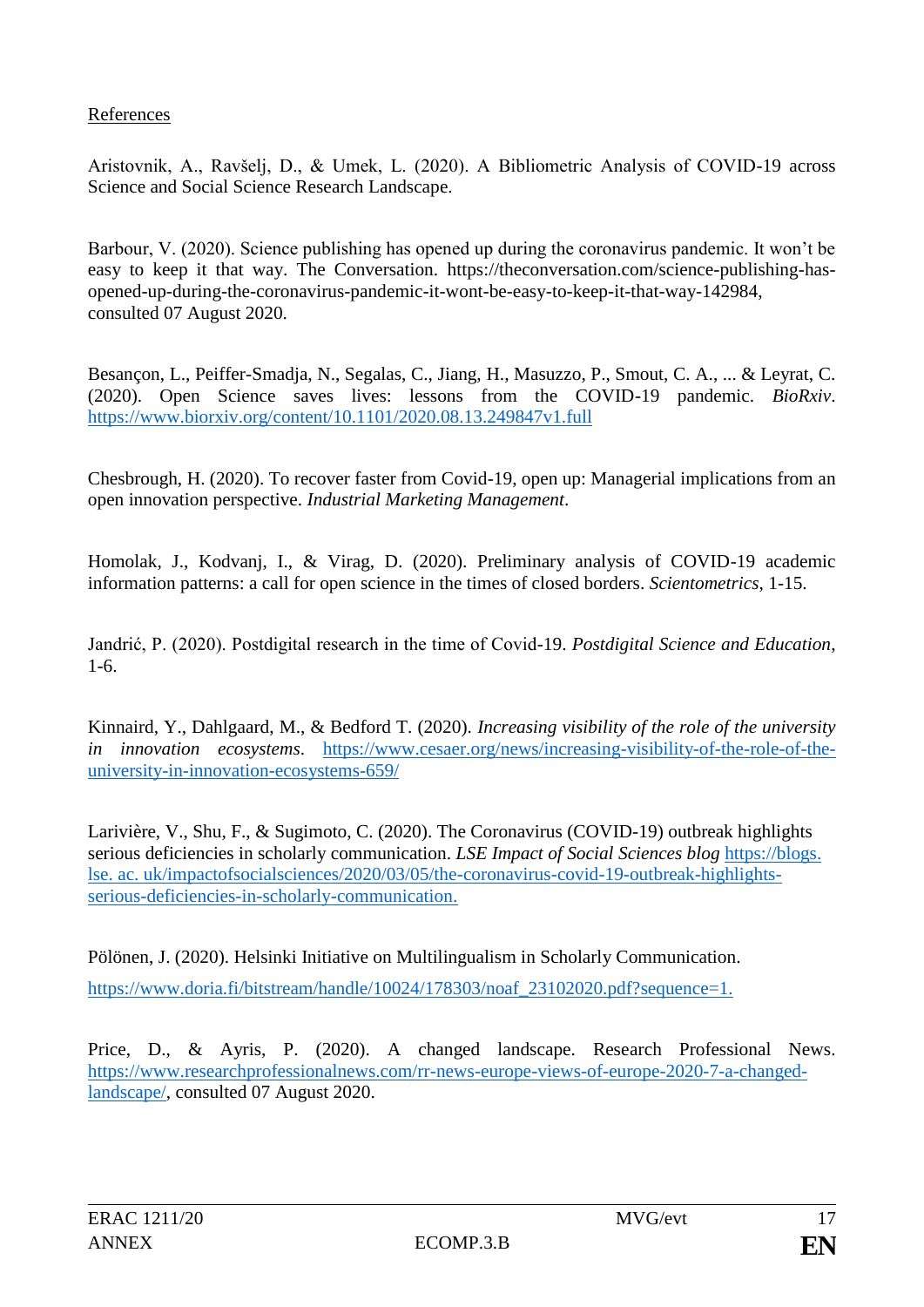References

Aristovnik, A., Ravšelj, D., & Umek, L. (2020). A Bibliometric Analysis of COVID-19 across Science and Social Science Research Landscape.

Barbour, V. (2020). Science publishing has opened up during the coronavirus pandemic. It won't be easy to keep it that way. The Conversation. https://theconversation.com/science-publishing-has-opened-up-during-the-coronavirus-pandemic-it-wont-be-easy-to-keep-it-that-way-142984, consulted 07 August 2020.

Besançon, L., Peiffer-Smadja, N., Segalas, C., Jiang, H., Masuzzo, P., Smout, C. A., ... & Leyrat, C. (2020). Open Science saves lives: lessons from the COVID-19 pandemic. *BioRxiv*. https://www.biorxiv.org/content/10.1101/2020.08.13.249847v1.full

Chesbrough, H. (2020). To recover faster from Covid-19, open up: Managerial implications from an open innovation perspective. *Industrial Marketing Management*.

Homolak, J., Kodvanj, I., & Virag, D. (2020). Preliminary analysis of COVID-19 academic information patterns: a call for open science in the times of closed borders. *Scientometrics*, 1-15.

Jandrić, P. (2020). Postdigital research in the time of Covid-19. *Postdigital Science and Education*, 1-6.

Kinnaird, Y., Dahlgaard, M., & Bedford T. (2020). *Increasing visibility of the role of the university in innovation ecosystems*. https://www.cesaer.org/news/increasing-visibility-of-the-role-of-the-university-in-innovation-ecosystems-659/

Larivière, V., Shu, F., & Sugimoto, C. (2020). The Coronavirus (COVID-19) outbreak highlights serious deficiencies in scholarly communication. *LSE Impact of Social Sciences blog* https://blogs. lse. ac. uk/impactofsocialsciences/2020/03/05/the-coronavirus-covid-19-outbreak-highlights-serious-deficiencies-in-scholarly-communication.

Pölönen, J. (2020). Helsinki Initiative on Multilingualism in Scholarly Communication.

https://www.doria.fi/bitstream/handle/10024/178303/noaf_23102020.pdf?sequence=1.

Price, D., & Ayris, P. (2020). A changed landscape. Research Professional News. https://www.researchprofessionalnews.com/rr-news-europe-views-of-europe-2020-7-a-changed-landscape/, consulted 07 August 2020.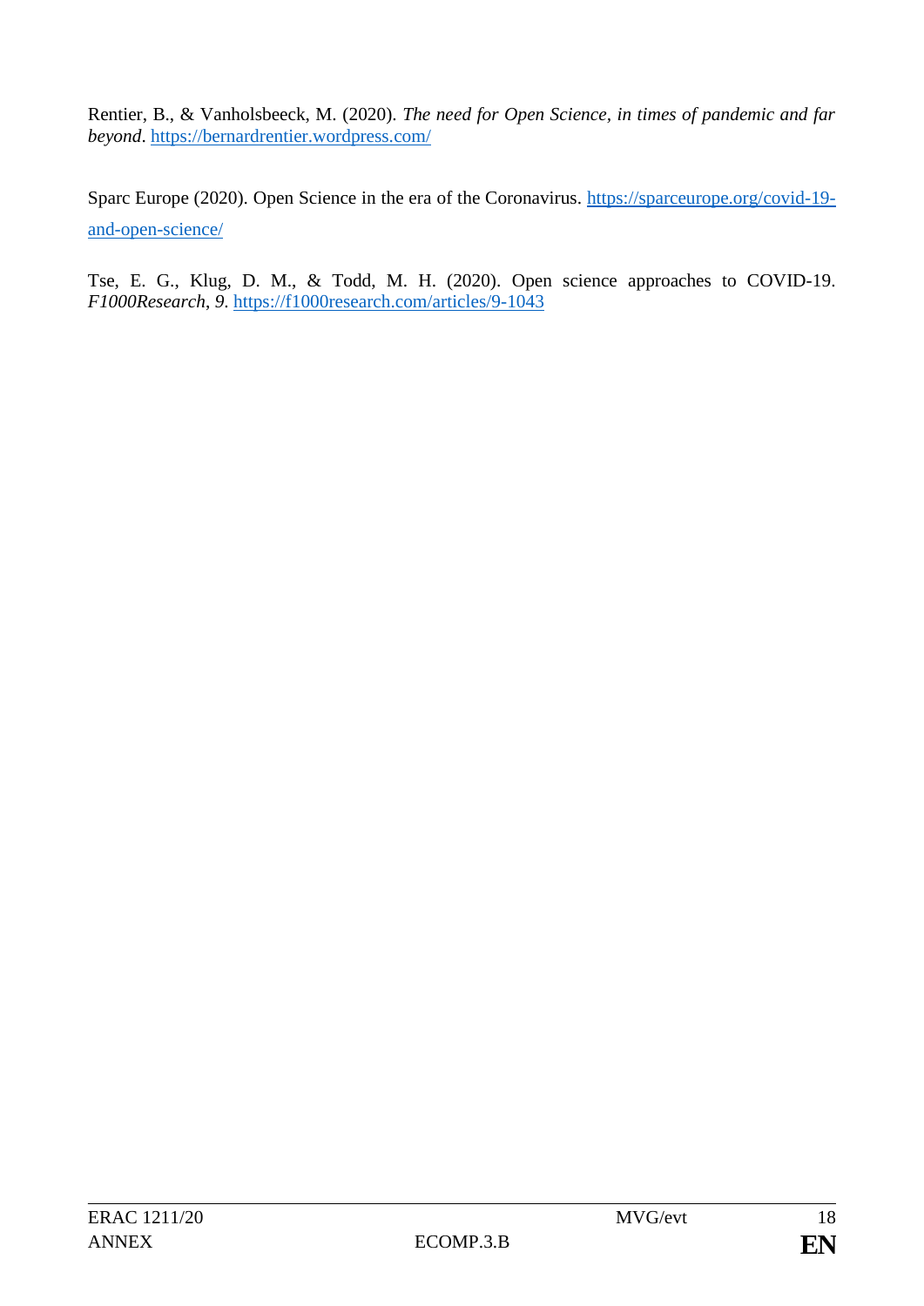Rentier, B., & Vanholsbeeck, M. (2020). *The need for Open Science, in times of pandemic and far beyond*. https://bernardrentier.wordpress.com/

Sparc Europe (2020). Open Science in the era of the Coronavirus. https://sparceurope.org/covid-19-and-open-science/

Tse, E. G., Klug, D. M., & Todd, M. H. (2020). Open science approaches to COVID-19. *F1000Research*, *9*. https://f1000research.com/articles/9-1043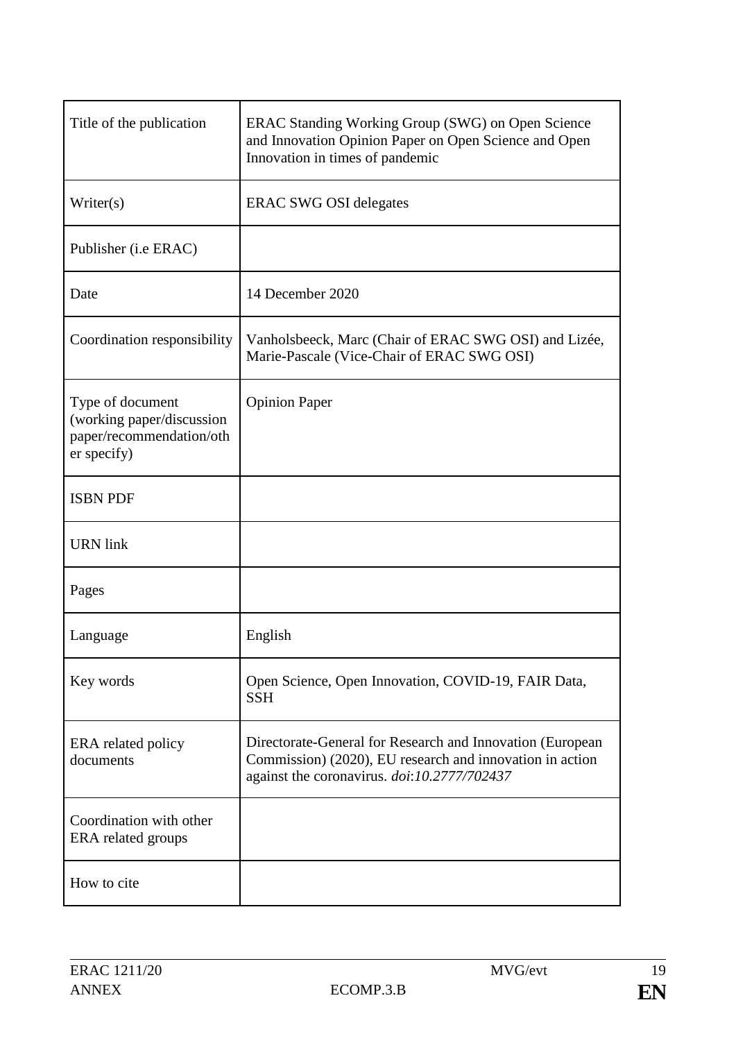| Title of the publication | ERAC Standing Working Group (SWG) on Open Science and Innovation Opinion Paper on Open Science and Open Innovation in times of pandemic |
|---|---|
| Writer(s) | ERAC SWG OSI delegates |
| Publisher (i.e ERAC) | |
| Date | 14 December 2020 |
| Coordination responsibility | Vanholsbeeck, Marc (Chair of ERAC SWG OSI) and Lizée, Marie-Pascale (Vice-Chair of ERAC SWG OSI) |
| Type of document (working paper/discussion paper/recommendation/other specify) | Opinion Paper |
| ISBN PDF | |
| URN link | |
| Pages | |
| Language | English |
| Key words | Open Science, Open Innovation, COVID-19, FAIR Data, SSH |
| ERA related policy documents | Directorate-General for Research and Innovation (European Commission) (2020), EU research and innovation in action against the coronavirus. *doi*:*10.2777/702437* |
| Coordination with other ERA related groups | |
| How to cite | |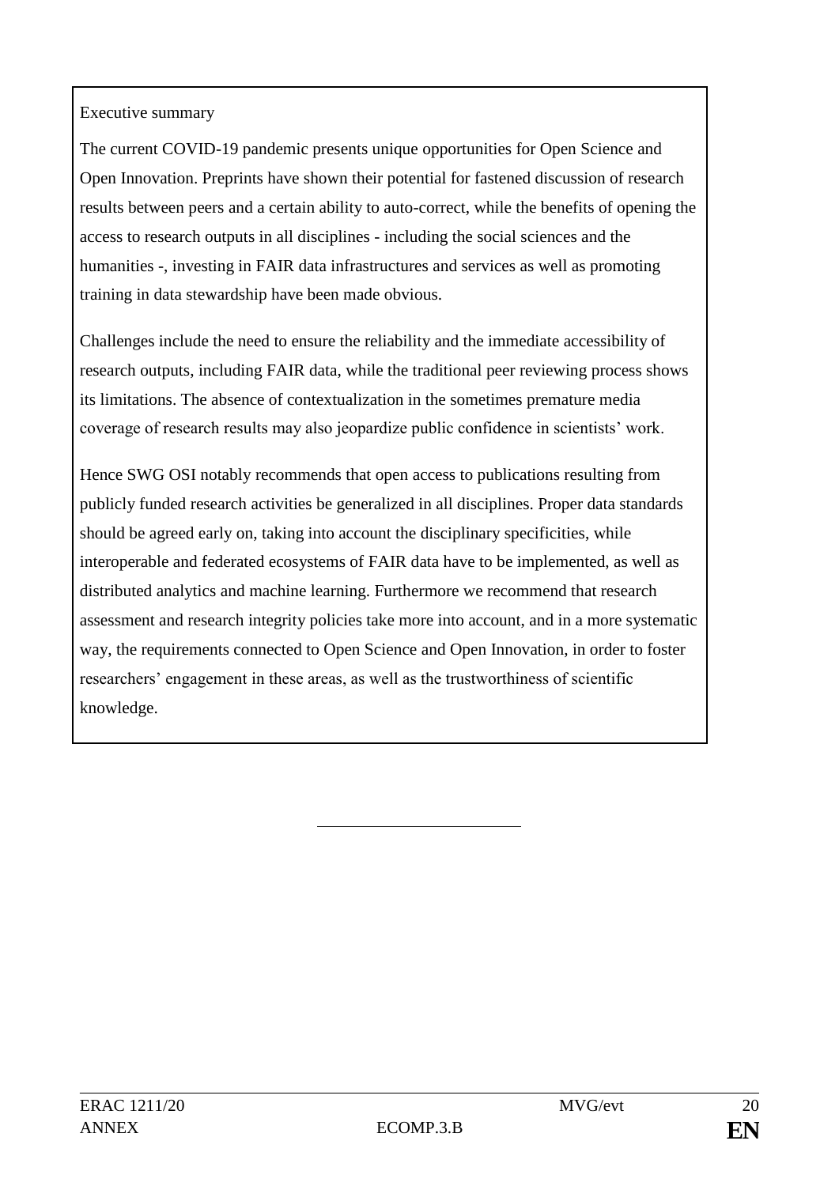Executive summary

The current COVID-19 pandemic presents unique opportunities for Open Science and Open Innovation. Preprints have shown their potential for fastened discussion of research results between peers and a certain ability to auto-correct, while the benefits of opening the access to research outputs in all disciplines - including the social sciences and the humanities -, investing in FAIR data infrastructures and services as well as promoting training in data stewardship have been made obvious.

Challenges include the need to ensure the reliability and the immediate accessibility of research outputs, including FAIR data, while the traditional peer reviewing process shows its limitations. The absence of contextualization in the sometimes premature media coverage of research results may also jeopardize public confidence in scientists' work.

Hence SWG OSI notably recommends that open access to publications resulting from publicly funded research activities be generalized in all disciplines. Proper data standards should be agreed early on, taking into account the disciplinary specificities, while interoperable and federated ecosystems of FAIR data have to be implemented, as well as distributed analytics and machine learning. Furthermore we recommend that research assessment and research integrity policies take more into account, and in a more systematic way, the requirements connected to Open Science and Open Innovation, in order to foster researchers' engagement in these areas, as well as the trustworthiness of scientific knowledge.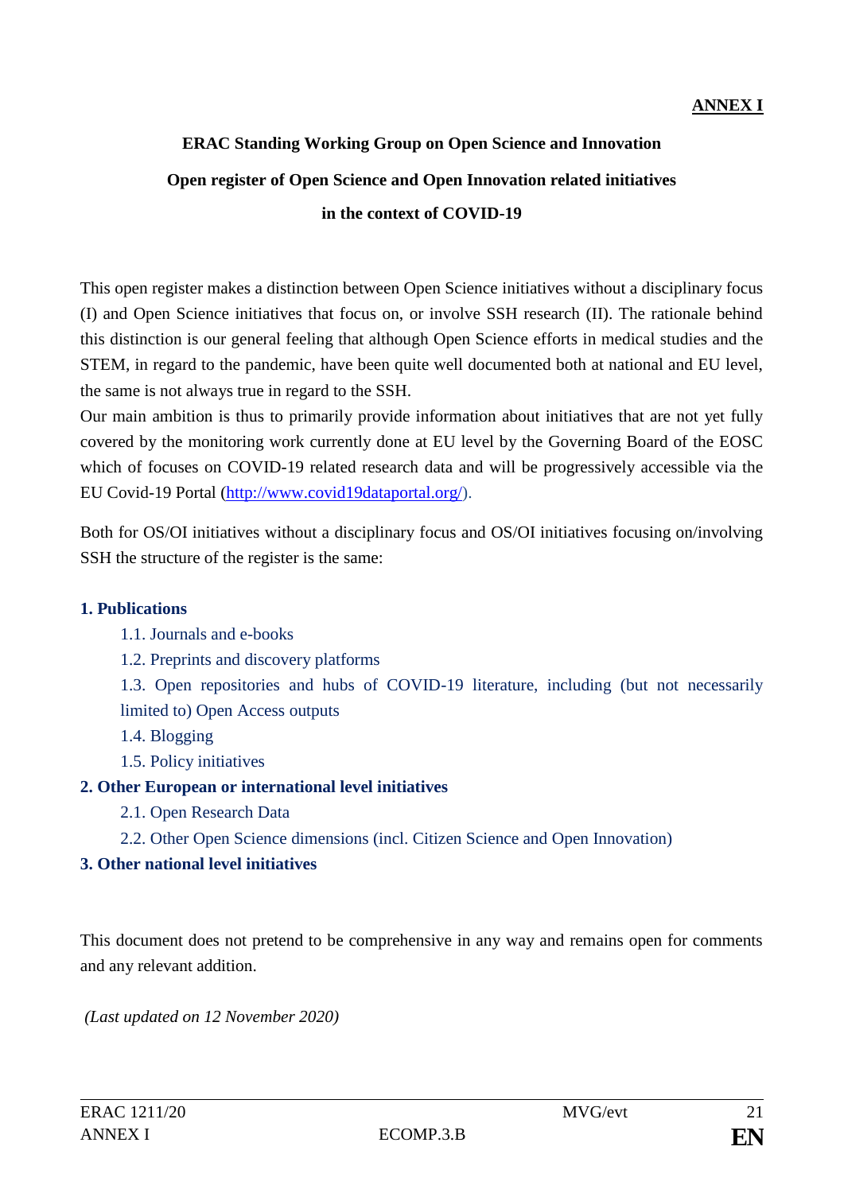**ANNEX I**

**ERAC Standing Working Group on Open Science and Innovation**

**Open register of Open Science and Open Innovation related initiatives**

**in the context of COVID-19**

This open register makes a distinction between Open Science initiatives without a disciplinary focus (I) and Open Science initiatives that focus on, or involve SSH research (II). The rationale behind this distinction is our general feeling that although Open Science efforts in medical studies and the STEM, in regard to the pandemic, have been quite well documented both at national and EU level, the same is not always true in regard to the SSH.

Our main ambition is thus to primarily provide information about initiatives that are not yet fully covered by the monitoring work currently done at EU level by the Governing Board of the EOSC which of focuses on COVID-19 related research data and will be progressively accessible via the EU Covid-19 Portal (http://www.covid19dataportal.org/).

Both for OS/OI initiatives without a disciplinary focus and OS/OI initiatives focusing on/involving SSH the structure of the register is the same:

**1. Publications**

- 1.1. Journals and e-books
- 1.2. Preprints and discovery platforms
- 1.3. Open repositories and hubs of COVID-19 literature, including (but not necessarily limited to) Open Access outputs
- 1.4. Blogging
- 1.5. Policy initiatives

**2. Other European or international level initiatives**

- 2.1. Open Research Data
- 2.2. Other Open Science dimensions (incl. Citizen Science and Open Innovation)

**3. Other national level initiatives**

This document does not pretend to be comprehensive in any way and remains open for comments and any relevant addition.

*(Last updated on 12 November 2020)*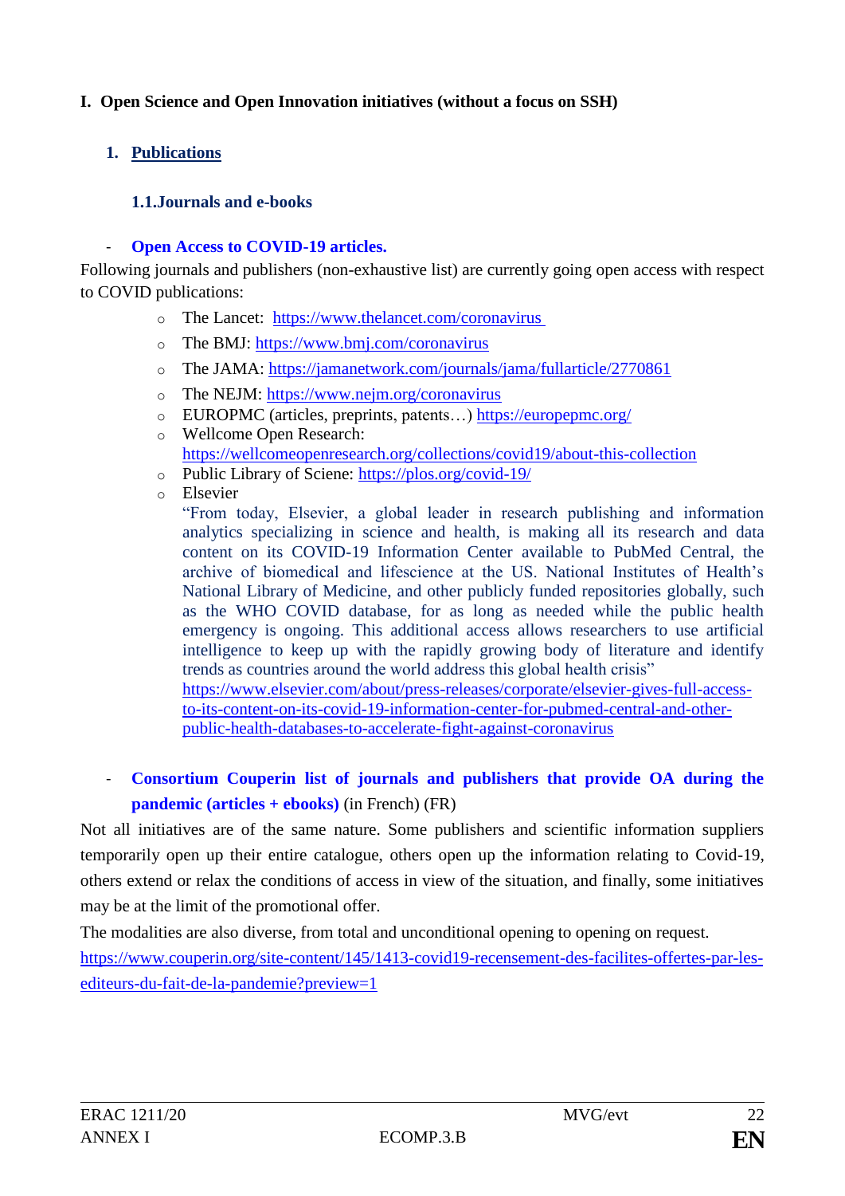# I. Open Science and Open Innovation initiatives (without a focus on SSH)

## 1. Publications

### 1.1. Journals and e-books

- **Open Access to COVID-19 articles.**

Following journals and publishers (non-exhaustive list) are currently going open access with respect to COVID publications:

- The Lancet: https://www.thelancet.com/coronavirus
- The BMJ: https://www.bmj.com/coronavirus
- The JAMA: https://jamanetwork.com/journals/jama/fullarticle/2770861
- The NEJM: https://www.nejm.org/coronavirus
- EUROPMC (articles, preprints, patents…) https://europepmc.org/
- Wellcome Open Research: https://wellcomeopenresearch.org/collections/covid19/about-this-collection
- Public Library of Sciene: https://plos.org/covid-19/
- Elsevier

  "From today, Elsevier, a global leader in research publishing and information analytics specializing in science and health, is making all its research and data content on its COVID-19 Information Center available to PubMed Central, the archive of biomedical and lifescience at the US. National Institutes of Health's National Library of Medicine, and other publicly funded repositories globally, such as the WHO COVID database, for as long as needed while the public health emergency is ongoing. This additional access allows researchers to use artificial intelligence to keep up with the rapidly growing body of literature and identify trends as countries around the world address this global health crisis"
  https://www.elsevier.com/about/press-releases/corporate/elsevier-gives-full-access-to-its-content-on-its-covid-19-information-center-for-pubmed-central-and-other-public-health-databases-to-accelerate-fight-against-coronavirus

- **Consortium Couperin list of journals and publishers that provide OA during the pandemic (articles + ebooks)** (in French) (FR)

Not all initiatives are of the same nature. Some publishers and scientific information suppliers temporarily open up their entire catalogue, others open up the information relating to Covid-19, others extend or relax the conditions of access in view of the situation, and finally, some initiatives may be at the limit of the promotional offer.

The modalities are also diverse, from total and unconditional opening to opening on request.

https://www.couperin.org/site-content/145/1413-covid19-recensement-des-facilites-offertes-par-les-editeurs-du-fait-de-la-pandemie?preview=1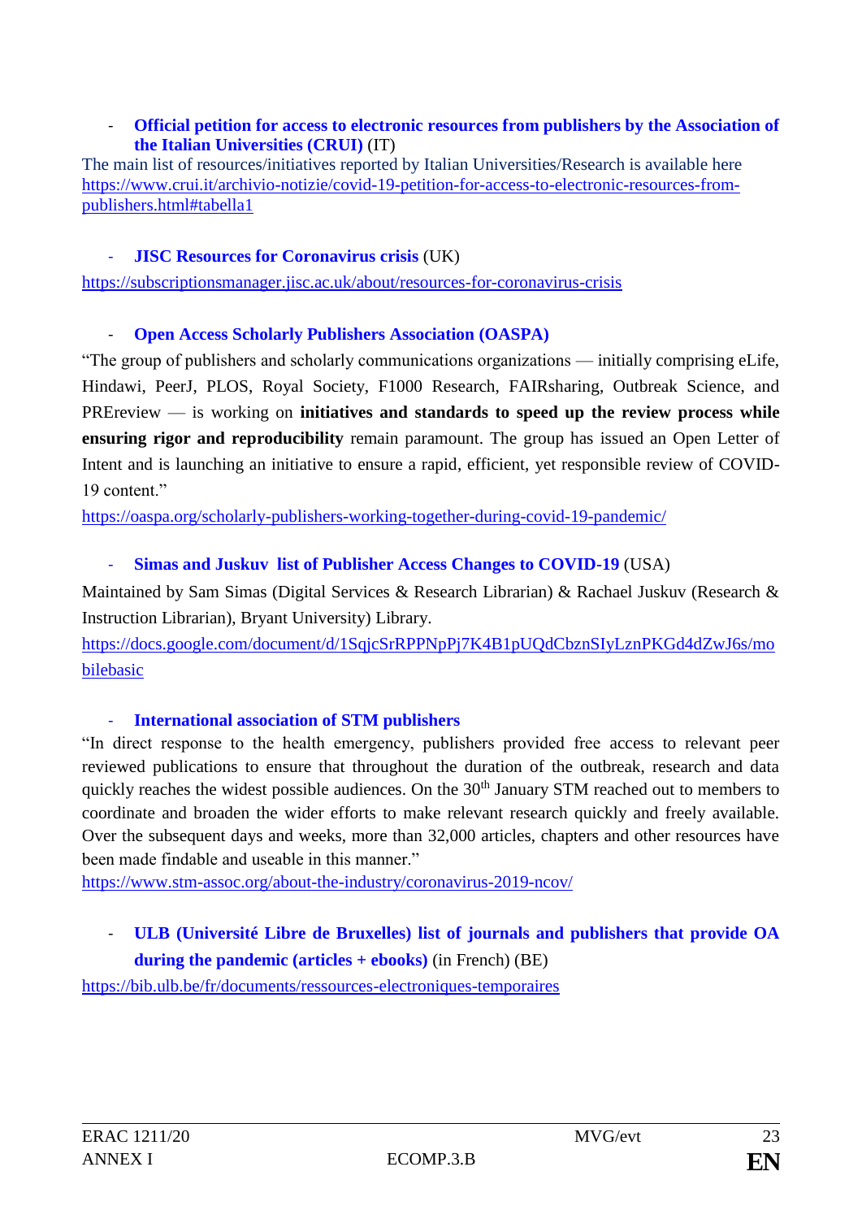- **Official petition for access to electronic resources from publishers by the Association of the Italian Universities (CRUI)** (IT)

The main list of resources/initiatives reported by Italian Universities/Research is available here https://www.crui.it/archivio-notizie/covid-19-petition-for-access-to-electronic-resources-from-publishers.html#tabella1

- **JISC Resources for Coronavirus crisis** (UK)

https://subscriptionsmanager.jisc.ac.uk/about/resources-for-coronavirus-crisis

- **Open Access Scholarly Publishers Association (OASPA)**

"The group of publishers and scholarly communications organizations — initially comprising eLife, Hindawi, PeerJ, PLOS, Royal Society, F1000 Research, FAIRsharing, Outbreak Science, and PREreview — is working on **initiatives and standards to speed up the review process while ensuring rigor and reproducibility** remain paramount. The group has issued an Open Letter of Intent and is launching an initiative to ensure a rapid, efficient, yet responsible review of COVID-19 content."

https://oaspa.org/scholarly-publishers-working-together-during-covid-19-pandemic/

- **Simas and Juskuv list of Publisher Access Changes to COVID-19** (USA)

Maintained by Sam Simas (Digital Services & Research Librarian) & Rachael Juskuv (Research & Instruction Librarian), Bryant University) Library.

https://docs.google.com/document/d/1SqjcSrRPPNpPj7K4B1pUQdCbznSIyLznPKGd4dZwJ6s/mobilebasic

- **International association of STM publishers**

"In direct response to the health emergency, publishers provided free access to relevant peer reviewed publications to ensure that throughout the duration of the outbreak, research and data quickly reaches the widest possible audiences. On the 30th January STM reached out to members to coordinate and broaden the wider efforts to make relevant research quickly and freely available. Over the subsequent days and weeks, more than 32,000 articles, chapters and other resources have been made findable and useable in this manner."

https://www.stm-assoc.org/about-the-industry/coronavirus-2019-ncov/

- **ULB (Université Libre de Bruxelles) list of journals and publishers that provide OA during the pandemic (articles + ebooks)** (in French) (BE)

https://bib.ulb.be/fr/documents/ressources-electroniques-temporaires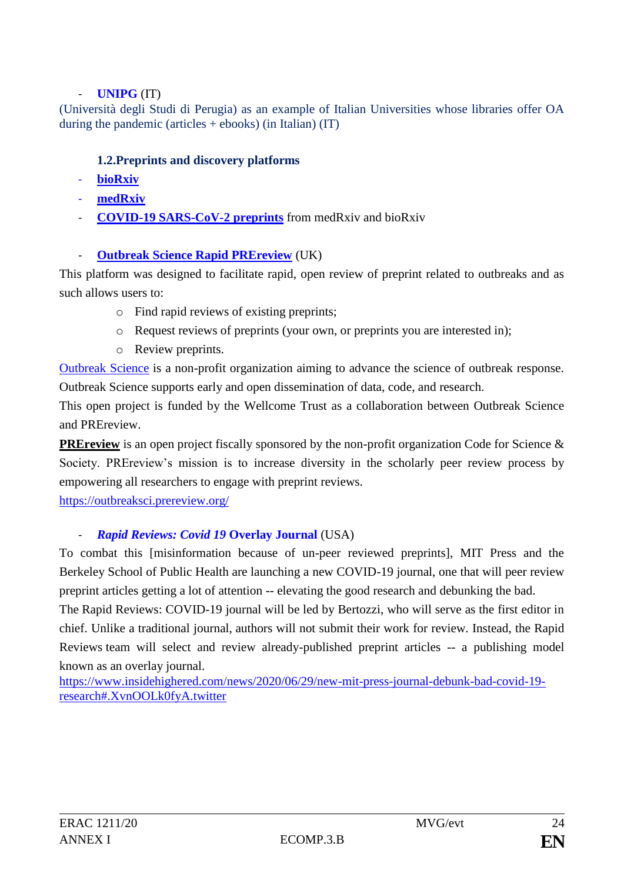- **UNIPG** (IT)

(Università degli Studi di Perugia) as an example of Italian Universities whose libraries offer OA during the pandemic (articles + ebooks) (in Italian) (IT)

### 1.2.Preprints and discovery platforms

- **bioRxiv**
- **medRxiv**
- **COVID-19 SARS-CoV-2 preprints** from medRxiv and bioRxiv

- **Outbreak Science Rapid PREreview** (UK)

This platform was designed to facilitate rapid, open review of preprint related to outbreaks and as such allows users to:

- Find rapid reviews of existing preprints;
- Request reviews of preprints (your own, or preprints you are interested in);
- Review preprints.

Outbreak Science is a non-profit organization aiming to advance the science of outbreak response. Outbreak Science supports early and open dissemination of data, code, and research.

This open project is funded by the Wellcome Trust as a collaboration between Outbreak Science and PREreview.

**PREreview** is an open project fiscally sponsored by the non-profit organization Code for Science & Society. PREreview's mission is to increase diversity in the scholarly peer review process by empowering all researchers to engage with preprint reviews.

https://outbreaksci.prereview.org/

- ***Rapid Reviews: Covid 19* Overlay Journal** (USA)

To combat this [misinformation because of un-peer reviewed preprints], MIT Press and the Berkeley School of Public Health are launching a new COVID-19 journal, one that will peer review preprint articles getting a lot of attention -- elevating the good research and debunking the bad.

The Rapid Reviews: COVID-19 journal will be led by Bertozzi, who will serve as the first editor in chief. Unlike a traditional journal, authors will not submit their work for review. Instead, the Rapid Reviews team will select and review already-published preprint articles -- a publishing model known as an overlay journal.

https://www.insidehighered.com/news/2020/06/29/new-mit-press-journal-debunk-bad-covid-19-research#.XvnOOLk0fyA.twitter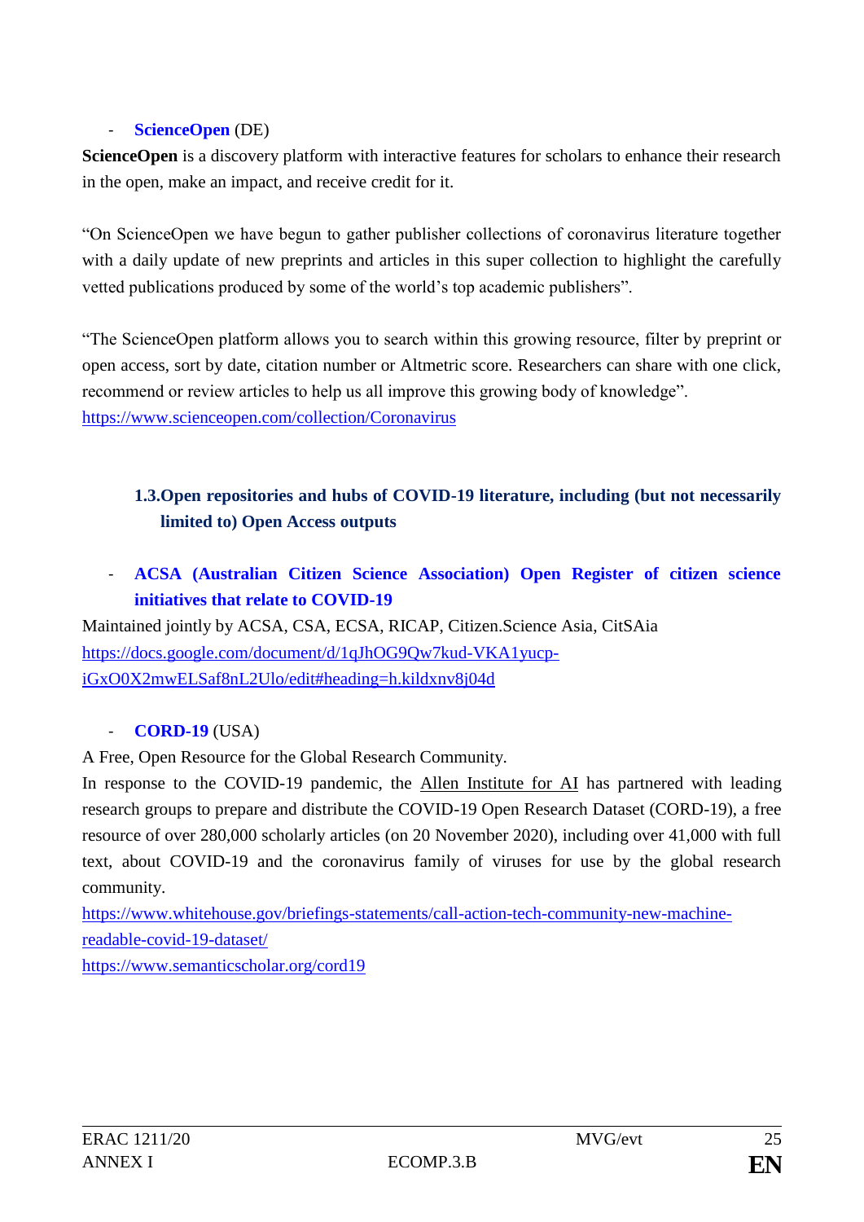- **ScienceOpen** (DE)

**ScienceOpen** is a discovery platform with interactive features for scholars to enhance their research in the open, make an impact, and receive credit for it.

"On ScienceOpen we have begun to gather publisher collections of coronavirus literature together with a daily update of new preprints and articles in this super collection to highlight the carefully vetted publications produced by some of the world's top academic publishers".

"The ScienceOpen platform allows you to search within this growing resource, filter by preprint or open access, sort by date, citation number or Altmetric score. Researchers can share with one click, recommend or review articles to help us all improve this growing body of knowledge".
https://www.scienceopen.com/collection/Coronavirus

### 1.3. Open repositories and hubs of COVID-19 literature, including (but not necessarily limited to) Open Access outputs

- **ACSA (Australian Citizen Science Association) Open Register of citizen science initiatives that relate to COVID-19**

Maintained jointly by ACSA, CSA, ECSA, RICAP, Citizen.Science Asia, CitSAia
https://docs.google.com/document/d/1qJhOG9Qw7kud-VKA1yucp-iGxO0X2mwELSaf8nL2Ulo/edit#heading=h.kildxnv8j04d

- **CORD-19** (USA)

A Free, Open Resource for the Global Research Community.
In response to the COVID-19 pandemic, the Allen Institute for AI has partnered with leading research groups to prepare and distribute the COVID-19 Open Research Dataset (CORD-19), a free resource of over 280,000 scholarly articles (on 20 November 2020), including over 41,000 with full text, about COVID-19 and the coronavirus family of viruses for use by the global research community.
https://www.whitehouse.gov/briefings-statements/call-action-tech-community-new-machine-readable-covid-19-dataset/
https://www.semanticscholar.org/cord19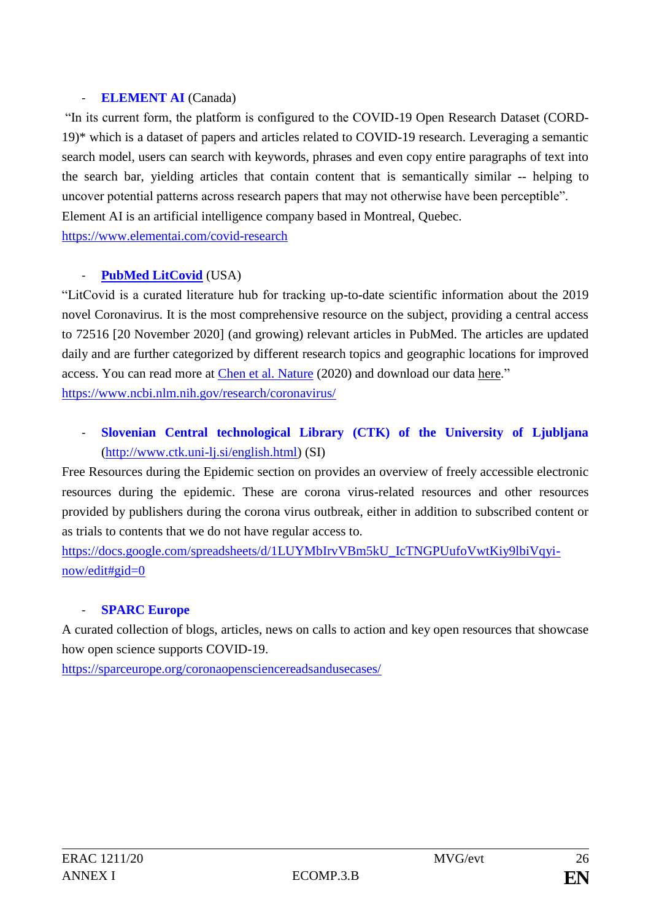- **ELEMENT AI** (Canada)

"In its current form, the platform is configured to the COVID-19 Open Research Dataset (CORD-19)* which is a dataset of papers and articles related to COVID-19 research. Leveraging a semantic search model, users can search with keywords, phrases and even copy entire paragraphs of text into the search bar, yielding articles that contain content that is semantically similar -- helping to uncover potential patterns across research papers that may not otherwise have been perceptible". Element AI is an artificial intelligence company based in Montreal, Quebec.
https://www.elementai.com/covid-research

- **PubMed LitCovid** (USA)

"LitCovid is a curated literature hub for tracking up-to-date scientific information about the 2019 novel Coronavirus. It is the most comprehensive resource on the subject, providing a central access to 72516 [20 November 2020] (and growing) relevant articles in PubMed. The articles are updated daily and are further categorized by different research topics and geographic locations for improved access. You can read more at Chen et al. Nature (2020) and download our data here."
https://www.ncbi.nlm.nih.gov/research/coronavirus/

- **Slovenian Central technological Library (CTK) of the University of Ljubljana** (http://www.ctk.uni-lj.si/english.html) (SI)

Free Resources during the Epidemic section on provides an overview of freely accessible electronic resources during the epidemic. These are corona virus-related resources and other resources provided by publishers during the corona virus outbreak, either in addition to subscribed content or as trials to contents that we do not have regular access to.
https://docs.google.com/spreadsheets/d/1LUYMbIrvVBm5kU_IcTNGPUufoVwtKiy9lbiVqyi-now/edit#gid=0

- **SPARC Europe**

A curated collection of blogs, articles, news on calls to action and key open resources that showcase how open science supports COVID-19.
https://sparceurope.org/coronaopensciencereadsandusecases/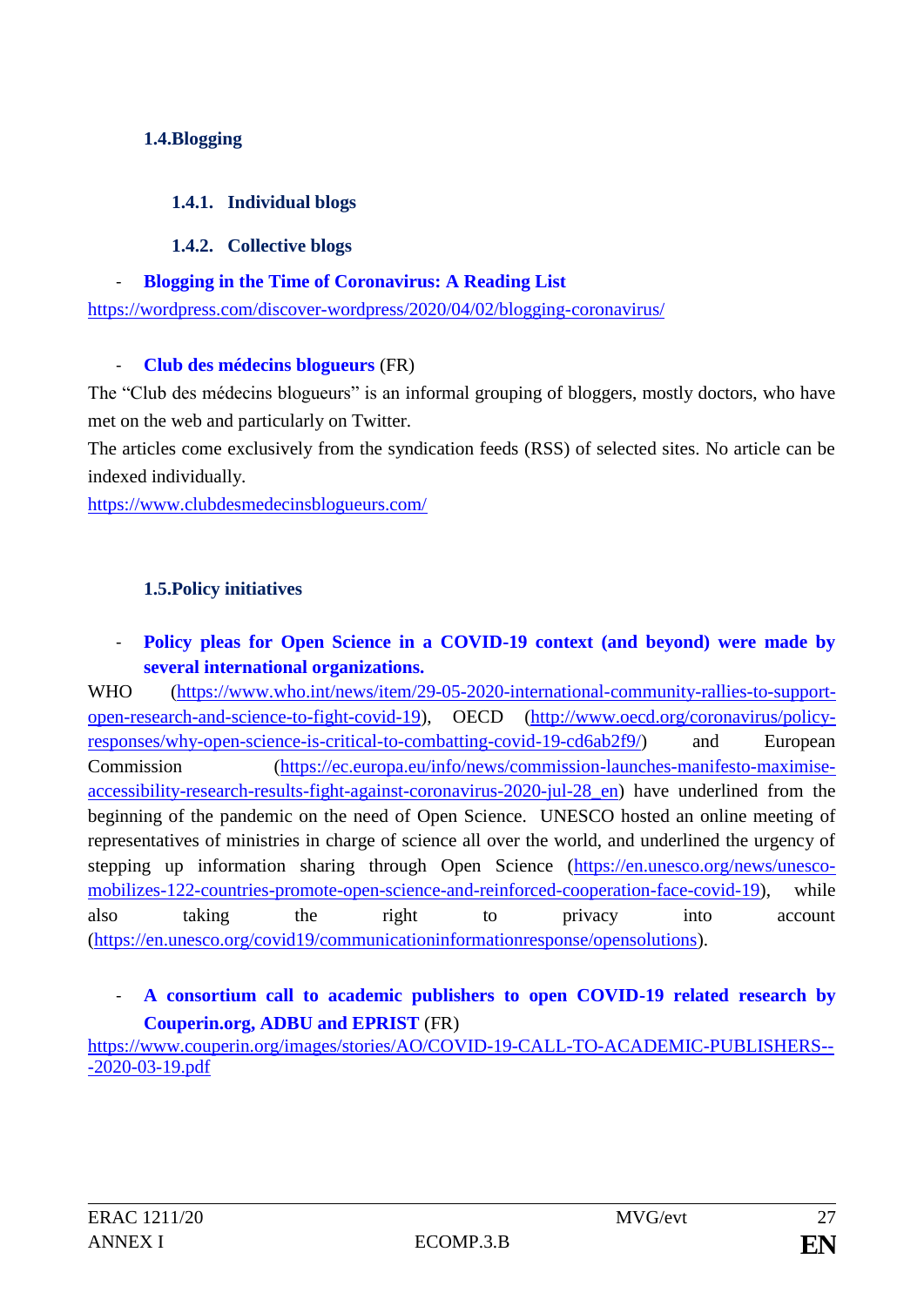## 1.4. Blogging

### 1.4.1. Individual blogs

### 1.4.2. Collective blogs

- **Blogging in the Time of Coronavirus: A Reading List**

https://wordpress.com/discover-wordpress/2020/04/02/blogging-coronavirus/

- **Club des médecins blogueurs** (FR)

The “Club des médecins blogueurs” is an informal grouping of bloggers, mostly doctors, who have met on the web and particularly on Twitter.

The articles come exclusively from the syndication feeds (RSS) of selected sites. No article can be indexed individually.

https://www.clubdesmedecinsblogueurs.com/

## 1.5. Policy initiatives

- **Policy pleas for Open Science in a COVID-19 context (and beyond) were made by several international organizations.**

WHO (https://www.who.int/news/item/29-05-2020-international-community-rallies-to-support-open-research-and-science-to-fight-covid-19), OECD (http://www.oecd.org/coronavirus/policy-responses/why-open-science-is-critical-to-combatting-covid-19-cd6ab2f9/) and European Commission (https://ec.europa.eu/info/news/commission-launches-manifesto-maximise-accessibility-research-results-fight-against-coronavirus-2020-jul-28_en) have underlined from the beginning of the pandemic on the need of Open Science. UNESCO hosted an online meeting of representatives of ministries in charge of science all over the world, and underlined the urgency of stepping up information sharing through Open Science (https://en.unesco.org/news/unesco-mobilizes-122-countries-promote-open-science-and-reinforced-cooperation-face-covid-19), while also taking the right to privacy into account (https://en.unesco.org/covid19/communicationinformationresponse/opensolutions).

- **A consortium call to academic publishers to open COVID-19 related research by Couperin.org, ADBU and EPRIST** (FR)

https://www.couperin.org/images/stories/AO/COVID-19-CALL-TO-ACADEMIC-PUBLISHERS---2020-03-19.pdf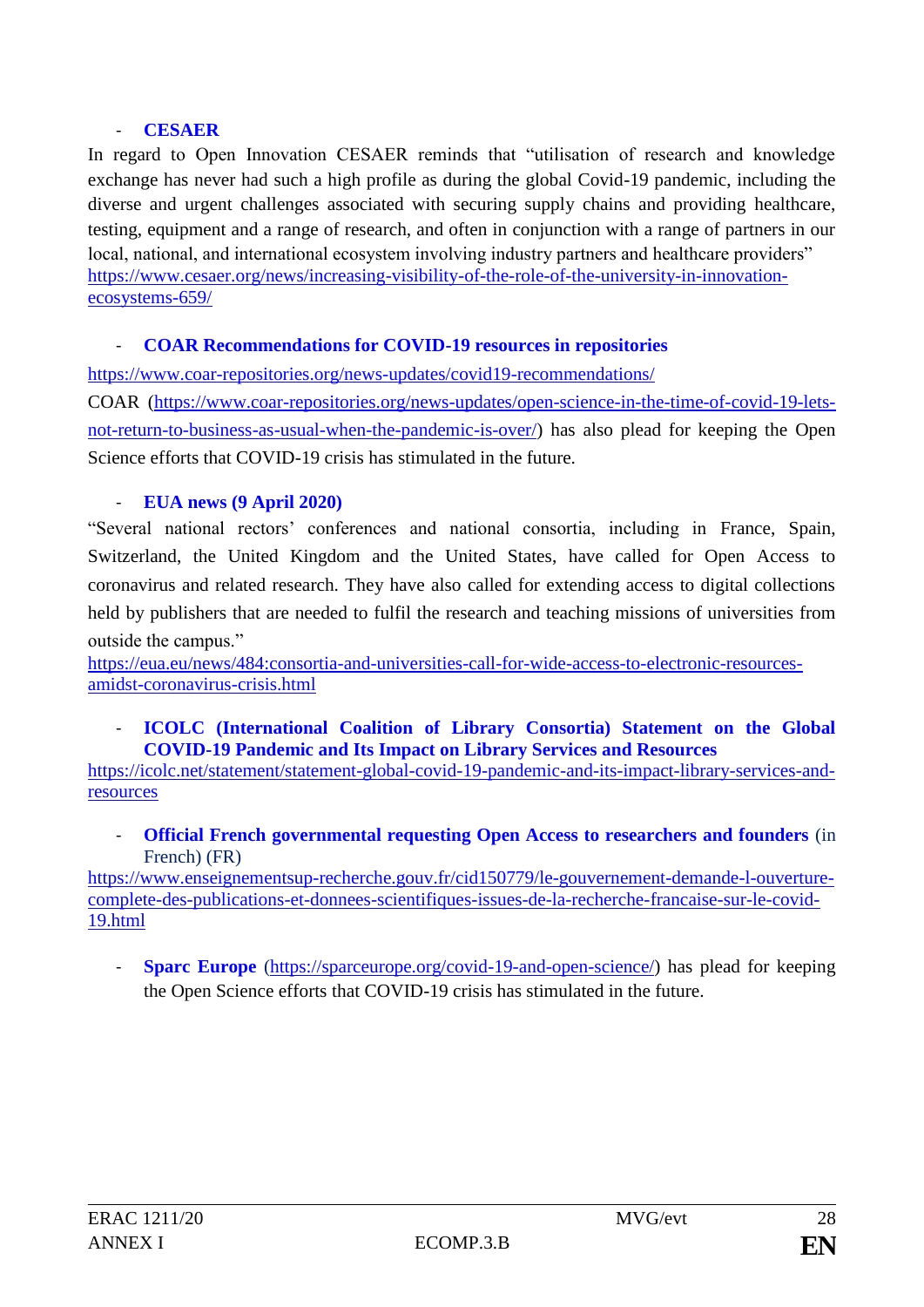- **CESAER**

In regard to Open Innovation CESAER reminds that "utilisation of research and knowledge exchange has never had such a high profile as during the global Covid-19 pandemic, including the diverse and urgent challenges associated with securing supply chains and providing healthcare, testing, equipment and a range of research, and often in conjunction with a range of partners in our local, national, and international ecosystem involving industry partners and healthcare providers"
https://www.cesaer.org/news/increasing-visibility-of-the-role-of-the-university-in-innovation-ecosystems-659/

- **COAR Recommendations for COVID-19 resources in repositories**

https://www.coar-repositories.org/news-updates/covid19-recommendations/

COAR (https://www.coar-repositories.org/news-updates/open-science-in-the-time-of-covid-19-lets-not-return-to-business-as-usual-when-the-pandemic-is-over/) has also plead for keeping the Open Science efforts that COVID-19 crisis has stimulated in the future.

- **EUA news (9 April 2020)**

"Several national rectors' conferences and national consortia, including in France, Spain, Switzerland, the United Kingdom and the United States, have called for Open Access to coronavirus and related research. They have also called for extending access to digital collections held by publishers that are needed to fulfil the research and teaching missions of universities from outside the campus."
https://eua.eu/news/484:consortia-and-universities-call-for-wide-access-to-electronic-resources-amidst-coronavirus-crisis.html

- **ICOLC (International Coalition of Library Consortia) Statement on the Global COVID-19 Pandemic and Its Impact on Library Services and Resources**

https://icolc.net/statement/statement-global-covid-19-pandemic-and-its-impact-library-services-and-resources

- **Official French governmental requesting Open Access to researchers and founders** (in French) (FR)

https://www.enseignementsup-recherche.gouv.fr/cid150779/le-gouvernement-demande-l-ouverture-complete-des-publications-et-donnees-scientifiques-issues-de-la-recherche-francaise-sur-le-covid-19.html

- **Sparc Europe** (https://sparceurope.org/covid-19-and-open-science/) has plead for keeping the Open Science efforts that COVID-19 crisis has stimulated in the future.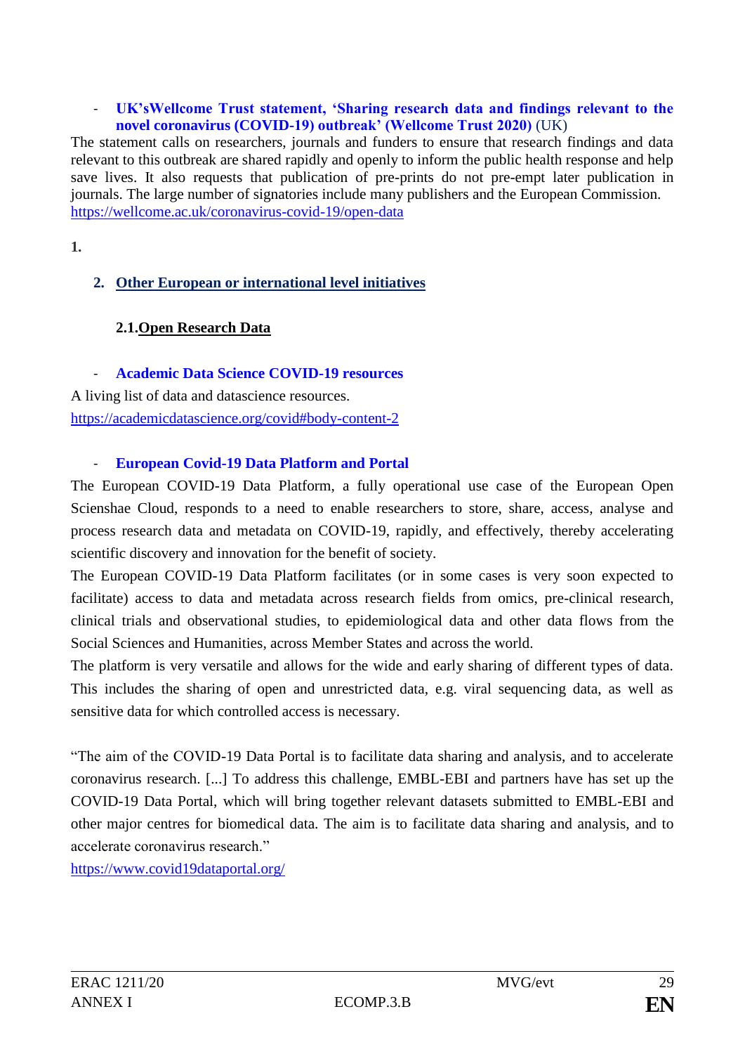- **UK'sWellcome Trust statement, 'Sharing research data and findings relevant to the novel coronavirus (COVID-19) outbreak' (Wellcome Trust 2020)** (UK)

The statement calls on researchers, journals and funders to ensure that research findings and data relevant to this outbreak are shared rapidly and openly to inform the public health response and help save lives. It also requests that publication of pre-prints do not pre-empt later publication in journals. The large number of signatories include many publishers and the European Commission.
https://wellcome.ac.uk/coronavirus-covid-19/open-data

**1.**

## 2. Other European or international level initiatives

### 2.1. Open Research Data

- **Academic Data Science COVID-19 resources**

A living list of data and datascience resources.
https://academicdatascience.org/covid#body-content-2

- **European Covid-19 Data Platform and Portal**

The European COVID-19 Data Platform, a fully operational use case of the European Open Scienshae Cloud, responds to a need to enable researchers to store, share, access, analyse and process research data and metadata on COVID-19, rapidly, and effectively, thereby accelerating scientific discovery and innovation for the benefit of society.

The European COVID-19 Data Platform facilitates (or in some cases is very soon expected to facilitate) access to data and metadata across research fields from omics, pre-clinical research, clinical trials and observational studies, to epidemiological data and other data flows from the Social Sciences and Humanities, across Member States and across the world.

The platform is very versatile and allows for the wide and early sharing of different types of data. This includes the sharing of open and unrestricted data, e.g. viral sequencing data, as well as sensitive data for which controlled access is necessary.

"The aim of the COVID-19 Data Portal is to facilitate data sharing and analysis, and to accelerate coronavirus research. [...] To address this challenge, EMBL-EBI and partners have has set up the COVID-19 Data Portal, which will bring together relevant datasets submitted to EMBL-EBI and other major centres for biomedical data. The aim is to facilitate data sharing and analysis, and to accelerate coronavirus research."
https://www.covid19dataportal.org/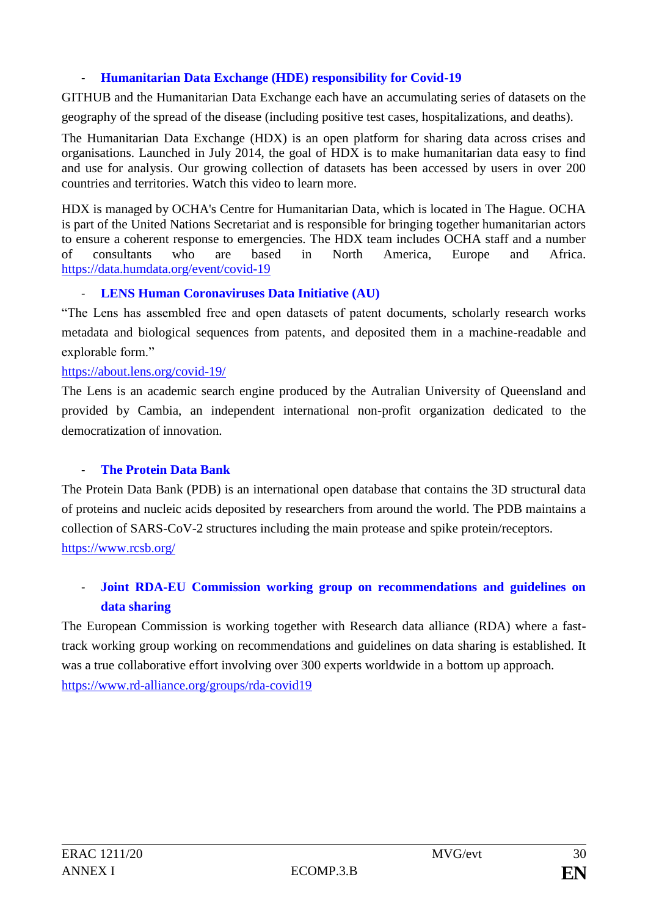- **Humanitarian Data Exchange (HDE) responsibility for Covid-19**

GITHUB and the Humanitarian Data Exchange each have an accumulating series of datasets on the geography of the spread of the disease (including positive test cases, hospitalizations, and deaths).

The Humanitarian Data Exchange (HDX) is an open platform for sharing data across crises and organisations. Launched in July 2014, the goal of HDX is to make humanitarian data easy to find and use for analysis. Our growing collection of datasets has been accessed by users in over 200 countries and territories. Watch this video to learn more.

HDX is managed by OCHA's Centre for Humanitarian Data, which is located in The Hague. OCHA is part of the United Nations Secretariat and is responsible for bringing together humanitarian actors to ensure a coherent response to emergencies. The HDX team includes OCHA staff and a number of consultants who are based in North America, Europe and Africa. https://data.humdata.org/event/covid-19

- **LENS Human Coronaviruses Data Initiative (AU)**

"The Lens has assembled free and open datasets of patent documents, scholarly research works metadata and biological sequences from patents, and deposited them in a machine-readable and explorable form."

https://about.lens.org/covid-19/

The Lens is an academic search engine produced by the Autralian University of Queensland and provided by Cambia, an independent international non-profit organization dedicated to the democratization of innovation.

- **The Protein Data Bank**

The Protein Data Bank (PDB) is an international open database that contains the 3D structural data of proteins and nucleic acids deposited by researchers from around the world. The PDB maintains a collection of SARS-CoV-2 structures including the main protease and spike protein/receptors.
https://www.rcsb.org/

- **Joint RDA-EU Commission working group on recommendations and guidelines on data sharing**

The European Commission is working together with Research data alliance (RDA) where a fast-track working group working on recommendations and guidelines on data sharing is established. It was a true collaborative effort involving over 300 experts worldwide in a bottom up approach.
https://www.rd-alliance.org/groups/rda-covid19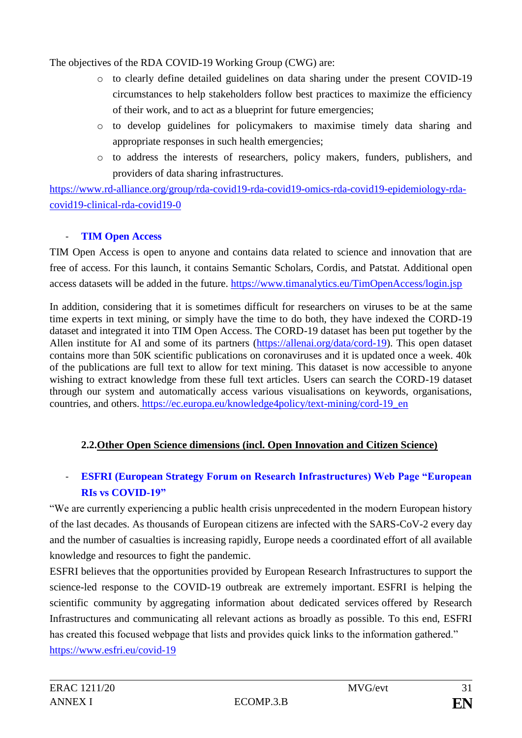The objectives of the RDA COVID-19 Working Group (CWG) are:

- to clearly define detailed guidelines on data sharing under the present COVID-19 circumstances to help stakeholders follow best practices to maximize the efficiency of their work, and to act as a blueprint for future emergencies;
- to develop guidelines for policymakers to maximise timely data sharing and appropriate responses in such health emergencies;
- to address the interests of researchers, policy makers, funders, publishers, and providers of data sharing infrastructures.

https://www.rd-alliance.org/group/rda-covid19-rda-covid19-omics-rda-covid19-epidemiology-rda-covid19-clinical-rda-covid19-0

- **TIM Open Access**

TIM Open Access is open to anyone and contains data related to science and innovation that are free of access. For this launch, it contains Semantic Scholars, Cordis, and Patstat. Additional open access datasets will be added in the future. https://www.timanalytics.eu/TimOpenAccess/login.jsp

In addition, considering that it is sometimes difficult for researchers on viruses to be at the same time experts in text mining, or simply have the time to do both, they have indexed the CORD-19 dataset and integrated it into TIM Open Access. The CORD-19 dataset has been put together by the Allen institute for AI and some of its partners (https://allenai.org/data/cord-19). This open dataset contains more than 50K scientific publications on coronaviruses and it is updated once a week. 40k of the publications are full text to allow for text mining. This dataset is now accessible to anyone wishing to extract knowledge from these full text articles. Users can search the CORD-19 dataset through our system and automatically access various visualisations on keywords, organisations, countries, and others. https://ec.europa.eu/knowledge4policy/text-mining/cord-19_en

### 2.2. Other Open Science dimensions (incl. Open Innovation and Citizen Science)

- **ESFRI (European Strategy Forum on Research Infrastructures) Web Page "European RIs vs COVID-19"**

"We are currently experiencing a public health crisis unprecedented in the modern European history of the last decades. As thousands of European citizens are infected with the SARS-CoV-2 every day and the number of casualties is increasing rapidly, Europe needs a coordinated effort of all available knowledge and resources to fight the pandemic.

ESFRI believes that the opportunities provided by European Research Infrastructures to support the science-led response to the COVID-19 outbreak are extremely important. ESFRI is helping the scientific community by aggregating information about dedicated services offered by Research Infrastructures and communicating all relevant actions as broadly as possible. To this end, ESFRI has created this focused webpage that lists and provides quick links to the information gathered."

https://www.esfri.eu/covid-19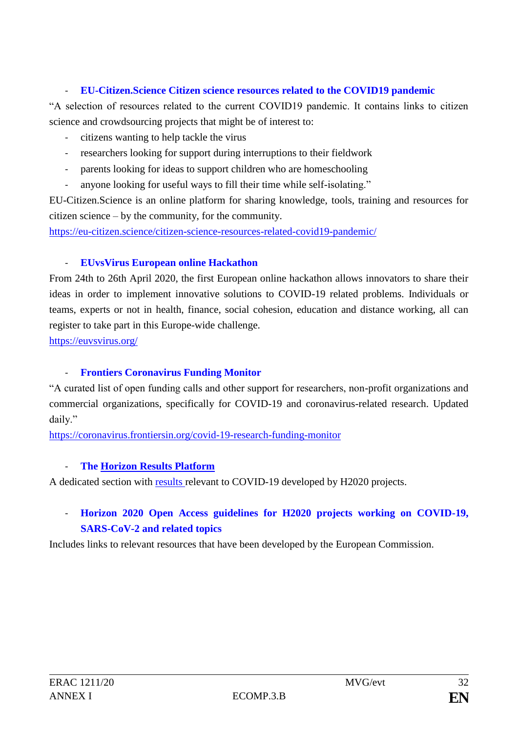- **EU-Citizen.Science Citizen science resources related to the COVID19 pandemic**

"A selection of resources related to the current COVID19 pandemic. It contains links to citizen science and crowdsourcing projects that might be of interest to:

- citizens wanting to help tackle the virus
- researchers looking for support during interruptions to their fieldwork
- parents looking for ideas to support children who are homeschooling
- anyone looking for useful ways to fill their time while self-isolating."

EU-Citizen.Science is an online platform for sharing knowledge, tools, training and resources for citizen science – by the community, for the community.

https://eu-citizen.science/citizen-science-resources-related-covid19-pandemic/

- **EUvsVirus European online Hackathon**

From 24th to 26th April 2020, the first European online hackathon allows innovators to share their ideas in order to implement innovative solutions to COVID-19 related problems. Individuals or teams, experts or not in health, finance, social cohesion, education and distance working, all can register to take part in this Europe-wide challenge.

https://euvsvirus.org/

- **Frontiers Coronavirus Funding Monitor**

"A curated list of open funding calls and other support for researchers, non-profit organizations and commercial organizations, specifically for COVID-19 and coronavirus-related research. Updated daily."

https://coronavirus.frontiersin.org/covid-19-research-funding-monitor

- **The Horizon Results Platform**

A dedicated section with results relevant to COVID-19 developed by H2020 projects.

- **Horizon 2020 Open Access guidelines for H2020 projects working on COVID-19, SARS-CoV-2 and related topics**

Includes links to relevant resources that have been developed by the European Commission.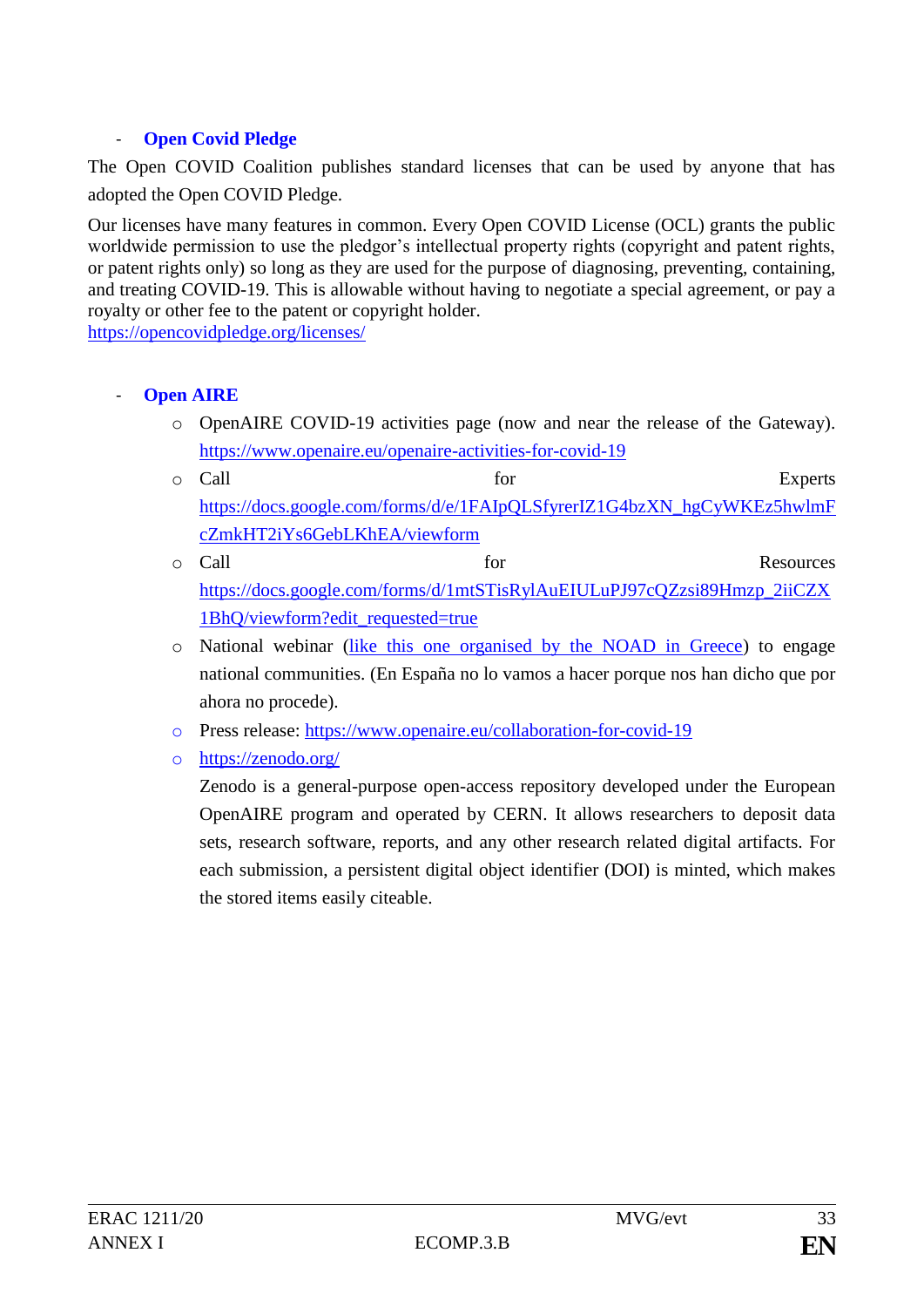- **Open Covid Pledge**

The Open COVID Coalition publishes standard licenses that can be used by anyone that has adopted the Open COVID Pledge.

Our licenses have many features in common. Every Open COVID License (OCL) grants the public worldwide permission to use the pledgor's intellectual property rights (copyright and patent rights, or patent rights only) so long as they are used for the purpose of diagnosing, preventing, containing, and treating COVID-19. This is allowable without having to negotiate a special agreement, or pay a royalty or other fee to the patent or copyright holder.
https://opencovidpledge.org/licenses/

- **Open AIRE**
  - OpenAIRE COVID-19 activities page (now and near the release of the Gateway). https://www.openaire.eu/openaire-activities-for-covid-19
  - Call for Experts https://docs.google.com/forms/d/e/1FAIpQLSfyrerIZ1G4bzXN_hgCyWKEz5hwlmFcZmkHT2iYs6GebLKhEA/viewform
  - Call for Resources https://docs.google.com/forms/d/1mtSTisRylAuEIULuPJ97cQZzsi89Hmzp_2iiCZX1BhQ/viewform?edit_requested=true
  - National webinar (like this one organised by the NOAD in Greece) to engage national communities. (En España no lo vamos a hacer porque nos han dicho que por ahora no procede).
  - Press release: https://www.openaire.eu/collaboration-for-covid-19
  - https://zenodo.org/

    Zenodo is a general-purpose open-access repository developed under the European OpenAIRE program and operated by CERN. It allows researchers to deposit data sets, research software, reports, and any other research related digital artifacts. For each submission, a persistent digital object identifier (DOI) is minted, which makes the stored items easily citeable.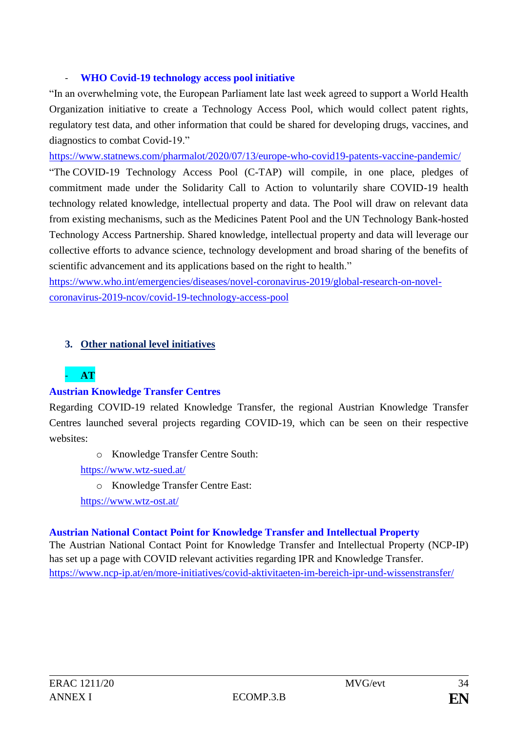- **WHO Covid-19 technology access pool initiative**

"In an overwhelming vote, the European Parliament late last week agreed to support a World Health Organization initiative to create a Technology Access Pool, which would collect patent rights, regulatory test data, and other information that could be shared for developing drugs, vaccines, and diagnostics to combat Covid-19."

https://www.statnews.com/pharmalot/2020/07/13/europe-who-covid19-patents-vaccine-pandemic/

"The COVID-19 Technology Access Pool (C-TAP) will compile, in one place, pledges of commitment made under the Solidarity Call to Action to voluntarily share COVID-19 health technology related knowledge, intellectual property and data. The Pool will draw on relevant data from existing mechanisms, such as the Medicines Patent Pool and the UN Technology Bank-hosted Technology Access Partnership. Shared knowledge, intellectual property and data will leverage our collective efforts to advance science, technology development and broad sharing of the benefits of scientific advancement and its applications based on the right to health."

https://www.who.int/emergencies/diseases/novel-coronavirus-2019/global-research-on-novel-coronavirus-2019-ncov/covid-19-technology-access-pool

## 3. Other national level initiatives

- **AT**

**Austrian Knowledge Transfer Centres**

Regarding COVID-19 related Knowledge Transfer, the regional Austrian Knowledge Transfer Centres launched several projects regarding COVID-19, which can be seen on their respective websites:

- Knowledge Transfer Centre South:
  https://www.wtz-sued.at/
- Knowledge Transfer Centre East:
  https://www.wtz-ost.at/

**Austrian National Contact Point for Knowledge Transfer and Intellectual Property**

The Austrian National Contact Point for Knowledge Transfer and Intellectual Property (NCP-IP) has set up a page with COVID relevant activities regarding IPR and Knowledge Transfer.

https://www.ncp-ip.at/en/more-initiatives/covid-aktivitaeten-im-bereich-ipr-und-wissenstransfer/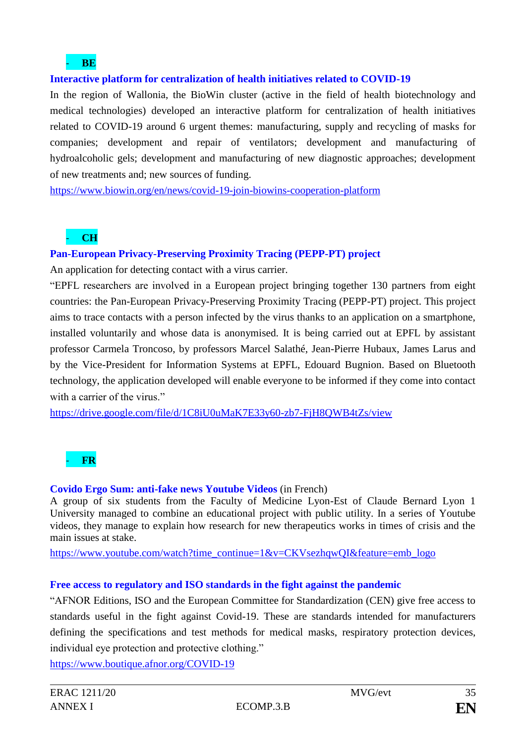- **BE**

**Interactive platform for centralization of health initiatives related to COVID-19**

In the region of Wallonia, the BioWin cluster (active in the field of health biotechnology and medical technologies) developed an interactive platform for centralization of health initiatives related to COVID-19 around 6 urgent themes: manufacturing, supply and recycling of masks for companies; development and repair of ventilators; development and manufacturing of hydroalcoholic gels; development and manufacturing of new diagnostic approaches; development of new treatments and; new sources of funding.

https://www.biowin.org/en/news/covid-19-join-biowins-cooperation-platform

- **CH**

**Pan-European Privacy-Preserving Proximity Tracing (PEPP-PT) project**

An application for detecting contact with a virus carrier.

"EPFL researchers are involved in a European project bringing together 130 partners from eight countries: the Pan-European Privacy-Preserving Proximity Tracing (PEPP-PT) project. This project aims to trace contacts with a person infected by the virus thanks to an application on a smartphone, installed voluntarily and whose data is anonymised. It is being carried out at EPFL by assistant professor Carmela Troncoso, by professors Marcel Salathé, Jean-Pierre Hubaux, James Larus and by the Vice-President for Information Systems at EPFL, Edouard Bugnion. Based on Bluetooth technology, the application developed will enable everyone to be informed if they come into contact with a carrier of the virus."

https://drive.google.com/file/d/1C8iU0uMaK7E33y60-zb7-FjH8QWB4tZs/view

- **FR**

**Covido Ergo Sum: anti-fake news Youtube Videos** (in French)

A group of six students from the Faculty of Medicine Lyon-Est of Claude Bernard Lyon 1 University managed to combine an educational project with public utility. In a series of Youtube videos, they manage to explain how research for new therapeutics works in times of crisis and the main issues at stake.

https://www.youtube.com/watch?time_continue=1&v=CKVsezhqwQI&feature=emb_logo

**Free access to regulatory and ISO standards in the fight against the pandemic**

"AFNOR Editions, ISO and the European Committee for Standardization (CEN) give free access to standards useful in the fight against Covid-19. These are standards intended for manufacturers defining the specifications and test methods for medical masks, respiratory protection devices, individual eye protection and protective clothing."

https://www.boutique.afnor.org/COVID-19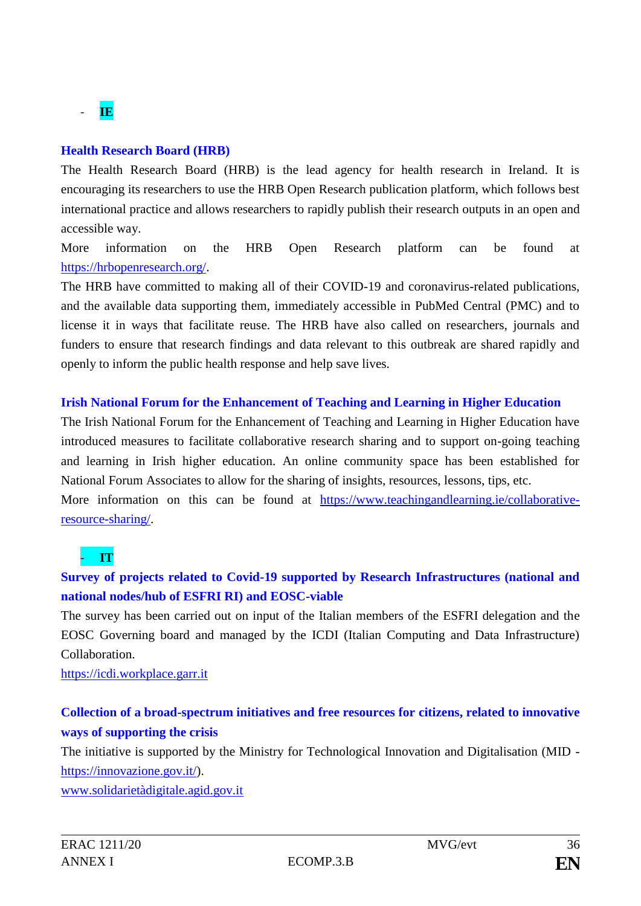- **IE**

**Health Research Board (HRB)**

The Health Research Board (HRB) is the lead agency for health research in Ireland. It is encouraging its researchers to use the HRB Open Research publication platform, which follows best international practice and allows researchers to rapidly publish their research outputs in an open and accessible way.

More information on the HRB Open Research platform can be found at https://hrbopenresearch.org/.

The HRB have committed to making all of their COVID-19 and coronavirus-related publications, and the available data supporting them, immediately accessible in PubMed Central (PMC) and to license it in ways that facilitate reuse. The HRB have also called on researchers, journals and funders to ensure that research findings and data relevant to this outbreak are shared rapidly and openly to inform the public health response and help save lives.

**Irish National Forum for the Enhancement of Teaching and Learning in Higher Education**

The Irish National Forum for the Enhancement of Teaching and Learning in Higher Education have introduced measures to facilitate collaborative research sharing and to support on-going teaching and learning in Irish higher education. An online community space has been established for National Forum Associates to allow for the sharing of insights, resources, lessons, tips, etc.

More information on this can be found at https://www.teachingandlearning.ie/collaborative-resource-sharing/.

- **IT**

**Survey of projects related to Covid-19 supported by Research Infrastructures (national and national nodes/hub of ESFRI RI) and EOSC-viable**

The survey has been carried out on input of the Italian members of the ESFRI delegation and the EOSC Governing board and managed by the ICDI (Italian Computing and Data Infrastructure) Collaboration.

https://icdi.workplace.garr.it

**Collection of a broad-spectrum initiatives and free resources for citizens, related to innovative ways of supporting the crisis**

The initiative is supported by the Ministry for Technological Innovation and Digitalisation (MID - https://innovazione.gov.it/).

www.solidarietàdigitale.agid.gov.it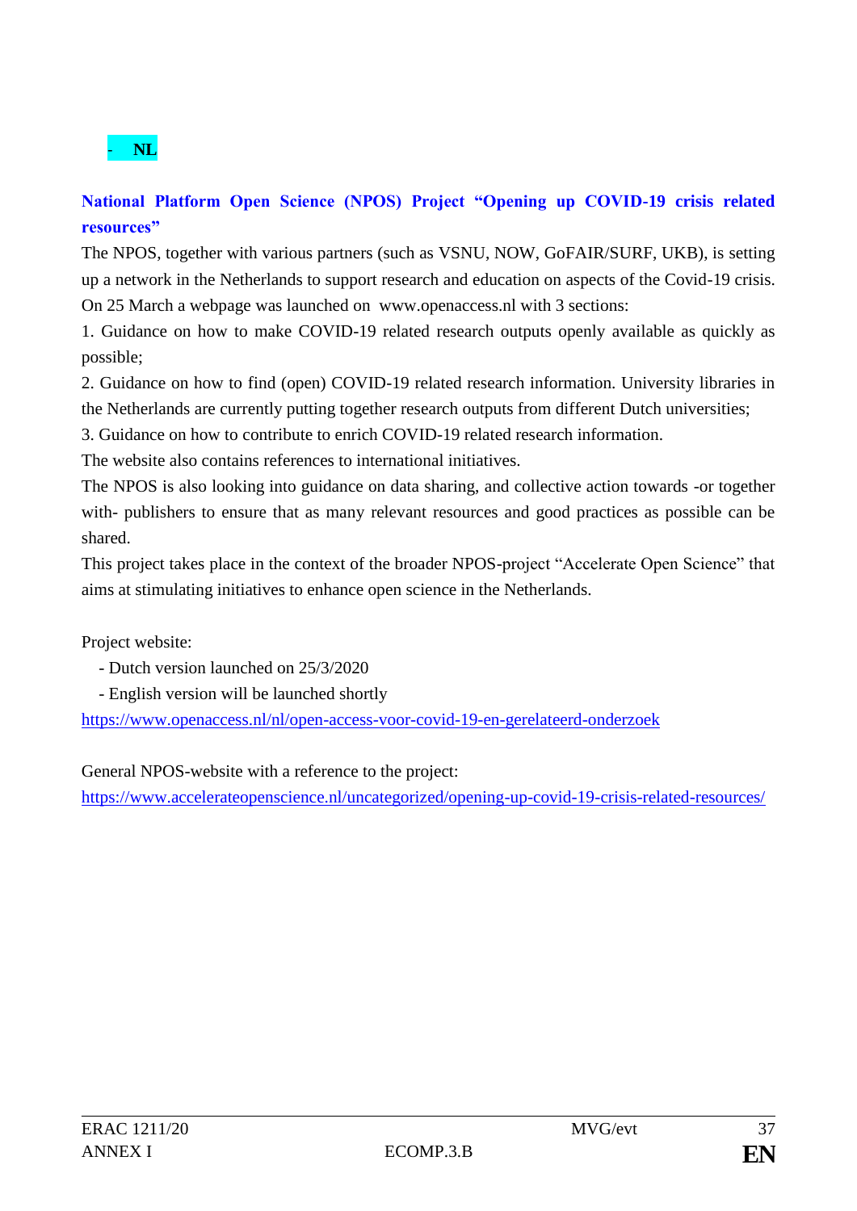- **NL**

**National Platform Open Science (NPOS) Project "Opening up COVID-19 crisis related resources"**

The NPOS, together with various partners (such as VSNU, NOW, GoFAIR/SURF, UKB), is setting up a network in the Netherlands to support research and education on aspects of the Covid-19 crisis. On 25 March a webpage was launched on www.openaccess.nl with 3 sections:

1. Guidance on how to make COVID-19 related research outputs openly available as quickly as possible;
2. Guidance on how to find (open) COVID-19 related research information. University libraries in the Netherlands are currently putting together research outputs from different Dutch universities;
3. Guidance on how to contribute to enrich COVID-19 related research information.

The website also contains references to international initiatives.

The NPOS is also looking into guidance on data sharing, and collective action towards -or together with- publishers to ensure that as many relevant resources and good practices as possible can be shared.

This project takes place in the context of the broader NPOS-project "Accelerate Open Science" that aims at stimulating initiatives to enhance open science in the Netherlands.

Project website:

- Dutch version launched on 25/3/2020
- English version will be launched shortly

https://www.openaccess.nl/nl/open-access-voor-covid-19-en-gerelateerd-onderzoek

General NPOS-website with a reference to the project:
https://www.accelerateopenscience.nl/uncategorized/opening-up-covid-19-crisis-related-resources/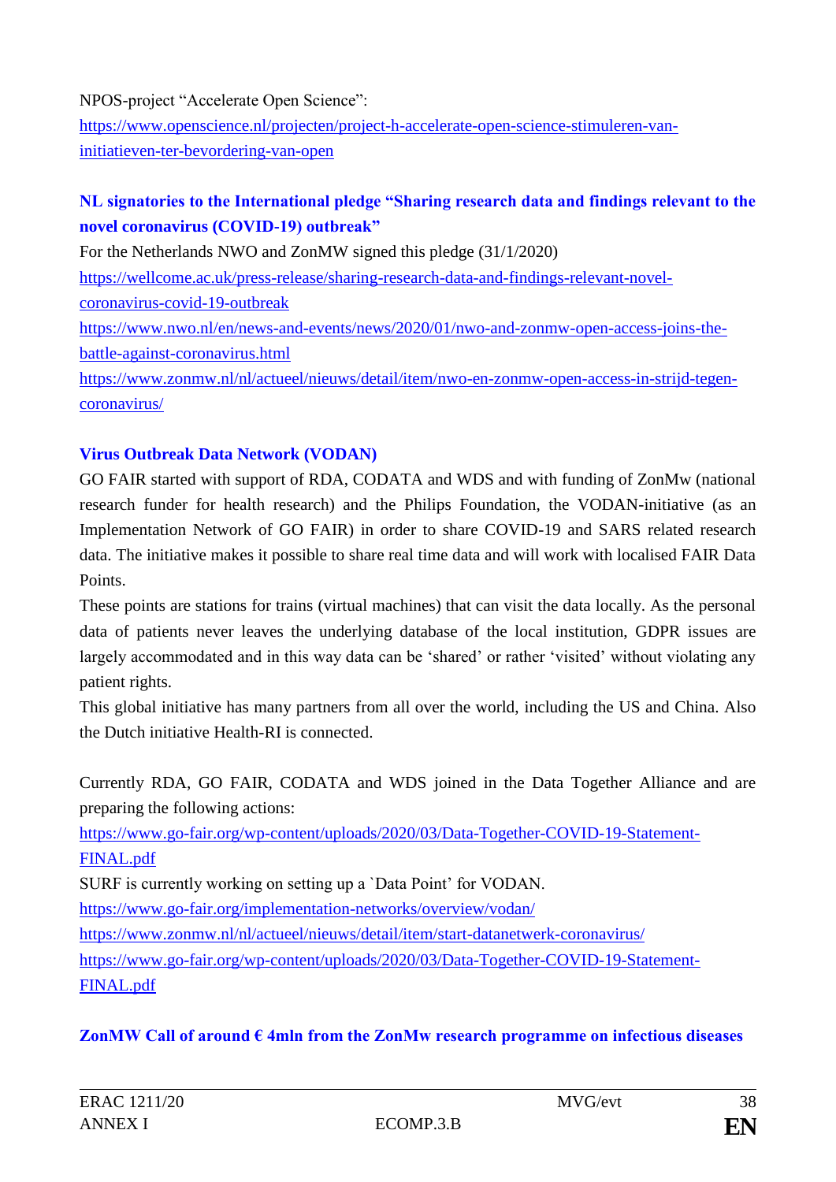NPOS-project "Accelerate Open Science":
https://www.openscience.nl/projecten/project-h-accelerate-open-science-stimuleren-van-initiatieven-ter-bevordering-van-open

**NL signatories to the International pledge "Sharing research data and findings relevant to the novel coronavirus (COVID-19) outbreak"**

For the Netherlands NWO and ZonMW signed this pledge (31/1/2020)
https://wellcome.ac.uk/press-release/sharing-research-data-and-findings-relevant-novel-coronavirus-covid-19-outbreak
https://www.nwo.nl/en/news-and-events/news/2020/01/nwo-and-zonmw-open-access-joins-the-battle-against-coronavirus.html
https://www.zonmw.nl/nl/actueel/nieuws/detail/item/nwo-en-zonmw-open-access-in-strijd-tegen-coronavirus/

**Virus Outbreak Data Network (VODAN)**

GO FAIR started with support of RDA, CODATA and WDS and with funding of ZonMw (national research funder for health research) and the Philips Foundation, the VODAN-initiative (as an Implementation Network of GO FAIR) in order to share COVID-19 and SARS related research data. The initiative makes it possible to share real time data and will work with localised FAIR Data Points.
These points are stations for trains (virtual machines) that can visit the data locally. As the personal data of patients never leaves the underlying database of the local institution, GDPR issues are largely accommodated and in this way data can be 'shared' or rather 'visited' without violating any patient rights.
This global initiative has many partners from all over the world, including the US and China. Also the Dutch initiative Health-RI is connected.

Currently RDA, GO FAIR, CODATA and WDS joined in the Data Together Alliance and are preparing the following actions:
https://www.go-fair.org/wp-content/uploads/2020/03/Data-Together-COVID-19-Statement-FINAL.pdf
SURF is currently working on setting up a `Data Point' for VODAN.
https://www.go-fair.org/implementation-networks/overview/vodan/
https://www.zonmw.nl/nl/actueel/nieuws/detail/item/start-datanetwerk-coronavirus/
https://www.go-fair.org/wp-content/uploads/2020/03/Data-Together-COVID-19-Statement-FINAL.pdf

**ZonMW Call of around € 4mln from the ZonMw research programme on infectious diseases**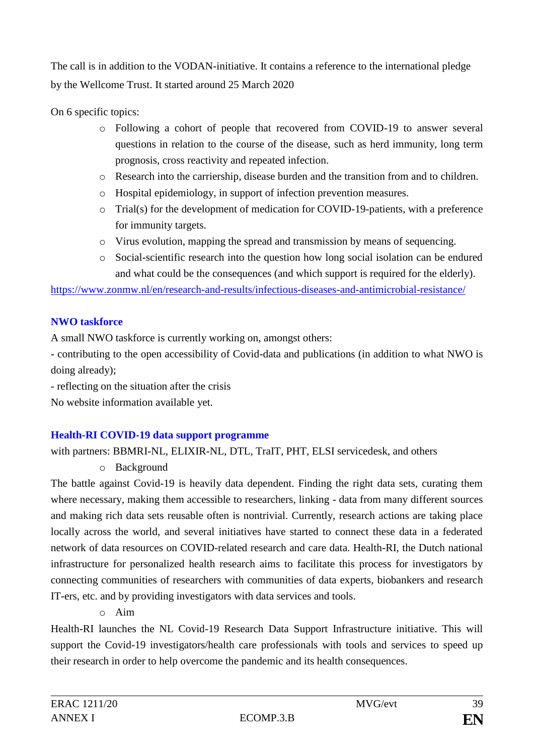The call is in addition to the VODAN-initiative. It contains a reference to the international pledge by the Wellcome Trust. It started around 25 March 2020

On 6 specific topics:

- Following a cohort of people that recovered from COVID-19 to answer several questions in relation to the course of the disease, such as herd immunity, long term prognosis, cross reactivity and repeated infection.
- Research into the carriership, disease burden and the transition from and to children.
- Hospital epidemiology, in support of infection prevention measures.
- Trial(s) for the development of medication for COVID-19-patients, with a preference for immunity targets.
- Virus evolution, mapping the spread and transmission by means of sequencing.
- Social-scientific research into the question how long social isolation can be endured and what could be the consequences (and which support is required for the elderly).

https://www.zonmw.nl/en/research-and-results/infectious-diseases-and-antimicrobial-resistance/

**NWO taskforce**

A small NWO taskforce is currently working on, amongst others:

- contributing to the open accessibility of Covid-data and publications (in addition to what NWO is doing already);
- reflecting on the situation after the crisis

No website information available yet.

**Health-RI COVID-19 data support programme**

with partners: BBMRI-NL, ELIXIR-NL, DTL, TraIT, PHT, ELSI servicedesk, and others

- Background

The battle against Covid-19 is heavily data dependent. Finding the right data sets, curating them where necessary, making them accessible to researchers, linking - data from many different sources and making rich data sets reusable often is nontrivial. Currently, research actions are taking place locally across the world, and several initiatives have started to connect these data in a federated network of data resources on COVID-related research and care data. Health-RI, the Dutch national infrastructure for personalized health research aims to facilitate this process for investigators by connecting communities of researchers with communities of data experts, biobankers and research IT-ers, etc. and by providing investigators with data services and tools.

- Aim

Health-RI launches the NL Covid-19 Research Data Support Infrastructure initiative. This will support the Covid-19 investigators/health care professionals with tools and services to speed up their research in order to help overcome the pandemic and its health consequences.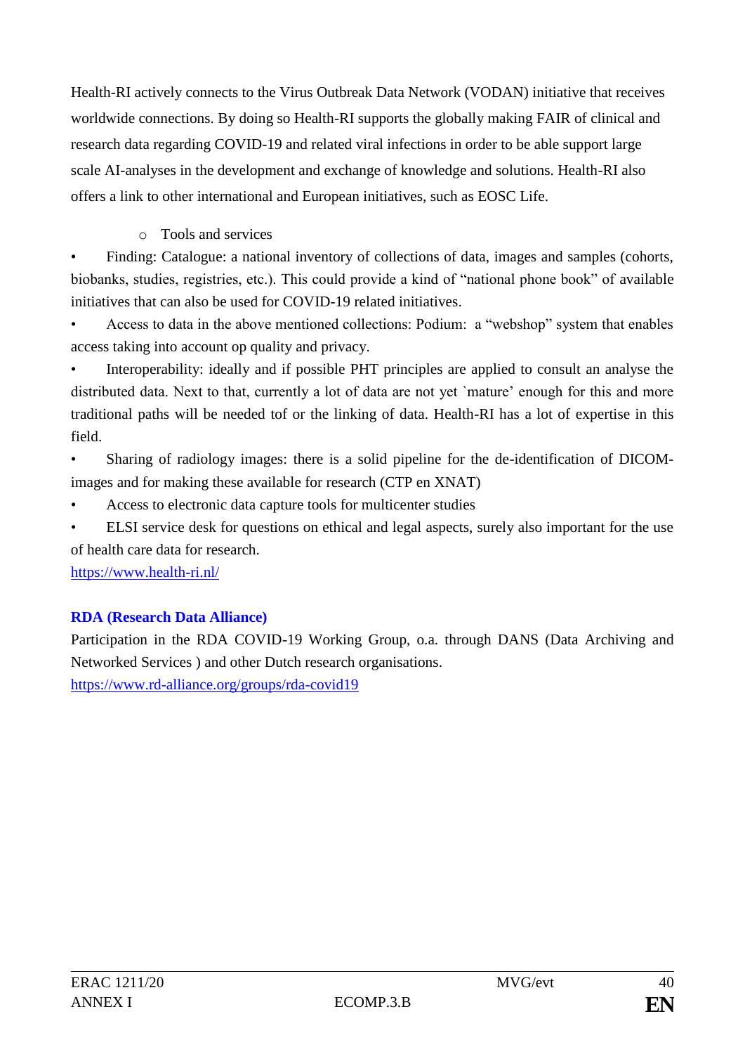Health-RI actively connects to the Virus Outbreak Data Network (VODAN) initiative that receives worldwide connections. By doing so Health-RI supports the globally making FAIR of clinical and research data regarding COVID-19 and related viral infections in order to be able support large scale AI-analyses in the development and exchange of knowledge and solutions. Health-RI also offers a link to other international and European initiatives, such as EOSC Life.

- Tools and services

- Finding: Catalogue: a national inventory of collections of data, images and samples (cohorts, biobanks, studies, registries, etc.). This could provide a kind of “national phone book” of available initiatives that can also be used for COVID-19 related initiatives.
- Access to data in the above mentioned collections: Podium: a “webshop” system that enables access taking into account op quality and privacy.
- Interoperability: ideally and if possible PHT principles are applied to consult an analyse the distributed data. Next to that, currently a lot of data are not yet `mature’ enough for this and more traditional paths will be needed tof or the linking of data. Health-RI has a lot of expertise in this field.
- Sharing of radiology images: there is a solid pipeline for the de-identification of DICOM-images and for making these available for research (CTP en XNAT)
- Access to electronic data capture tools for multicenter studies
- ELSI service desk for questions on ethical and legal aspects, surely also important for the use of health care data for research.

https://www.health-ri.nl/

**RDA (Research Data Alliance)**

Participation in the RDA COVID-19 Working Group, o.a. through DANS (Data Archiving and Networked Services ) and other Dutch research organisations.

https://www.rd-alliance.org/groups/rda-covid19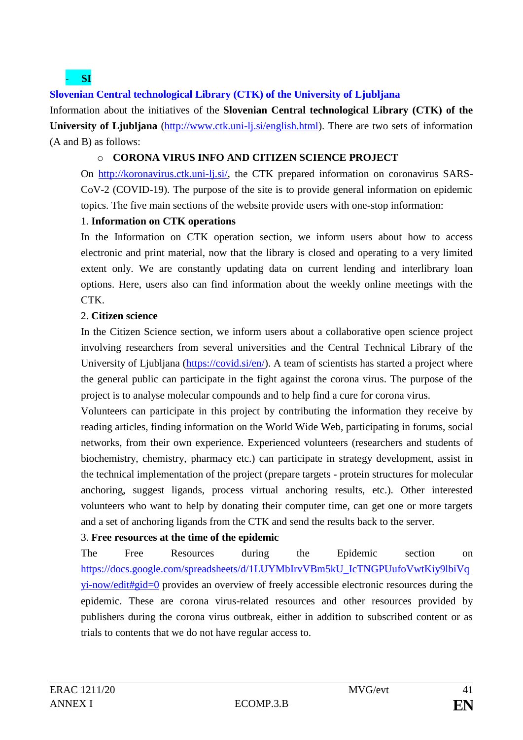- **SI**

**Slovenian Central technological Library (CTK) of the University of Ljubljana**

Information about the initiatives of the **Slovenian Central technological Library (CTK) of the University of Ljubljana** (http://www.ctk.uni-lj.si/english.html). There are two sets of information (A and B) as follows:

- **CORONA VIRUS INFO AND CITIZEN SCIENCE PROJECT**

On http://koronavirus.ctk.uni-lj.si/, the CTK prepared information on coronavirus SARS-CoV-2 (COVID-19). The purpose of the site is to provide general information on epidemic topics. The five main sections of the website provide users with one-stop information:

1. **Information on CTK operations**

In the Information on CTK operation section, we inform users about how to access electronic and print material, now that the library is closed and operating to a very limited extent only. We are constantly updating data on current lending and interlibrary loan options. Here, users also can find information about the weekly online meetings with the CTK.

2. **Citizen science**

In the Citizen Science section, we inform users about a collaborative open science project involving researchers from several universities and the Central Technical Library of the University of Ljubljana (https://covid.si/en/). A team of scientists has started a project where the general public can participate in the fight against the corona virus. The purpose of the project is to analyse molecular compounds and to help find a cure for corona virus.

Volunteers can participate in this project by contributing the information they receive by reading articles, finding information on the World Wide Web, participating in forums, social networks, from their own experience. Experienced volunteers (researchers and students of biochemistry, chemistry, pharmacy etc.) can participate in strategy development, assist in the technical implementation of the project (prepare targets - protein structures for molecular anchoring, suggest ligands, process virtual anchoring results, etc.). Other interested volunteers who want to help by donating their computer time, can get one or more targets and a set of anchoring ligands from the CTK and send the results back to the server.

3. **Free resources at the time of the epidemic**

The Free Resources during the Epidemic section on https://docs.google.com/spreadsheets/d/1LUYMbIrvVBm5kU_IcTNGPUufoVwtKiy9lbiVqyi-now/edit#gid=0 provides an overview of freely accessible electronic resources during the epidemic. These are corona virus-related resources and other resources provided by publishers during the corona virus outbreak, either in addition to subscribed content or as trials to contents that we do not have regular access to.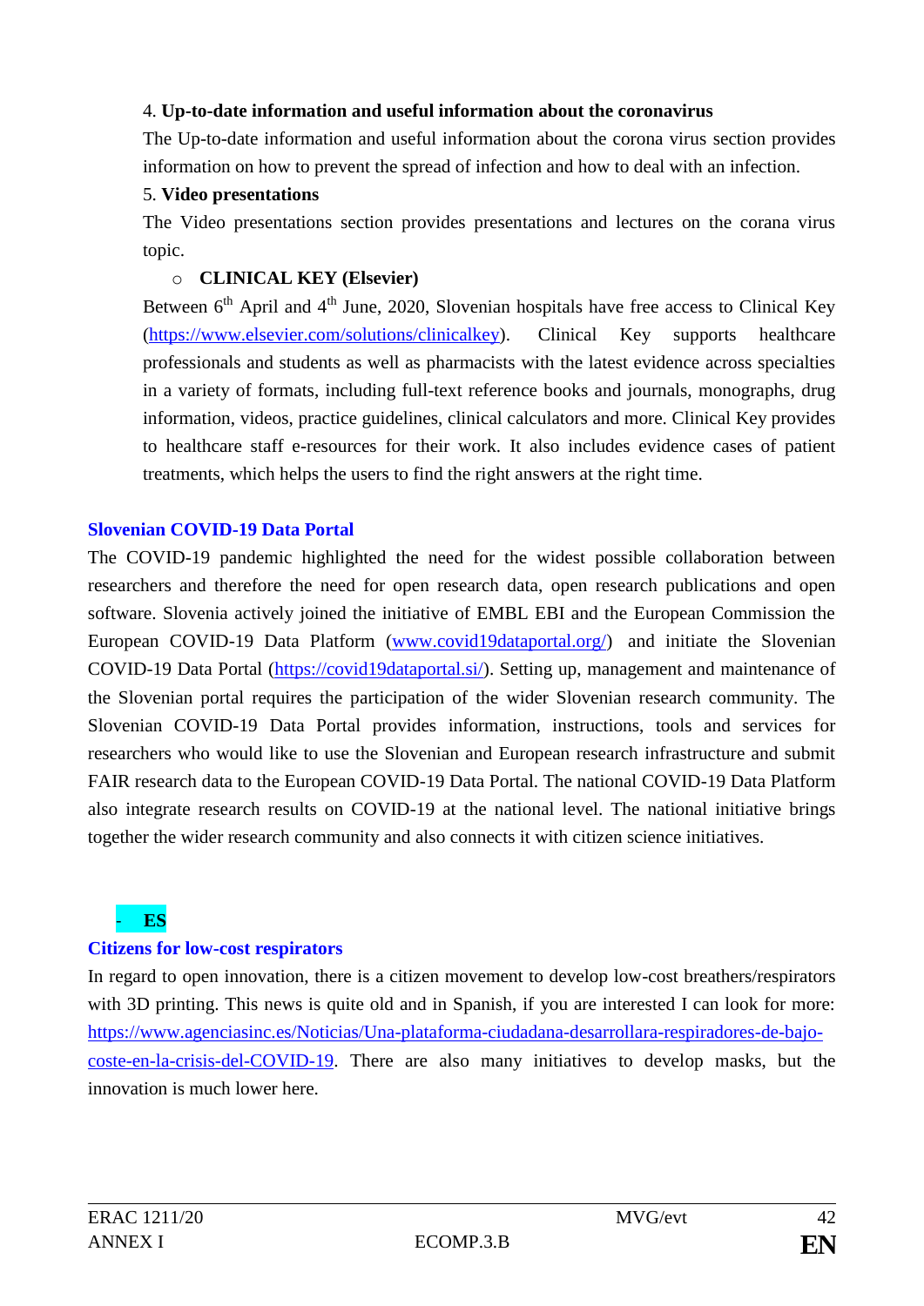4. **Up-to-date information and useful information about the coronavirus**

The Up-to-date information and useful information about the corona virus section provides information on how to prevent the spread of infection and how to deal with an infection.

5. **Video presentations**

The Video presentations section provides presentations and lectures on the corana virus topic.

- **CLINICAL KEY (Elsevier)**

Between 6th April and 4th June, 2020, Slovenian hospitals have free access to Clinical Key (https://www.elsevier.com/solutions/clinicalkey). Clinical Key supports healthcare professionals and students as well as pharmacists with the latest evidence across specialties in a variety of formats, including full-text reference books and journals, monographs, drug information, videos, practice guidelines, clinical calculators and more. Clinical Key provides to healthcare staff e-resources for their work. It also includes evidence cases of patient treatments, which helps the users to find the right answers at the right time.

**Slovenian COVID-19 Data Portal**

The COVID-19 pandemic highlighted the need for the widest possible collaboration between researchers and therefore the need for open research data, open research publications and open software. Slovenia actively joined the initiative of EMBL EBI and the European Commission the European COVID-19 Data Platform (www.covid19dataportal.org/) and initiate the Slovenian COVID-19 Data Portal (https://covid19dataportal.si/). Setting up, management and maintenance of the Slovenian portal requires the participation of the wider Slovenian research community. The Slovenian COVID-19 Data Portal provides information, instructions, tools and services for researchers who would like to use the Slovenian and European research infrastructure and submit FAIR research data to the European COVID-19 Data Portal. The national COVID-19 Data Platform also integrate research results on COVID-19 at the national level. The national initiative brings together the wider research community and also connects it with citizen science initiatives.

- **ES**

**Citizens for low-cost respirators**

In regard to open innovation, there is a citizen movement to develop low-cost breathers/respirators with 3D printing. This news is quite old and in Spanish, if you are interested I can look for more: https://www.agenciasinc.es/Noticias/Una-plataforma-ciudadana-desarrollara-respiradores-de-bajo-coste-en-la-crisis-del-COVID-19. There are also many initiatives to develop masks, but the innovation is much lower here.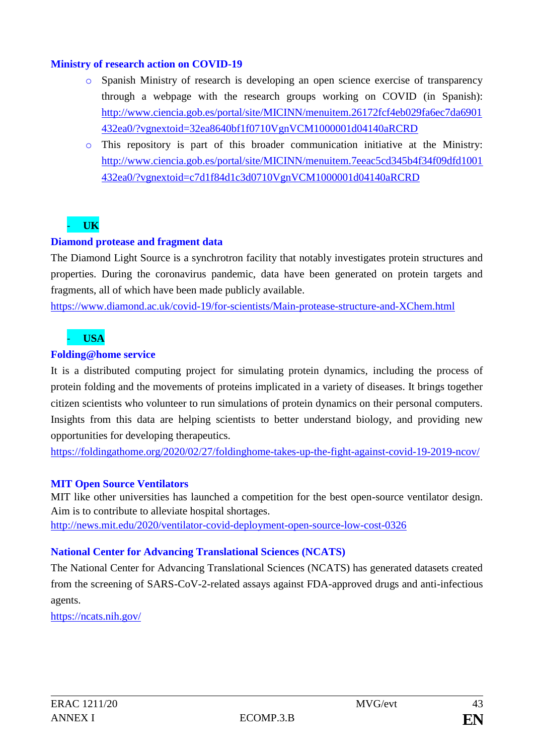**Ministry of research action on COVID-19**

- Spanish Ministry of research is developing an open science exercise of transparency through a webpage with the research groups working on COVID (in Spanish): http://www.ciencia.gob.es/portal/site/MICINN/menuitem.26172fcf4eb029fa6ec7da6901432ea0/?vgnextoid=32ea8640bf1f0710VgnVCM1000001d04140aRCRD
- This repository is part of this broader communication initiative at the Ministry: http://www.ciencia.gob.es/portal/site/MICINN/menuitem.7eeac5cd345b4f34f09dfd1001432ea0/?vgnextoid=c7d1f84d1c3d0710VgnVCM1000001d04140aRCRD

- **UK**

**Diamond protease and fragment data**

The Diamond Light Source is a synchrotron facility that notably investigates protein structures and properties. During the coronavirus pandemic, data have been generated on protein targets and fragments, all of which have been made publicly available.

https://www.diamond.ac.uk/covid-19/for-scientists/Main-protease-structure-and-XChem.html

- **USA**

**Folding@home service**

It is a distributed computing project for simulating protein dynamics, including the process of protein folding and the movements of proteins implicated in a variety of diseases. It brings together citizen scientists who volunteer to run simulations of protein dynamics on their personal computers. Insights from this data are helping scientists to better understand biology, and providing new opportunities for developing therapeutics.

https://foldingathome.org/2020/02/27/foldinghome-takes-up-the-fight-against-covid-19-2019-ncov/

**MIT Open Source Ventilators**

MIT like other universities has launched a competition for the best open-source ventilator design. Aim is to contribute to alleviate hospital shortages.

http://news.mit.edu/2020/ventilator-covid-deployment-open-source-low-cost-0326

**National Center for Advancing Translational Sciences (NCATS)**

The National Center for Advancing Translational Sciences (NCATS) has generated datasets created from the screening of SARS-CoV-2-related assays against FDA-approved drugs and anti-infectious agents.

https://ncats.nih.gov/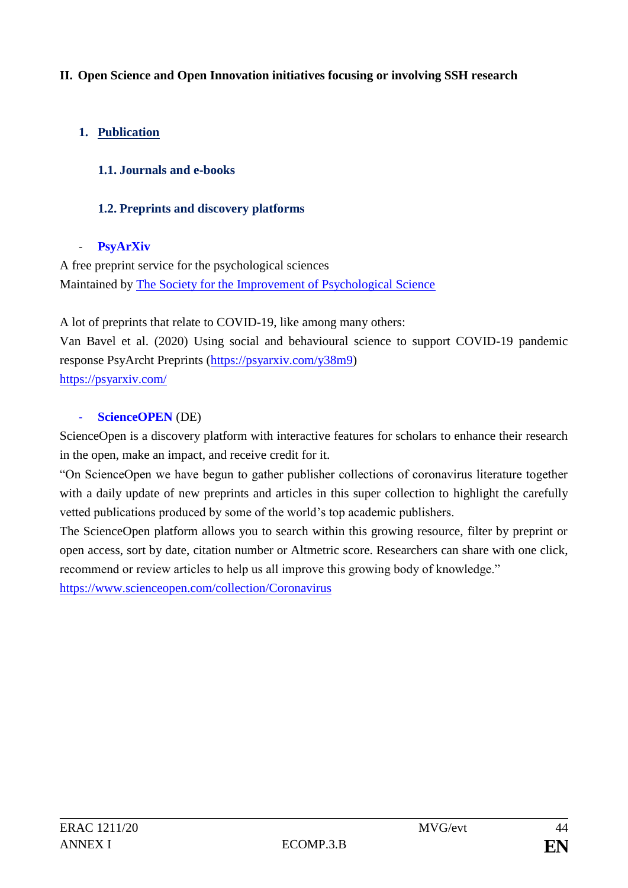## II. Open Science and Open Innovation initiatives focusing or involving SSH research

### 1. Publication

#### 1.1. Journals and e-books

#### 1.2. Preprints and discovery platforms

- **PsyArXiv**

A free preprint service for the psychological sciences
Maintained by [The Society for the Improvement of Psychological Science]

A lot of preprints that relate to COVID-19, like among many others:
Van Bavel et al. (2020) Using social and behavioural science to support COVID-19 pandemic response PsyArcht Preprints (https://psyarxiv.com/y38m9)
https://psyarxiv.com/

- **ScienceOPEN** (DE)

ScienceOpen is a discovery platform with interactive features for scholars to enhance their research in the open, make an impact, and receive credit for it.
"On ScienceOpen we have begun to gather publisher collections of coronavirus literature together with a daily update of new preprints and articles in this super collection to highlight the carefully vetted publications produced by some of the world's top academic publishers.
The ScienceOpen platform allows you to search within this growing resource, filter by preprint or open access, sort by date, citation number or Altmetric score. Researchers can share with one click, recommend or review articles to help us all improve this growing body of knowledge."
https://www.scienceopen.com/collection/Coronavirus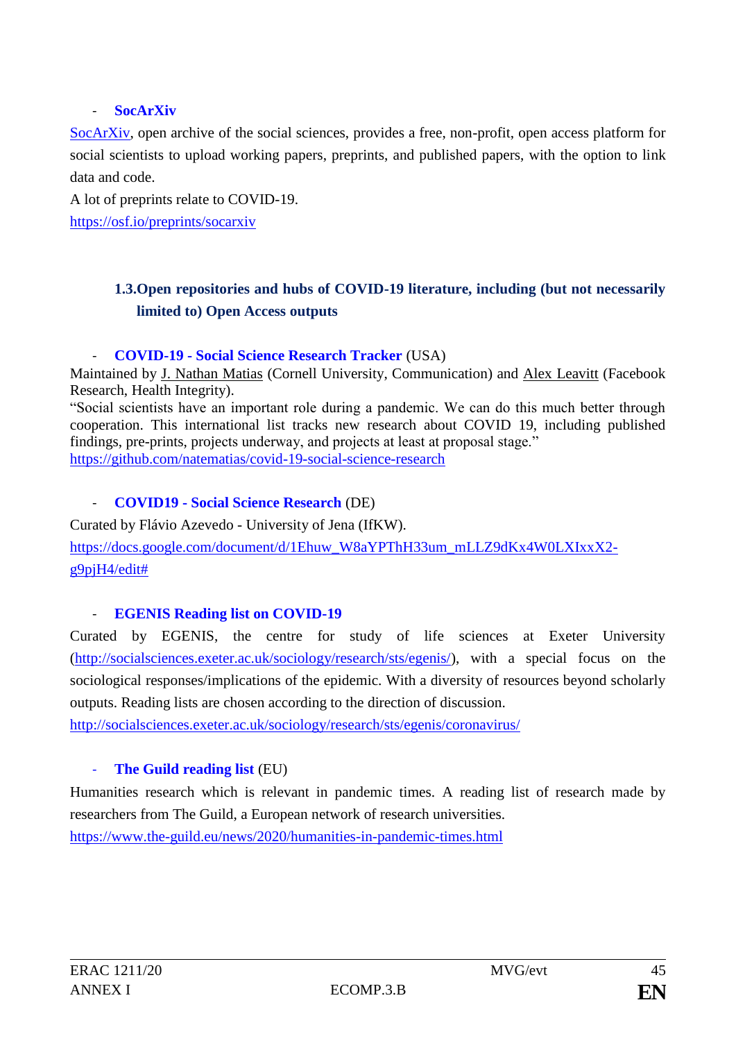- **SocArXiv**

SocArXiv, open archive of the social sciences, provides a free, non-profit, open access platform for social scientists to upload working papers, preprints, and published papers, with the option to link data and code.

A lot of preprints relate to COVID-19.

https://osf.io/preprints/socarxiv

### 1.3. Open repositories and hubs of COVID-19 literature, including (but not necessarily limited to) Open Access outputs

- **COVID-19 - Social Science Research Tracker** (USA)

Maintained by J. Nathan Matias (Cornell University, Communication) and Alex Leavitt (Facebook Research, Health Integrity).

"Social scientists have an important role during a pandemic. We can do this much better through cooperation. This international list tracks new research about COVID 19, including published findings, pre-prints, projects underway, and projects at least at proposal stage."

https://github.com/natematias/covid-19-social-science-research

- **COVID19 - Social Science Research** (DE)

Curated by Flávio Azevedo - University of Jena (IfKW).

https://docs.google.com/document/d/1Ehuw_W8aYPThH33um_mLLZ9dKx4W0LXIxxX2-g9pjH4/edit#

- **EGENIS Reading list on COVID-19**

Curated by EGENIS, the centre for study of life sciences at Exeter University (http://socialsciences.exeter.ac.uk/sociology/research/sts/egenis/), with a special focus on the sociological responses/implications of the epidemic. With a diversity of resources beyond scholarly outputs. Reading lists are chosen according to the direction of discussion.

http://socialsciences.exeter.ac.uk/sociology/research/sts/egenis/coronavirus/

- **The Guild reading list** (EU)

Humanities research which is relevant in pandemic times. A reading list of research made by researchers from The Guild, a European network of research universities.

https://www.the-guild.eu/news/2020/humanities-in-pandemic-times.html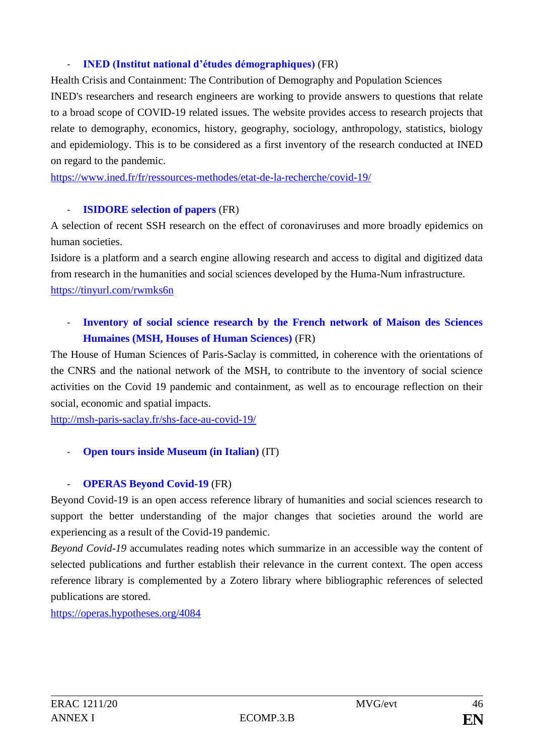- **INED (Institut national d'études démographiques)** (FR)

Health Crisis and Containment: The Contribution of Demography and Population Sciences

INED's researchers and research engineers are working to provide answers to questions that relate to a broad scope of COVID-19 related issues. The website provides access to research projects that relate to demography, economics, history, geography, sociology, anthropology, statistics, biology and epidemiology. This is to be considered as a first inventory of the research conducted at INED on regard to the pandemic.

https://www.ined.fr/fr/ressources-methodes/etat-de-la-recherche/covid-19/

- **ISIDORE selection of papers** (FR)

A selection of recent SSH research on the effect of coronaviruses and more broadly epidemics on human societies.

Isidore is a platform and a search engine allowing research and access to digital and digitized data from research in the humanities and social sciences developed by the Huma-Num infrastructure.

https://tinyurl.com/rwmks6n

- **Inventory of social science research by the French network of Maison des Sciences Humaines (MSH, Houses of Human Sciences)** (FR)

The House of Human Sciences of Paris-Saclay is committed, in coherence with the orientations of the CNRS and the national network of the MSH, to contribute to the inventory of social science activities on the Covid 19 pandemic and containment, as well as to encourage reflection on their social, economic and spatial impacts.

http://msh-paris-saclay.fr/shs-face-au-covid-19/

- **Open tours inside Museum (in Italian)** (IT)

- **OPERAS Beyond Covid-19** (FR)

Beyond Covid-19 is an open access reference library of humanities and social sciences research to support the better understanding of the major changes that societies around the world are experiencing as a result of the Covid-19 pandemic.

*Beyond Covid-19* accumulates reading notes which summarize in an accessible way the content of selected publications and further establish their relevance in the current context. The open access reference library is complemented by a Zotero library where bibliographic references of selected publications are stored.

https://operas.hypotheses.org/4084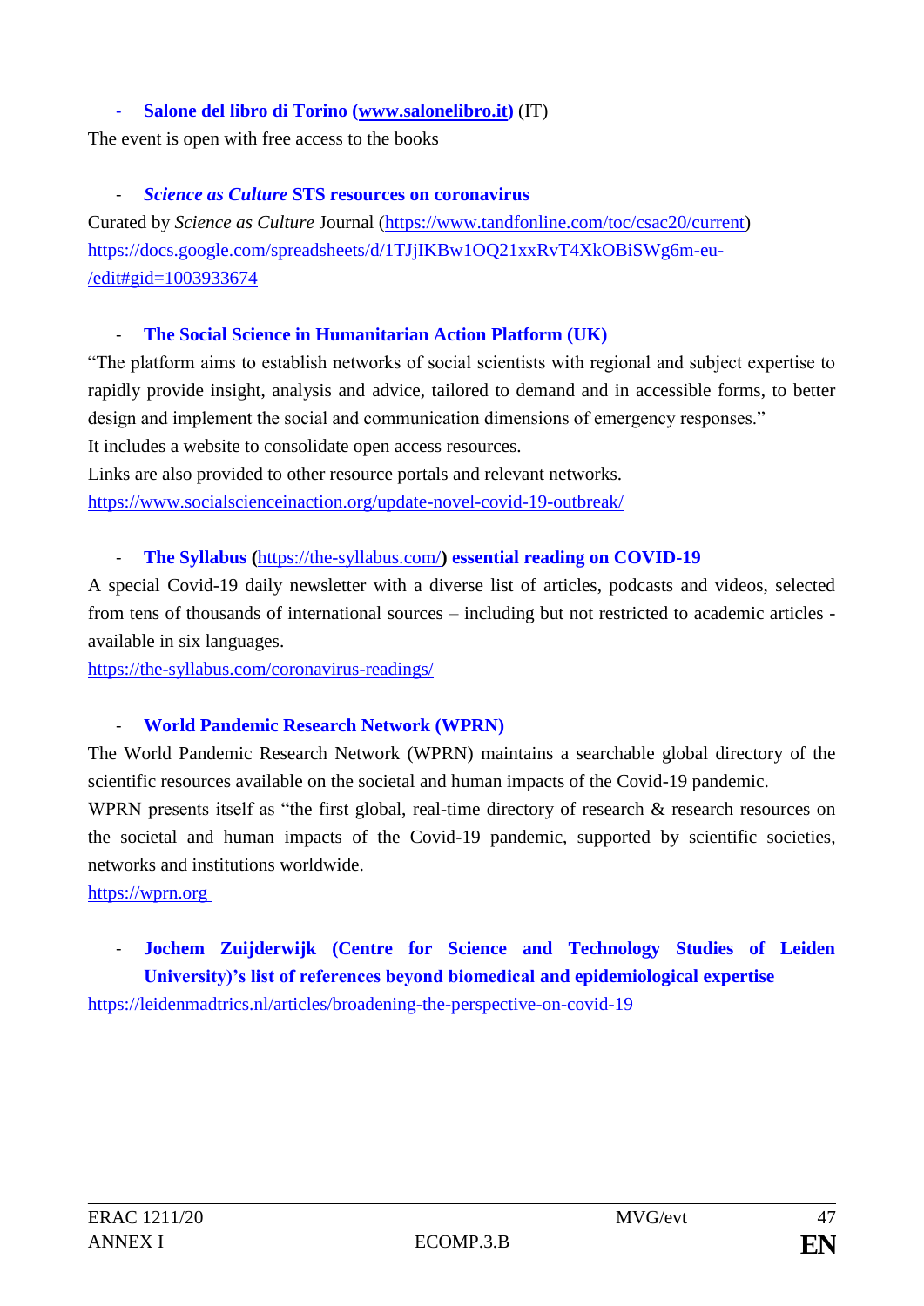- **Salone del libro di Torino (www.salonelibro.it)** (IT)

The event is open with free access to the books

- ***Science as Culture* STS resources on coronavirus**

Curated by *Science as Culture* Journal (https://www.tandfonline.com/toc/csac20/current)
https://docs.google.com/spreadsheets/d/1TJjIKBw1OQ21xxRvT4XkOBiSWg6m-eu-/edit#gid=1003933674

- **The Social Science in Humanitarian Action Platform (UK)**

"The platform aims to establish networks of social scientists with regional and subject expertise to rapidly provide insight, analysis and advice, tailored to demand and in accessible forms, to better design and implement the social and communication dimensions of emergency responses."
It includes a website to consolidate open access resources.
Links are also provided to other resource portals and relevant networks.
https://www.socialscienceinaction.org/update-novel-covid-19-outbreak/

- **The Syllabus (**https://the-syllabus.com/**) essential reading on COVID-19**

A special Covid-19 daily newsletter with a diverse list of articles, podcasts and videos, selected from tens of thousands of international sources – including but not restricted to academic articles - available in six languages.
https://the-syllabus.com/coronavirus-readings/

- **World Pandemic Research Network (WPRN)**

The World Pandemic Research Network (WPRN) maintains a searchable global directory of the scientific resources available on the societal and human impacts of the Covid-19 pandemic.
WPRN presents itself as "the first global, real-time directory of research & research resources on the societal and human impacts of the Covid-19 pandemic, supported by scientific societies, networks and institutions worldwide.
https://wprn.org

- **Jochem Zuijderwijk (Centre for Science and Technology Studies of Leiden University)'s list of references beyond biomedical and epidemiological expertise**

https://leidenmadtrics.nl/articles/broadening-the-perspective-on-covid-19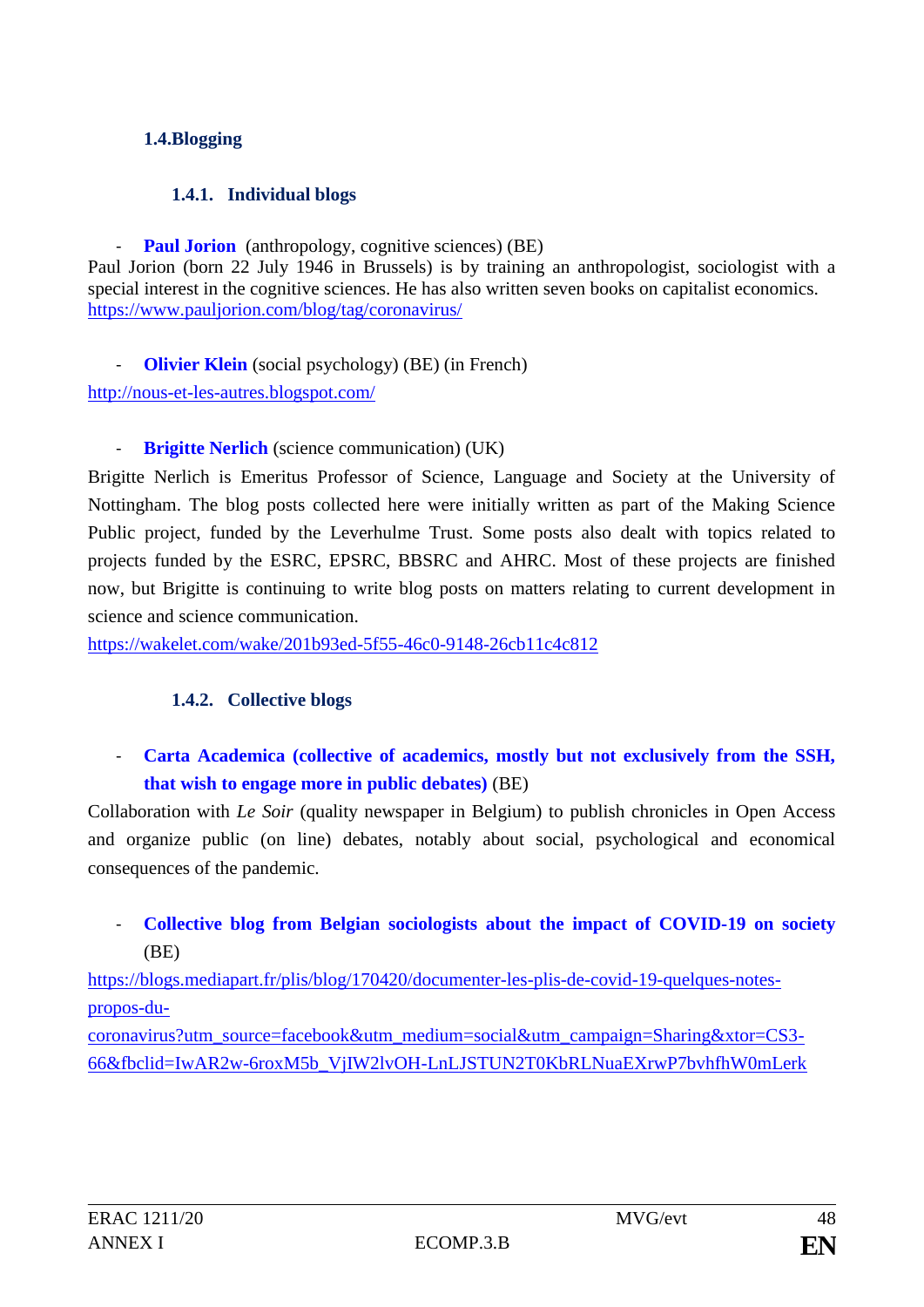### 1.4. Blogging

#### 1.4.1. Individual blogs

- **Paul Jorion** (anthropology, cognitive sciences) (BE)

Paul Jorion (born 22 July 1946 in Brussels) is by training an anthropologist, sociologist with a special interest in the cognitive sciences. He has also written seven books on capitalist economics.
https://www.pauljorion.com/blog/tag/coronavirus/

- **Olivier Klein** (social psychology) (BE) (in French)

http://nous-et-les-autres.blogspot.com/

- **Brigitte Nerlich** (science communication) (UK)

Brigitte Nerlich is Emeritus Professor of Science, Language and Society at the University of Nottingham. The blog posts collected here were initially written as part of the Making Science Public project, funded by the Leverhulme Trust. Some posts also dealt with topics related to projects funded by the ESRC, EPSRC, BBSRC and AHRC. Most of these projects are finished now, but Brigitte is continuing to write blog posts on matters relating to current development in science and science communication.
https://wakelet.com/wake/201b93ed-5f55-46c0-9148-26cb11c4c812

#### 1.4.2. Collective blogs

- **Carta Academica (collective of academics, mostly but not exclusively from the SSH, that wish to engage more in public debates)** (BE)

Collaboration with *Le Soir* (quality newspaper in Belgium) to publish chronicles in Open Access and organize public (on line) debates, notably about social, psychological and economical consequences of the pandemic.

- **Collective blog from Belgian sociologists about the impact of COVID-19 on society** (BE)

https://blogs.mediapart.fr/plis/blog/170420/documenter-les-plis-de-covid-19-quelques-notes-propos-du-coronavirus?utm_source=facebook&utm_medium=social&utm_campaign=Sharing&xtor=CS3-66&fbclid=IwAR2w-6roxM5b_VjIW2lvOH-LnLJSTUN2T0KbRLNuaEXrwP7bvhfhW0mLerk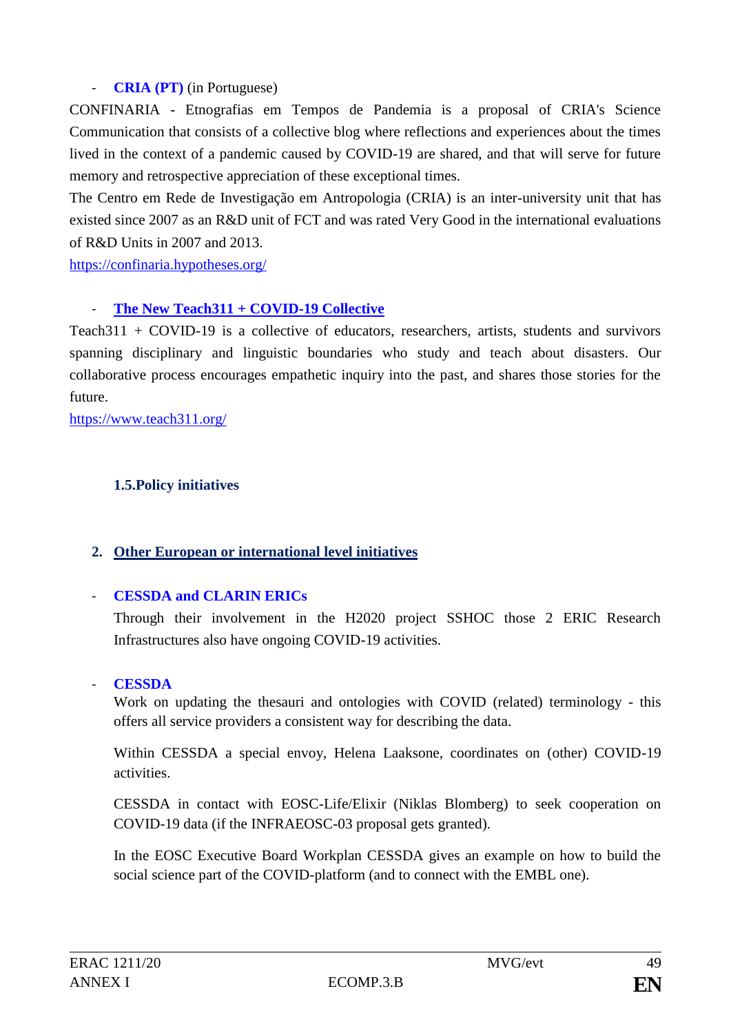- **CRIA (PT)** (in Portuguese)

CONFINARIA - Etnografias em Tempos de Pandemia is a proposal of CRIA's Science Communication that consists of a collective blog where reflections and experiences about the times lived in the context of a pandemic caused by COVID-19 are shared, and that will serve for future memory and retrospective appreciation of these exceptional times.

The Centro em Rede de Investigação em Antropologia (CRIA) is an inter-university unit that has existed since 2007 as an R&D unit of FCT and was rated Very Good in the international evaluations of R&D Units in 2007 and 2013.

https://confinaria.hypotheses.org/

- **The New Teach311 + COVID-19 Collective**

Teach311 + COVID-19 is a collective of educators, researchers, artists, students and survivors spanning disciplinary and linguistic boundaries who study and teach about disasters. Our collaborative process encourages empathetic inquiry into the past, and shares those stories for the future.

https://www.teach311.org/

### 1.5. Policy initiatives

## 2. Other European or international level initiatives

- **CESSDA and CLARIN ERICs**

  Through their involvement in the H2020 project SSHOC those 2 ERIC Research Infrastructures also have ongoing COVID-19 activities.

- **CESSDA**

  Work on updating the thesauri and ontologies with COVID (related) terminology - this offers all service providers a consistent way for describing the data.

  Within CESSDA a special envoy, Helena Laaksone, coordinates on (other) COVID-19 activities.

  CESSDA in contact with EOSC-Life/Elixir (Niklas Blomberg) to seek cooperation on COVID-19 data (if the INFRAEOSC-03 proposal gets granted).

  In the EOSC Executive Board Workplan CESSDA gives an example on how to build the social science part of the COVID-platform (and to connect with the EMBL one).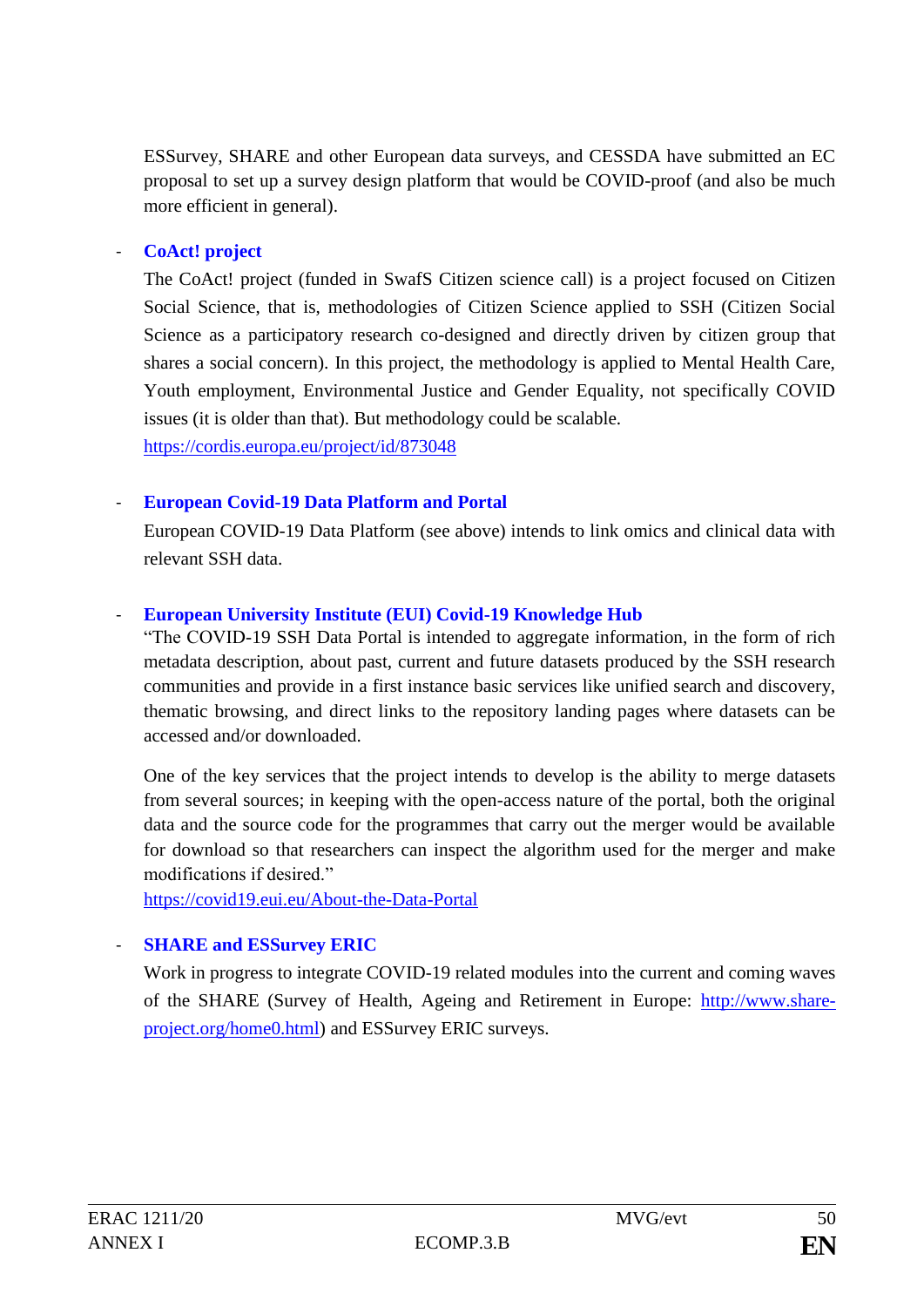ESSurvey, SHARE and other European data surveys, and CESSDA have submitted an EC proposal to set up a survey design platform that would be COVID-proof (and also be much more efficient in general).

- **CoAct! project**

  The CoAct! project (funded in SwafS Citizen science call) is a project focused on Citizen Social Science, that is, methodologies of Citizen Science applied to SSH (Citizen Social Science as a participatory research co-designed and directly driven by citizen group that shares a social concern). In this project, the methodology is applied to Mental Health Care, Youth employment, Environmental Justice and Gender Equality, not specifically COVID issues (it is older than that). But methodology could be scalable.
  https://cordis.europa.eu/project/id/873048

- **European Covid-19 Data Platform and Portal**

  European COVID-19 Data Platform (see above) intends to link omics and clinical data with relevant SSH data.

- **European University Institute (EUI) Covid-19 Knowledge Hub**

  "The COVID-19 SSH Data Portal is intended to aggregate information, in the form of rich metadata description, about past, current and future datasets produced by the SSH research communities and provide in a first instance basic services like unified search and discovery, thematic browsing, and direct links to the repository landing pages where datasets can be accessed and/or downloaded.

  One of the key services that the project intends to develop is the ability to merge datasets from several sources; in keeping with the open-access nature of the portal, both the original data and the source code for the programmes that carry out the merger would be available for download so that researchers can inspect the algorithm used for the merger and make modifications if desired."
  https://covid19.eui.eu/About-the-Data-Portal

- **SHARE and ESSurvey ERIC**

  Work in progress to integrate COVID-19 related modules into the current and coming waves of the SHARE (Survey of Health, Ageing and Retirement in Europe: http://www.share-project.org/home0.html) and ESSurvey ERIC surveys.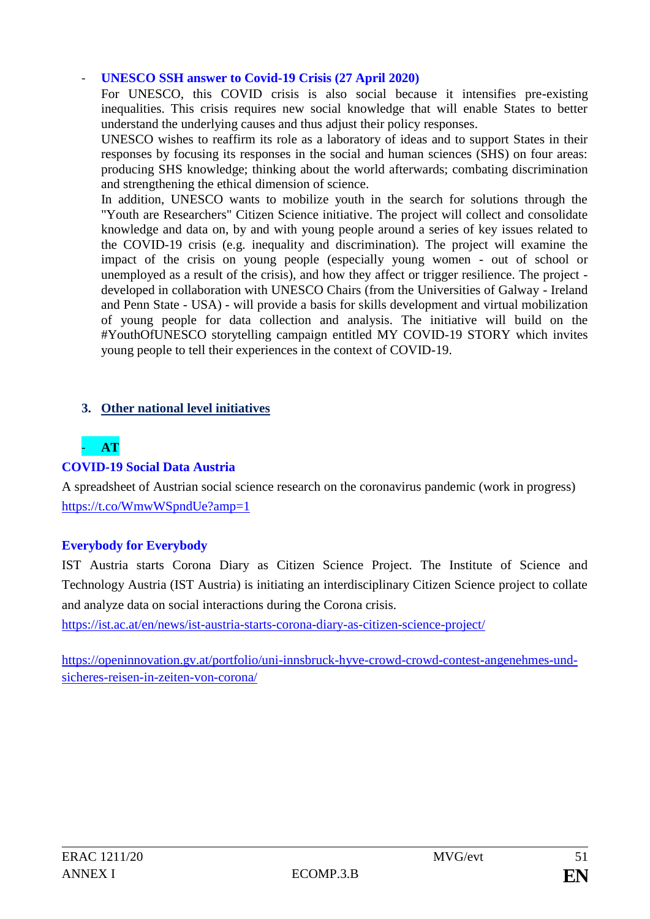- **UNESCO SSH answer to Covid-19 Crisis (27 April 2020)**

  For UNESCO, this COVID crisis is also social because it intensifies pre-existing inequalities. This crisis requires new social knowledge that will enable States to better understand the underlying causes and thus adjust their policy responses.

  UNESCO wishes to reaffirm its role as a laboratory of ideas and to support States in their responses by focusing its responses in the social and human sciences (SHS) on four areas: producing SHS knowledge; thinking about the world afterwards; combating discrimination and strengthening the ethical dimension of science.

  In addition, UNESCO wants to mobilize youth in the search for solutions through the "Youth are Researchers" Citizen Science initiative. The project will collect and consolidate knowledge and data on, by and with young people around a series of key issues related to the COVID-19 crisis (e.g. inequality and discrimination). The project will examine the impact of the crisis on young people (especially young women - out of school or unemployed as a result of the crisis), and how they affect or trigger resilience. The project - developed in collaboration with UNESCO Chairs (from the Universities of Galway - Ireland and Penn State - USA) - will provide a basis for skills development and virtual mobilization of young people for data collection and analysis. The initiative will build on the #YouthOfUNESCO storytelling campaign entitled MY COVID-19 STORY which invites young people to tell their experiences in the context of COVID-19.

## 3. Other national level initiatives

- **AT**

**COVID-19 Social Data Austria**

A spreadsheet of Austrian social science research on the coronavirus pandemic (work in progress)
https://t.co/WmwWSpndUe?amp=1

**Everybody for Everybody**

IST Austria starts Corona Diary as Citizen Science Project. The Institute of Science and Technology Austria (IST Austria) is initiating an interdisciplinary Citizen Science project to collate and analyze data on social interactions during the Corona crisis.
https://ist.ac.at/en/news/ist-austria-starts-corona-diary-as-citizen-science-project/

https://openinnovation.gv.at/portfolio/uni-innsbruck-hyve-crowd-crowd-contest-angenehmes-und-sicheres-reisen-in-zeiten-von-corona/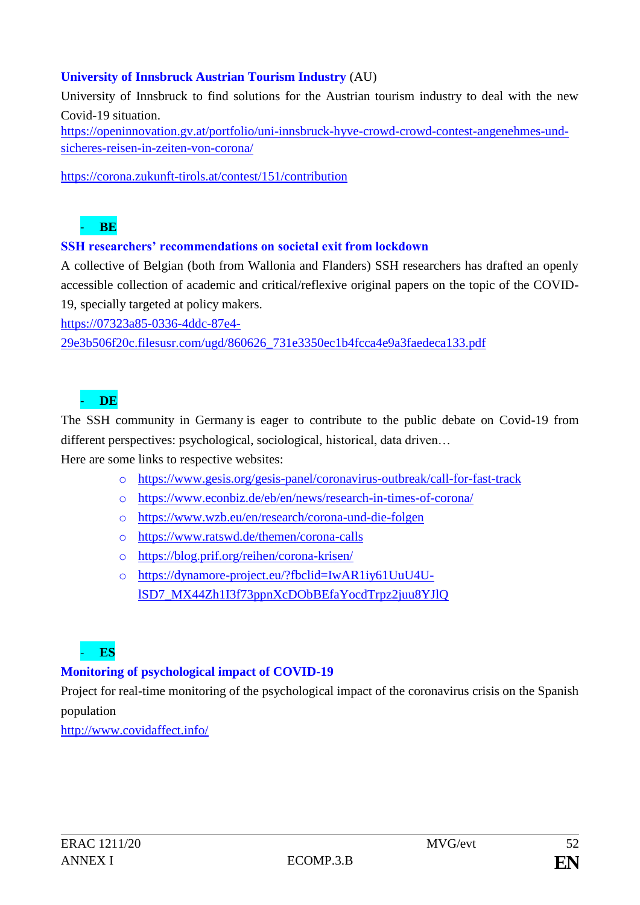**University of Innsbruck Austrian Tourism Industry** (AU)

University of Innsbruck to find solutions for the Austrian tourism industry to deal with the new Covid-19 situation.

https://openinnovation.gv.at/portfolio/uni-innsbruck-hyve-crowd-crowd-contest-angenehmes-und-sicheres-reisen-in-zeiten-von-corona/

https://corona.zukunft-tirols.at/contest/151/contribution

- **BE**

**SSH researchers' recommendations on societal exit from lockdown**

A collective of Belgian (both from Wallonia and Flanders) SSH researchers has drafted an openly accessible collection of academic and critical/reflexive original papers on the topic of the COVID-19, specially targeted at policy makers.

https://07323a85-0336-4ddc-87e4-29e3b506f20c.filesusr.com/ugd/860626_731e3350ec1b4fcca4e9a3faedeca133.pdf

- **DE**

The SSH community in Germany is eager to contribute to the public debate on Covid-19 from different perspectives: psychological, sociological, historical, data driven…

Here are some links to respective websites:

- https://www.gesis.org/gesis-panel/coronavirus-outbreak/call-for-fast-track
- https://www.econbiz.de/eb/en/news/research-in-times-of-corona/
- https://www.wzb.eu/en/research/corona-und-die-folgen
- https://www.ratswd.de/themen/corona-calls
- https://blog.prif.org/reihen/corona-krisen/
- https://dynamore-project.eu/?fbclid=IwAR1iy61UuU4U-lSD7_MX44Zh1I3f73ppnXcDObBEfaYocdTrpz2juu8YJlQ

- **ES**

**Monitoring of psychological impact of COVID-19**

Project for real-time monitoring of the psychological impact of the coronavirus crisis on the Spanish population

http://www.covidaffect.info/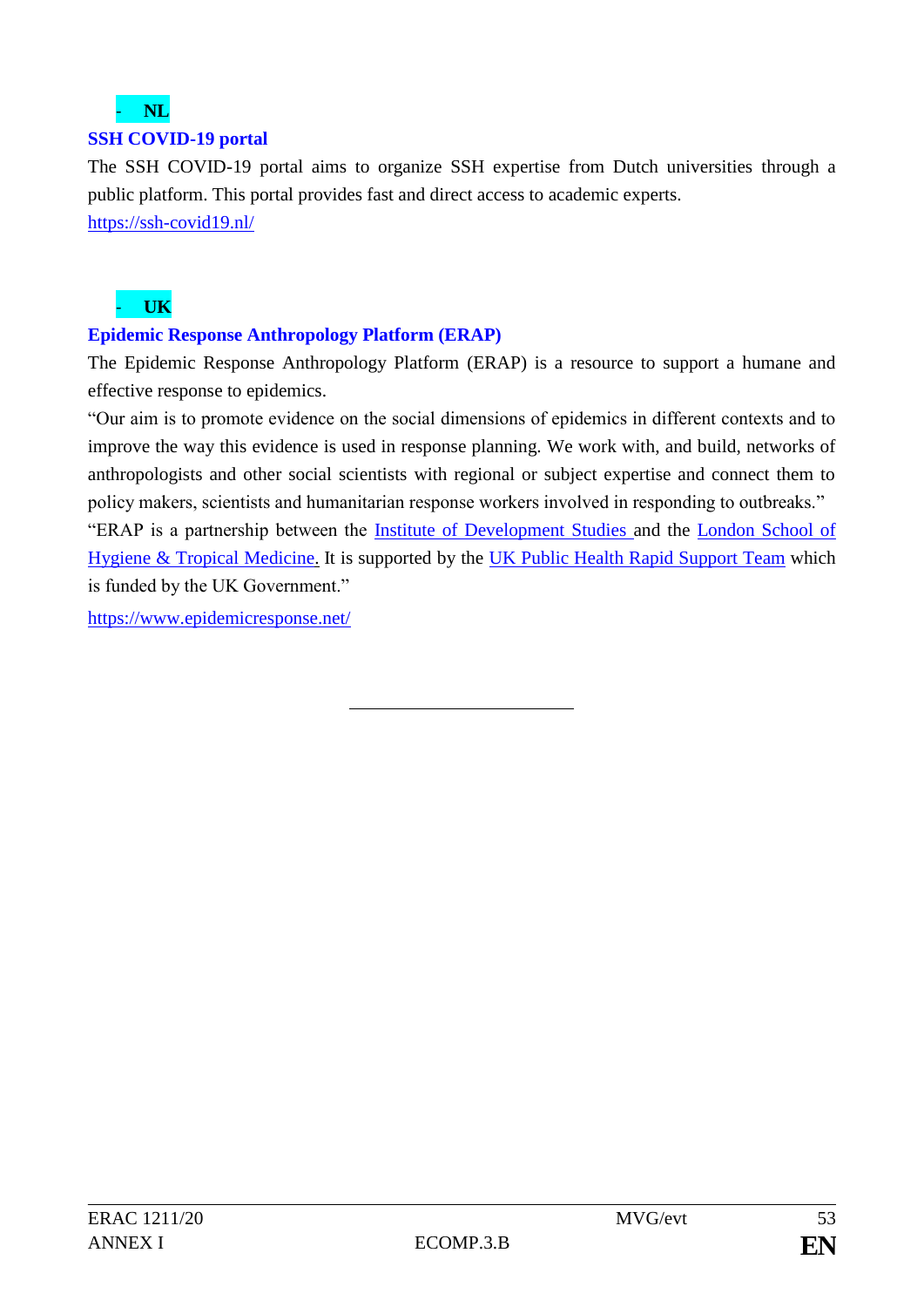- **NL**

**SSH COVID-19 portal**

The SSH COVID-19 portal aims to organize SSH expertise from Dutch universities through a public platform. This portal provides fast and direct access to academic experts.

https://ssh-covid19.nl/

- **UK**

**Epidemic Response Anthropology Platform (ERAP)**

The Epidemic Response Anthropology Platform (ERAP) is a resource to support a humane and effective response to epidemics.

"Our aim is to promote evidence on the social dimensions of epidemics in different contexts and to improve the way this evidence is used in response planning. We work with, and build, networks of anthropologists and other social scientists with regional or subject expertise and connect them to policy makers, scientists and humanitarian response workers involved in responding to outbreaks."

"ERAP is a partnership between the Institute of Development Studies and the London School of Hygiene & Tropical Medicine. It is supported by the UK Public Health Rapid Support Team which is funded by the UK Government."

https://www.epidemicresponse.net/

---